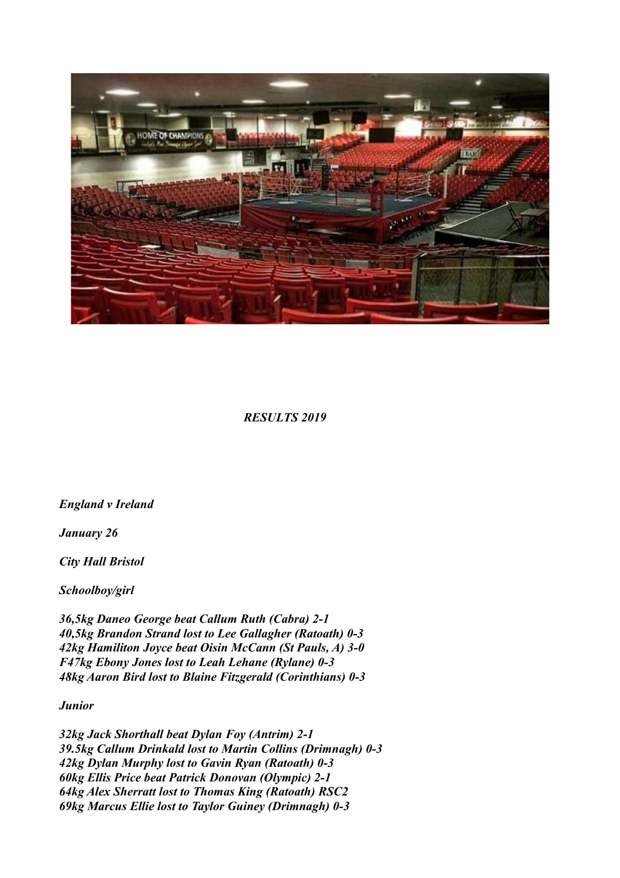*RESULTS 2019*

***England v Ireland***

***January 26***

***City Hall Bristol***

***Schoolboy/girl***

***36,5kg Daneo George beat Callum Ruth (Cabra) 2-1***
***40,5kg Brandon Strand lost to Lee Gallagher (Ratoath) 0-3***
***42kg Hamiliton Joyce beat Oisin McCann (St Pauls, A) 3-0***
***F47kg Ebony Jones lost to Leah Lehane (Rylane) 0-3***
***48kg Aaron Bird lost to Blaine Fitzgerald (Corinthians) 0-3***

***Junior***

***32kg Jack Shorthall beat Dylan Foy (Antrim) 2-1***
***39.5kg Callum Drinkald lost to Martin Collins (Drimnagh) 0-3***
***42kg Dylan Murphy lost to Gavin Ryan (Ratoath) 0-3***
***60kg Ellis Price beat Patrick Donovan (Olympic) 2-1***
***64kg Alex Sherratt lost to Thomas King (Ratoath) RSC2***
***69kg Marcus Ellie lost to Taylor Guiney (Drimnagh) 0-3***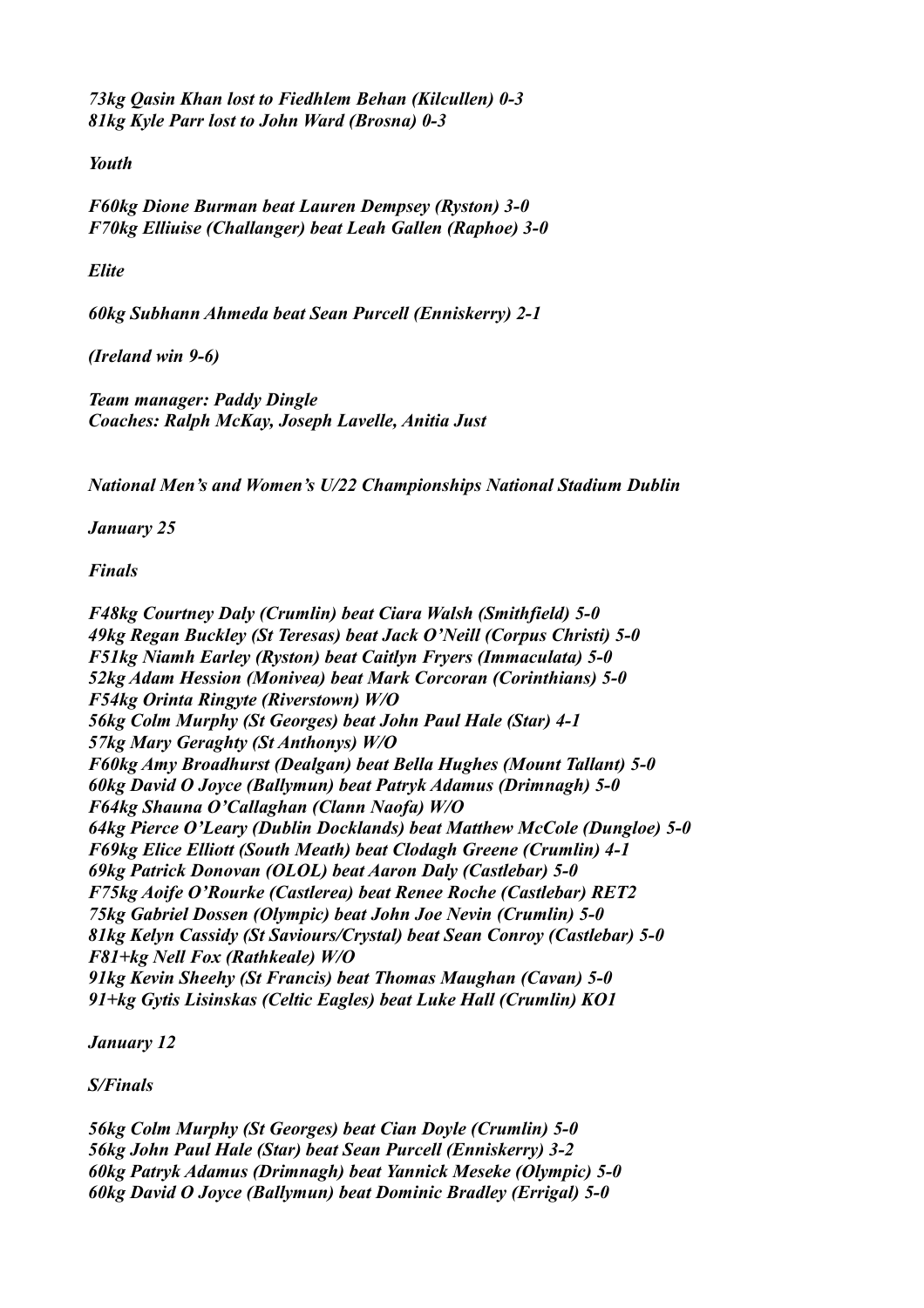*73kg Qasin Khan lost to Fiedhlem Behan (Kilcullen) 0-3*
*81kg Kyle Parr lost to John Ward (Brosna) 0-3*

*Youth*

*F60kg Dione Burman beat Lauren Dempsey (Ryston) 3-0*
*F70kg Elliuise (Challanger) beat Leah Gallen (Raphoe) 3-0*

*Elite*

*60kg Subhann Ahmeda beat Sean Purcell (Enniskerry) 2-1*

*(Ireland win 9-6)*

*Team manager: Paddy Dingle*
*Coaches: Ralph McKay, Joseph Lavelle, Anitia Just*

*National Men's and Women's U/22 Championships National Stadium Dublin*

*January 25*

*Finals*

*F48kg Courtney Daly (Crumlin) beat Ciara Walsh (Smithfield) 5-0*
*49kg Regan Buckley (St Teresas) beat Jack O'Neill (Corpus Christi) 5-0*
*F51kg Niamh Earley (Ryston) beat Caitlyn Fryers (Immaculata) 5-0*
*52kg Adam Hession (Monivea) beat Mark Corcoran (Corinthians) 5-0*
*F54kg Orinta Ringyte (Riverstown) W/O*
*56kg Colm Murphy (St Georges) beat John Paul Hale (Star) 4-1*
*57kg Mary Geraghty (St Anthonys) W/O*
*F60kg Amy Broadhurst (Dealgan) beat Bella Hughes (Mount Tallant) 5-0*
*60kg David O Joyce (Ballymun) beat Patryk Adamus (Drimnagh) 5-0*
*F64kg Shauna O'Callaghan (Clann Naofa) W/O*
*64kg Pierce O'Leary (Dublin Docklands) beat Matthew McCole (Dungloe) 5-0*
*F69kg Elice Elliott (South Meath) beat Clodagh Greene (Crumlin) 4-1*
*69kg Patrick Donovan (OLOL) beat Aaron Daly (Castlebar) 5-0*
*F75kg Aoife O'Rourke (Castlerea) beat Renee Roche (Castlebar) RET2*
*75kg Gabriel Dossen (Olympic) beat John Joe Nevin (Crumlin) 5-0*
*81kg Kelyn Cassidy (St Saviours/Crystal) beat Sean Conroy (Castlebar) 5-0*
*F81+kg Nell Fox (Rathkeale) W/O*
*91kg Kevin Sheehy (St Francis) beat Thomas Maughan (Cavan) 5-0*
*91+kg Gytis Lisinskas (Celtic Eagles) beat Luke Hall (Crumlin) KO1*

*January 12*

*S/Finals*

*56kg Colm Murphy (St Georges) beat Cian Doyle (Crumlin) 5-0*
*56kg John Paul Hale (Star) beat Sean Purcell (Enniskerry) 3-2*
*60kg Patryk Adamus (Drimnagh) beat Yannick Meseke (Olympic) 5-0*
*60kg David O Joyce (Ballymun) beat Dominic Bradley (Errigal) 5-0*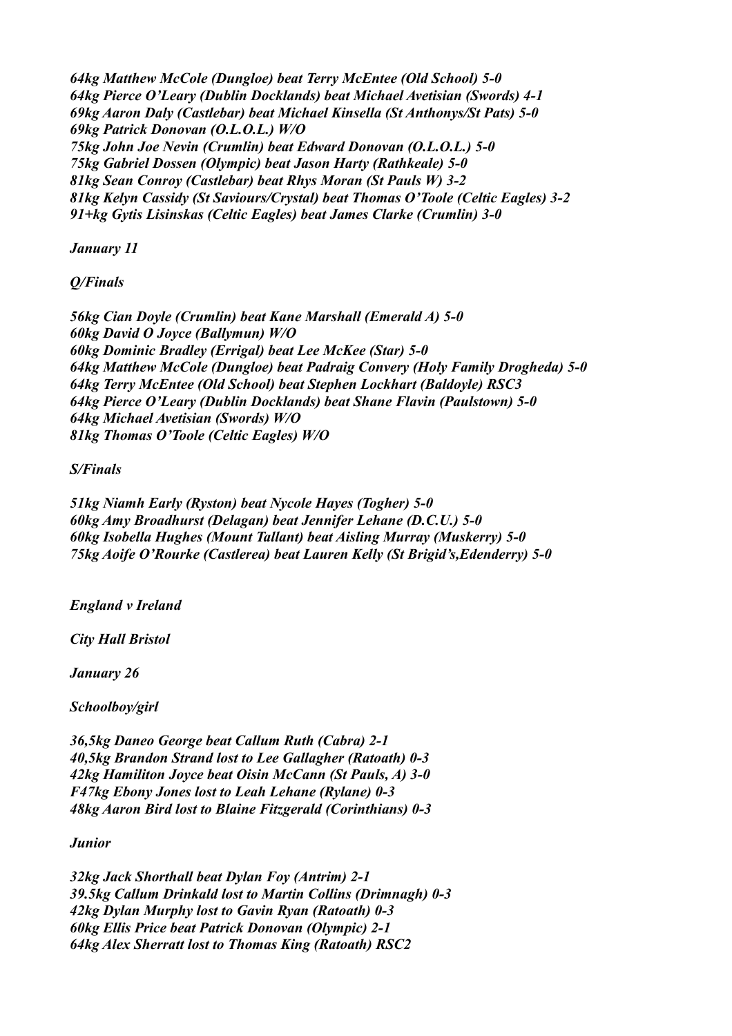*64kg Matthew McCole (Dungloe) beat Terry McEntee (Old School) 5-0*
*64kg Pierce O'Leary (Dublin Docklands) beat Michael Avetisian (Swords) 4-1*
*69kg Aaron Daly (Castlebar) beat Michael Kinsella (St Anthonys/St Pats) 5-0*
*69kg Patrick Donovan (O.L.O.L.) W/O*
*75kg John Joe Nevin (Crumlin) beat Edward Donovan (O.L.O.L.) 5-0*
*75kg Gabriel Dossen (Olympic) beat Jason Harty (Rathkeale) 5-0*
*81kg Sean Conroy (Castlebar) beat Rhys Moran (St Pauls W) 3-2*
*81kg Kelyn Cassidy (St Saviours/Crystal) beat Thomas O'Toole (Celtic Eagles) 3-2*
*91+kg Gytis Lisinskas (Celtic Eagles) beat James Clarke (Crumlin) 3-0*

*January 11*

*Q/Finals*

*56kg Cian Doyle (Crumlin) beat Kane Marshall (Emerald A) 5-0*
*60kg David O Joyce (Ballymun) W/O*
*60kg Dominic Bradley (Errigal) beat Lee McKee (Star) 5-0*
*64kg Matthew McCole (Dungloe) beat Padraig Convery (Holy Family Drogheda) 5-0*
*64kg Terry McEntee (Old School) beat Stephen Lockhart (Baldoyle) RSC3*
*64kg Pierce O'Leary (Dublin Docklands) beat Shane Flavin (Paulstown) 5-0*
*64kg Michael Avetisian (Swords) W/O*
*81kg Thomas O'Toole (Celtic Eagles) W/O*

*S/Finals*

*51kg Niamh Early (Ryston) beat Nycole Hayes (Togher) 5-0*
*60kg Amy Broadhurst (Delagan) beat Jennifer Lehane (D.C.U.) 5-0*
*60kg Isobella Hughes (Mount Tallant) beat Aisling Murray (Muskerry) 5-0*
*75kg Aoife O'Rourke (Castlerea) beat Lauren Kelly (St Brigid's,Edenderry) 5-0*

*England v Ireland*

*City Hall Bristol*

*January 26*

*Schoolboy/girl*

*36,5kg Daneo George beat Callum Ruth (Cabra) 2-1*
*40,5kg Brandon Strand lost to Lee Gallagher (Ratoath) 0-3*
*42kg Hamiliton Joyce beat Oisin McCann (St Pauls, A) 3-0*
*F47kg Ebony Jones lost to Leah Lehane (Rylane) 0-3*
*48kg Aaron Bird lost to Blaine Fitzgerald (Corinthians) 0-3*

*Junior*

*32kg Jack Shorthall beat Dylan Foy (Antrim) 2-1*
*39.5kg Callum Drinkald lost to Martin Collins (Drimnagh) 0-3*
*42kg Dylan Murphy lost to Gavin Ryan (Ratoath) 0-3*
*60kg Ellis Price beat Patrick Donovan (Olympic) 2-1*
*64kg Alex Sherratt lost to Thomas King (Ratoath) RSC2*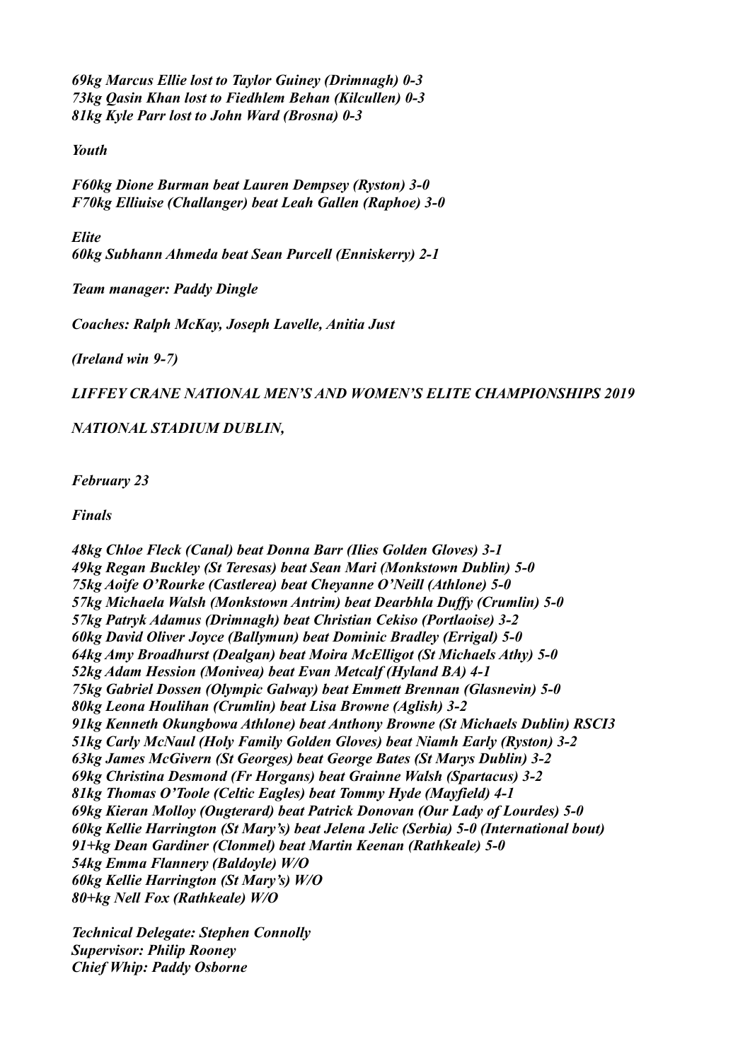*69kg Marcus Ellie lost to Taylor Guiney (Drimnagh) 0-3*
*73kg Qasin Khan lost to Fiedhlem Behan (Kilcullen) 0-3*
*81kg Kyle Parr lost to John Ward (Brosna) 0-3*

*Youth*

*F60kg Dione Burman beat Lauren Dempsey (Ryston) 3-0*
*F70kg Elliuise (Challanger) beat Leah Gallen (Raphoe) 3-0*

*Elite*
*60kg Subhann Ahmeda beat Sean Purcell (Enniskerry) 2-1*

*Team manager: Paddy Dingle*

*Coaches: Ralph McKay, Joseph Lavelle, Anitia Just*

*(Ireland win 9-7)*

*LIFFEY CRANE NATIONAL MEN'S AND WOMEN'S ELITE CHAMPIONSHIPS 2019*

*NATIONAL STADIUM DUBLIN,*

*February 23*

*Finals*

*48kg Chloe Fleck (Canal) beat Donna Barr (Ilies Golden Gloves) 3-1*
*49kg Regan Buckley (St Teresas) beat Sean Mari (Monkstown Dublin) 5-0*
*75kg Aoife O'Rourke (Castlerea) beat Cheyanne O'Neill (Athlone) 5-0*
*57kg Michaela Walsh (Monkstown Antrim) beat Dearbhla Duffy (Crumlin) 5-0*
*57kg Patryk Adamus (Drimnagh) beat Christian Cekiso (Portlaoise) 3-2*
*60kg David Oliver Joyce (Ballymun) beat Dominic Bradley (Errigal) 5-0*
*64kg Amy Broadhurst (Dealgan) beat Moira McElligot (St Michaels Athy) 5-0*
*52kg Adam Hession (Monivea) beat Evan Metcalf (Hyland BA) 4-1*
*75kg Gabriel Dossen (Olympic Galway) beat Emmett Brennan (Glasnevin) 5-0*
*80kg Leona Houlihan (Crumlin) beat Lisa Browne (Aglish) 3-2*
*91kg Kenneth Okungbowa Athlone) beat Anthony Browne (St Michaels Dublin) RSCI3*
*51kg Carly McNaul (Holy Family Golden Gloves) beat Niamh Early (Ryston) 3-2*
*63kg James McGivern (St Georges) beat George Bates (St Marys Dublin) 3-2*
*69kg Christina Desmond (Fr Horgans) beat Grainne Walsh (Spartacus) 3-2*
*81kg Thomas O'Toole (Celtic Eagles) beat Tommy Hyde (Mayfield) 4-1*
*69kg Kieran Molloy (Ougterard) beat Patrick Donovan (Our Lady of Lourdes) 5-0*
*60kg Kellie Harrington (St Mary's) beat Jelena Jelic (Serbia) 5-0 (International bout)*
*91+kg Dean Gardiner (Clonmel) beat Martin Keenan (Rathkeale) 5-0*
*54kg Emma Flannery (Baldoyle) W/O*
*60kg Kellie Harrington (St Mary's) W/O*
*80+kg Nell Fox (Rathkeale) W/O*

*Technical Delegate: Stephen Connolly*
*Supervisor: Philip Rooney*
*Chief Whip: Paddy Osborne*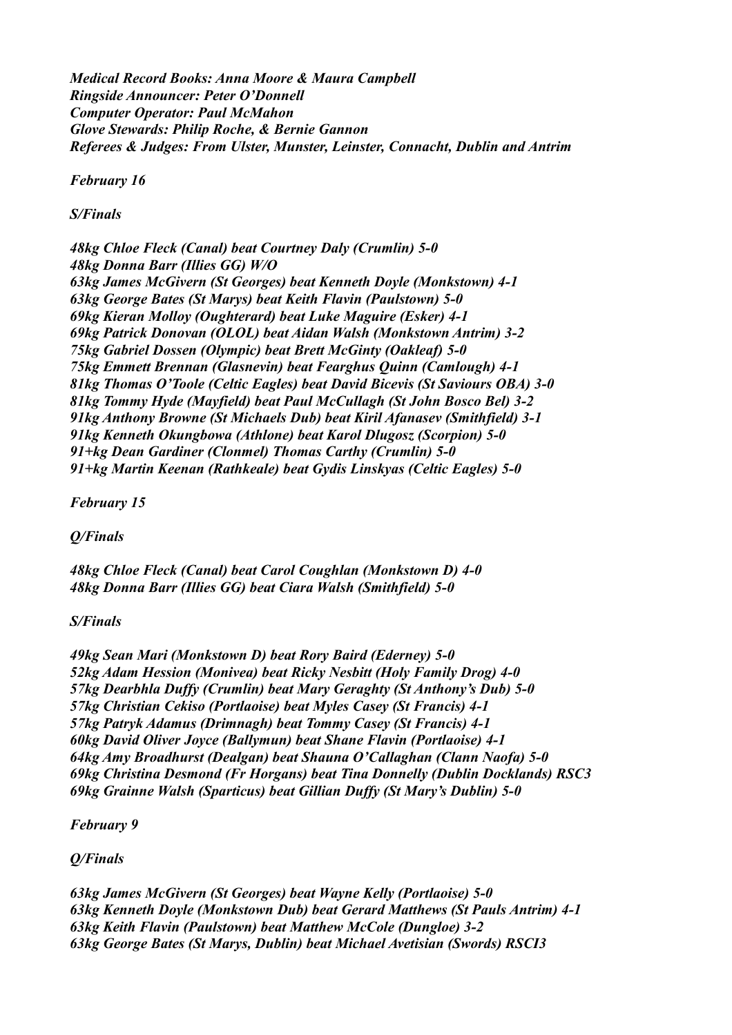*Medical Record Books: Anna Moore & Maura Campbell*
*Ringside Announcer: Peter O'Donnell*
*Computer Operator: Paul McMahon*
*Glove Stewards: Philip Roche, & Bernie Gannon*
*Referees & Judges: From Ulster, Munster, Leinster, Connacht, Dublin and Antrim*

*February 16*

*S/Finals*

*48kg Chloe Fleck (Canal) beat Courtney Daly (Crumlin) 5-0*
*48kg Donna Barr (Illies GG) W/O*
*63kg James McGivern (St Georges) beat Kenneth Doyle (Monkstown) 4-1*
*63kg George Bates (St Marys) beat Keith Flavin (Paulstown) 5-0*
*69kg Kieran Molloy (Oughterard) beat Luke Maguire (Esker) 4-1*
*69kg Patrick Donovan (OLOL) beat Aidan Walsh (Monkstown Antrim) 3-2*
*75kg Gabriel Dossen (Olympic) beat Brett McGinty (Oakleaf) 5-0*
*75kg Emmett Brennan (Glasnevin) beat Fearghus Quinn (Camlough) 4-1*
*81kg Thomas O'Toole (Celtic Eagles) beat David Bicevis (St Saviours OBA) 3-0*
*81kg Tommy Hyde (Mayfield) beat Paul McCullagh (St John Bosco Bel) 3-2*
*91kg Anthony Browne (St Michaels Dub) beat Kiril Afanasev (Smithfield) 3-1*
*91kg Kenneth Okungbowa (Athlone) beat Karol Dlugosz (Scorpion) 5-0*
*91+kg Dean Gardiner (Clonmel) Thomas Carthy (Crumlin) 5-0*
*91+kg Martin Keenan (Rathkeale) beat Gydis Linskyas (Celtic Eagles) 5-0*

*February 15*

*Q/Finals*

*48kg Chloe Fleck (Canal) beat Carol Coughlan (Monkstown D) 4-0*
*48kg Donna Barr (Illies GG) beat Ciara Walsh (Smithfield) 5-0*

*S/Finals*

*49kg Sean Mari (Monkstown D) beat Rory Baird (Ederney) 5-0*
*52kg Adam Hession (Monivea) beat Ricky Nesbitt (Holy Family Drog) 4-0*
*57kg Dearbhla Duffy (Crumlin) beat Mary Geraghty (St Anthony's Dub) 5-0*
*57kg Christian Cekiso (Portlaoise) beat Myles Casey (St Francis) 4-1*
*57kg Patryk Adamus (Drimnagh) beat Tommy Casey (St Francis) 4-1*
*60kg David Oliver Joyce (Ballymun) beat Shane Flavin (Portlaoise) 4-1*
*64kg Amy Broadhurst (Dealgan) beat Shauna O'Callaghan (Clann Naofa) 5-0*
*69kg Christina Desmond (Fr Horgans) beat Tina Donnelly (Dublin Docklands) RSC3*
*69kg Grainne Walsh (Sparticus) beat Gillian Duffy (St Mary's Dublin) 5-0*

*February 9*

*Q/Finals*

*63kg James McGivern (St Georges) beat Wayne Kelly (Portlaoise) 5-0*
*63kg Kenneth Doyle (Monkstown Dub) beat Gerard Matthews (St Pauls Antrim) 4-1*
*63kg Keith Flavin (Paulstown) beat Matthew McCole (Dungloe) 3-2*
*63kg George Bates (St Marys, Dublin) beat Michael Avetisian (Swords) RSCI3*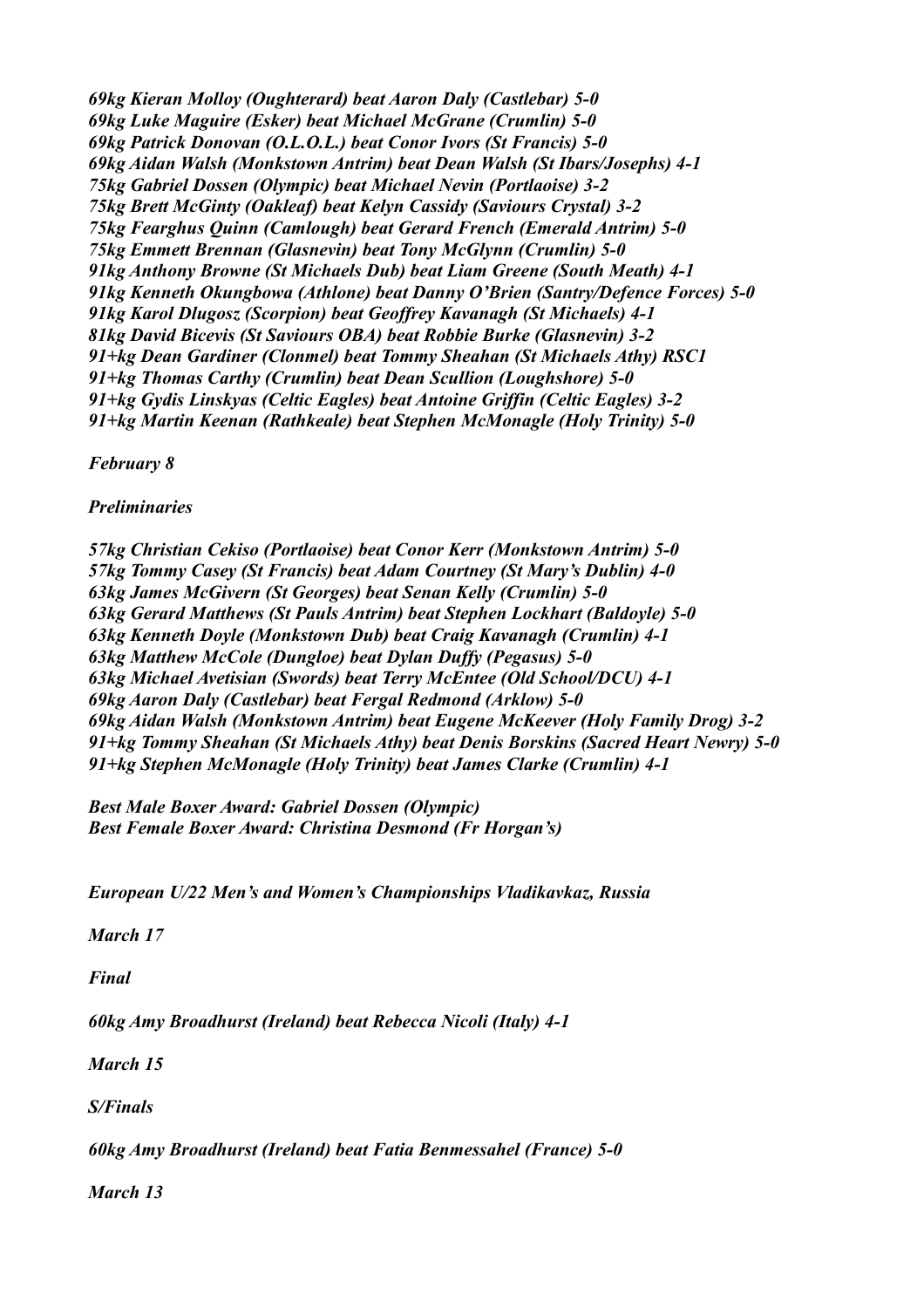*69kg Kieran Molloy (Oughterard) beat Aaron Daly (Castlebar) 5-0*
*69kg Luke Maguire (Esker) beat Michael McGrane (Crumlin) 5-0*
*69kg Patrick Donovan (O.L.O.L.) beat Conor Ivors (St Francis) 5-0*
*69kg Aidan Walsh (Monkstown Antrim) beat Dean Walsh (St Ibars/Josephs) 4-1*
*75kg Gabriel Dossen (Olympic) beat Michael Nevin (Portlaoise) 3-2*
*75kg Brett McGinty (Oakleaf) beat Kelyn Cassidy (Saviours Crystal) 3-2*
*75kg Fearghus Quinn (Camlough) beat Gerard French (Emerald Antrim) 5-0*
*75kg Emmett Brennan (Glasnevin) beat Tony McGlynn (Crumlin) 5-0*
*91kg Anthony Browne (St Michaels Dub) beat Liam Greene (South Meath) 4-1*
*91kg Kenneth Okungbowa (Athlone) beat Danny O'Brien (Santry/Defence Forces) 5-0*
*91kg Karol Dlugosz (Scorpion) beat Geoffrey Kavanagh (St Michaels) 4-1*
*81kg David Bicevis (St Saviours OBA) beat Robbie Burke (Glasnevin) 3-2*
*91+kg Dean Gardiner (Clonmel) beat Tommy Sheahan (St Michaels Athy) RSC1*
*91+kg Thomas Carthy (Crumlin) beat Dean Scullion (Loughshore) 5-0*
*91+kg Gydis Linskyas (Celtic Eagles) beat Antoine Griffin (Celtic Eagles) 3-2*
*91+kg Martin Keenan (Rathkeale) beat Stephen McMonagle (Holy Trinity) 5-0*

*February 8*

*Preliminaries*

*57kg Christian Cekiso (Portlaoise) beat Conor Kerr (Monkstown Antrim) 5-0*
*57kg Tommy Casey (St Francis) beat Adam Courtney (St Mary's Dublin) 4-0*
*63kg James McGivern (St Georges) beat Senan Kelly (Crumlin) 5-0*
*63kg Gerard Matthews (St Pauls Antrim) beat Stephen Lockhart (Baldoyle) 5-0*
*63kg Kenneth Doyle (Monkstown Dub) beat Craig Kavanagh (Crumlin) 4-1*
*63kg Matthew McCole (Dungloe) beat Dylan Duffy (Pegasus) 5-0*
*63kg Michael Avetisian (Swords) beat Terry McEntee (Old School/DCU) 4-1*
*69kg Aaron Daly (Castlebar) beat Fergal Redmond (Arklow) 5-0*
*69kg Aidan Walsh (Monkstown Antrim) beat Eugene McKeever (Holy Family Drog) 3-2*
*91+kg Tommy Sheahan (St Michaels Athy) beat Denis Borskins (Sacred Heart Newry) 5-0*
*91+kg Stephen McMonagle (Holy Trinity) beat James Clarke (Crumlin) 4-1*

*Best Male Boxer Award: Gabriel Dossen (Olympic)*
*Best Female Boxer Award: Christina Desmond (Fr Horgan's)*

*European U/22 Men's and Women's Championships Vladikavkaz, Russia*

*March 17*

*Final*

*60kg Amy Broadhurst (Ireland) beat Rebecca Nicoli (Italy) 4-1*

*March 15*

*S/Finals*

*60kg Amy Broadhurst (Ireland) beat Fatia Benmessahel (France) 5-0*

*March 13*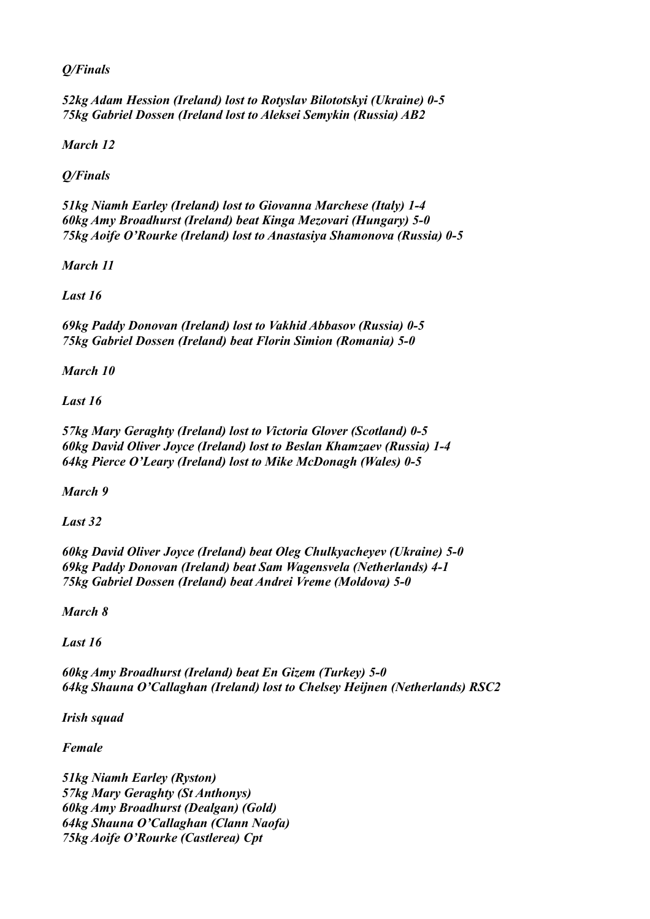*Q/Finals*

*52kg Adam Hession (Ireland) lost to Rotyslav Bilototskyi (Ukraine) 0-5*
*75kg Gabriel Dossen (Ireland lost to Aleksei Semykin (Russia) AB2*

*March 12*

*Q/Finals*

*51kg Niamh Earley (Ireland) lost to Giovanna Marchese (Italy) 1-4*
*60kg Amy Broadhurst (Ireland) beat Kinga Mezovari (Hungary) 5-0*
*75kg Aoife O'Rourke (Ireland) lost to Anastasiya Shamonova (Russia) 0-5*

*March 11*

*Last 16*

*69kg Paddy Donovan (Ireland) lost to Vakhid Abbasov (Russia) 0-5*
*75kg Gabriel Dossen (Ireland) beat Florin Simion (Romania) 5-0*

*March 10*

*Last 16*

*57kg Mary Geraghty (Ireland) lost to Victoria Glover (Scotland) 0-5*
*60kg David Oliver Joyce (Ireland) lost to Beslan Khamzaev (Russia) 1-4*
*64kg Pierce O'Leary (Ireland) lost to Mike McDonagh (Wales) 0-5*

*March 9*

*Last 32*

*60kg David Oliver Joyce (Ireland) beat Oleg Chulkyacheyev (Ukraine) 5-0*
*69kg Paddy Donovan (Ireland) beat Sam Wagensvela (Netherlands) 4-1*
*75kg Gabriel Dossen (Ireland) beat Andrei Vreme (Moldova) 5-0*

*March 8*

*Last 16*

*60kg Amy Broadhurst (Ireland) beat En Gizem (Turkey) 5-0*
*64kg Shauna O'Callaghan (Ireland) lost to Chelsey Heijnen (Netherlands) RSC2*

*Irish squad*

*Female*

*51kg Niamh Earley (Ryston)*
*57kg Mary Geraghty (St Anthonys)*
*60kg Amy Broadhurst (Dealgan) (Gold)*
*64kg Shauna O'Callaghan (Clann Naofa)*
*75kg Aoife O'Rourke (Castlerea) Cpt*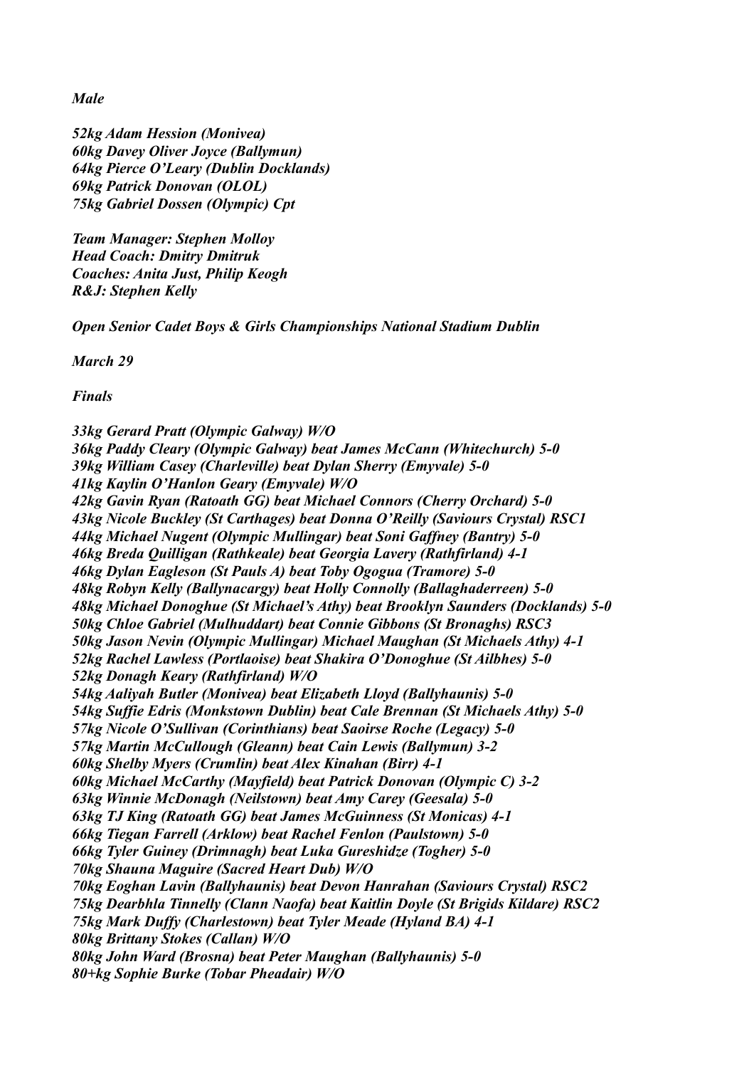*Male*

*52kg Adam Hession (Monivea)*
*60kg Davey Oliver Joyce (Ballymun)*
*64kg Pierce O'Leary (Dublin Docklands)*
*69kg Patrick Donovan (OLOL)*
*75kg Gabriel Dossen (Olympic) Cpt*

*Team Manager: Stephen Molloy*
*Head Coach: Dmitry Dmitruk*
*Coaches: Anita Just, Philip Keogh*
*R&J: Stephen Kelly*

*Open Senior Cadet Boys & Girls Championships National Stadium Dublin*

*March 29*

*Finals*

*33kg Gerard Pratt (Olympic Galway) W/O*
*36kg Paddy Cleary (Olympic Galway) beat James McCann (Whitechurch) 5-0*
*39kg William Casey (Charleville) beat Dylan Sherry (Emyvale) 5-0*
*41kg Kaylin O'Hanlon Geary (Emyvale) W/O*
*42kg Gavin Ryan (Ratoath GG) beat Michael Connors (Cherry Orchard) 5-0*
*43kg Nicole Buckley (St Carthages) beat Donna O'Reilly (Saviours Crystal) RSC1*
*44kg Michael Nugent (Olympic Mullingar) beat Soni Gaffney (Bantry) 5-0*
*46kg Breda Quilligan (Rathkeale) beat Georgia Lavery (Rathfirland) 4-1*
*46kg Dylan Eagleson (St Pauls A) beat Toby Ogogua (Tramore) 5-0*
*48kg Robyn Kelly (Ballynacargy) beat Holly Connolly (Ballaghaderreen) 5-0*
*48kg Michael Donoghue (St Michael's Athy) beat Brooklyn Saunders (Docklands) 5-0*
*50kg Chloe Gabriel (Mulhuddart) beat Connie Gibbons (St Bronaghs) RSC3*
*50kg Jason Nevin (Olympic Mullingar) Michael Maughan (St Michaels Athy) 4-1*
*52kg Rachel Lawless (Portlaoise) beat Shakira O'Donoghue (St Ailbhes) 5-0*
*52kg Donagh Keary (Rathfirland) W/O*
*54kg Aaliyah Butler (Monivea) beat Elizabeth Lloyd (Ballyhaunis) 5-0*
*54kg Suffie Edris (Monkstown Dublin) beat Cale Brennan (St Michaels Athy) 5-0*
*57kg Nicole O'Sullivan (Corinthians) beat Saoirse Roche (Legacy) 5-0*
*57kg Martin McCullough (Gleann) beat Cain Lewis (Ballymun) 3-2*
*60kg Shelby Myers (Crumlin) beat Alex Kinahan (Birr) 4-1*
*60kg Michael McCarthy (Mayfield) beat Patrick Donovan (Olympic C) 3-2*
*63kg Winnie McDonagh (Neilstown) beat Amy Carey (Geesala) 5-0*
*63kg TJ King (Ratoath GG) beat James McGuinness (St Monicas) 4-1*
*66kg Tiegan Farrell (Arklow) beat Rachel Fenlon (Paulstown) 5-0*
*66kg Tyler Guiney (Drimnagh) beat Luka Gureshidze (Togher) 5-0*
*70kg Shauna Maguire (Sacred Heart Dub) W/O*
*70kg Eoghan Lavin (Ballyhaunis) beat Devon Hanrahan (Saviours Crystal) RSC2*
*75kg Dearbhla Tinnelly (Clann Naofa) beat Kaitlin Doyle (St Brigids Kildare) RSC2*
*75kg Mark Duffy (Charlestown) beat Tyler Meade (Hyland BA) 4-1*
*80kg Brittany Stokes (Callan) W/O*
*80kg John Ward (Brosna) beat Peter Maughan (Ballyhaunis) 5-0*
*80+kg Sophie Burke (Tobar Pheadair) W/O*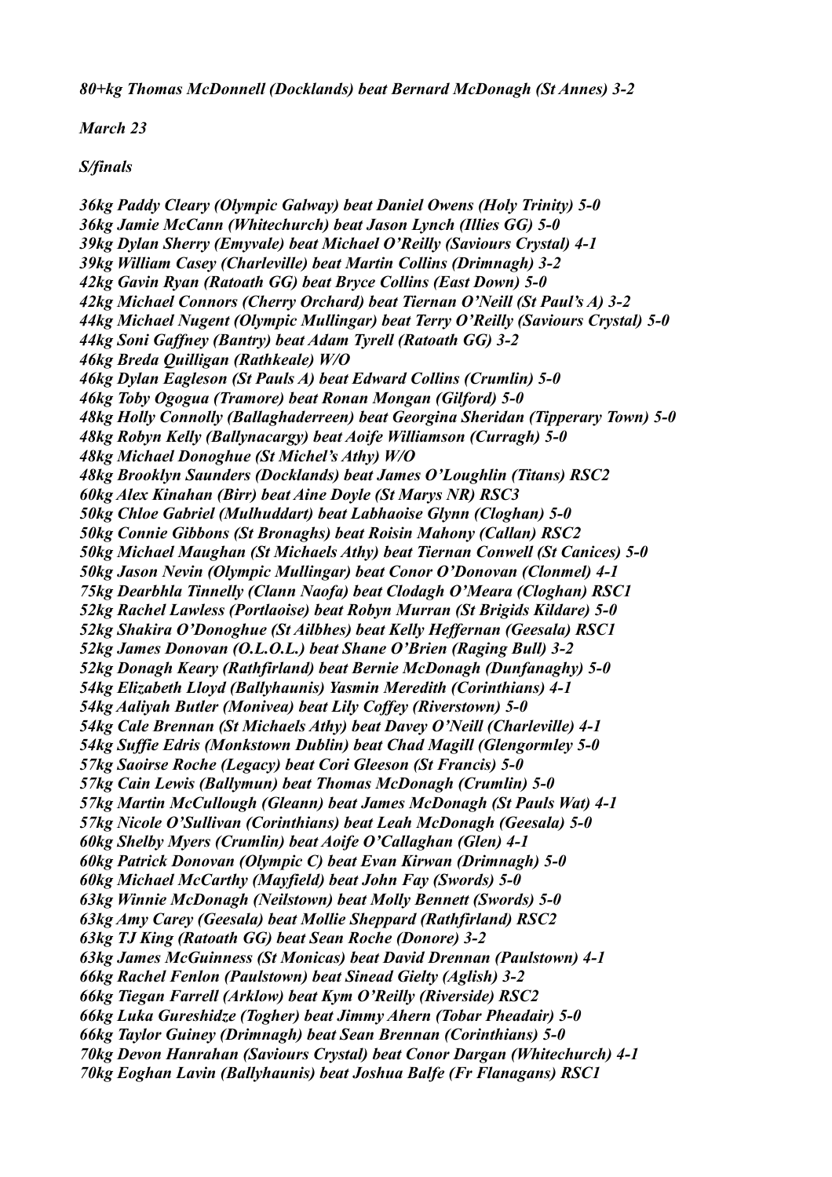*80+kg Thomas McDonnell (Docklands) beat Bernard McDonagh (St Annes) 3-2*

*March 23*

*S/finals*

*36kg Paddy Cleary (Olympic Galway) beat Daniel Owens (Holy Trinity) 5-0*
*36kg Jamie McCann (Whitechurch) beat Jason Lynch (Illies GG) 5-0*
*39kg Dylan Sherry (Emyvale) beat Michael O'Reilly (Saviours Crystal) 4-1*
*39kg William Casey (Charleville) beat Martin Collins (Drimnagh) 3-2*
*42kg Gavin Ryan (Ratoath GG) beat Bryce Collins (East Down) 5-0*
*42kg Michael Connors (Cherry Orchard) beat Tiernan O'Neill (St Paul's A) 3-2*
*44kg Michael Nugent (Olympic Mullingar) beat Terry O'Reilly (Saviours Crystal) 5-0*
*44kg Soni Gaffney (Bantry) beat Adam Tyrell (Ratoath GG) 3-2*
*46kg Breda Quilligan (Rathkeale) W/O*
*46kg Dylan Eagleson (St Pauls A) beat Edward Collins (Crumlin) 5-0*
*46kg Toby Ogogua (Tramore) beat Ronan Mongan (Gilford) 5-0*
*48kg Holly Connolly (Ballaghaderreen) beat Georgina Sheridan (Tipperary Town) 5-0*
*48kg Robyn Kelly (Ballynacargy) beat Aoife Williamson (Curragh) 5-0*
*48kg Michael Donoghue (St Michel's Athy) W/O*
*48kg Brooklyn Saunders (Docklands) beat James O'Loughlin (Titans) RSC2*
*60kg Alex Kinahan (Birr) beat Aine Doyle (St Marys NR) RSC3*
*50kg Chloe Gabriel (Mulhuddart) beat Labhaoise Glynn (Cloghan) 5-0*
*50kg Connie Gibbons (St Bronaghs) beat Roisin Mahony (Callan) RSC2*
*50kg Michael Maughan (St Michaels Athy) beat Tiernan Conwell (St Canices) 5-0*
*50kg Jason Nevin (Olympic Mullingar) beat Conor O'Donovan (Clonmel) 4-1*
*75kg Dearbhla Tinnelly (Clann Naofa) beat Clodagh O'Meara (Cloghan) RSC1*
*52kg Rachel Lawless (Portlaoise) beat Robyn Murran (St Brigids Kildare) 5-0*
*52kg Shakira O'Donoghue (St Ailbhes) beat Kelly Heffernan (Geesala) RSC1*
*52kg James Donovan (O.L.O.L.) beat Shane O'Brien (Raging Bull) 3-2*
*52kg Donagh Keary (Rathfirland) beat Bernie McDonagh (Dunfanaghy) 5-0*
*54kg Elizabeth Lloyd (Ballyhaunis) Yasmin Meredith (Corinthians) 4-1*
*54kg Aaliyah Butler (Monivea) beat Lily Coffey (Riverstown) 5-0*
*54kg Cale Brennan (St Michaels Athy) beat Davey O'Neill (Charleville) 4-1*
*54kg Suffie Edris (Monkstown Dublin) beat Chad Magill (Glengormley 5-0*
*57kg Saoirse Roche (Legacy) beat Cori Gleeson (St Francis) 5-0*
*57kg Cain Lewis (Ballymun) beat Thomas McDonagh (Crumlin) 5-0*
*57kg Martin McCullough (Gleann) beat James McDonagh (St Pauls Wat) 4-1*
*57kg Nicole O'Sullivan (Corinthians) beat Leah McDonagh (Geesala) 5-0*
*60kg Shelby Myers (Crumlin) beat Aoife O'Callaghan (Glen) 4-1*
*60kg Patrick Donovan (Olympic C) beat Evan Kirwan (Drimnagh) 5-0*
*60kg Michael McCarthy (Mayfield) beat John Fay (Swords) 5-0*
*63kg Winnie McDonagh (Neilstown) beat Molly Bennett (Swords) 5-0*
*63kg Amy Carey (Geesala) beat Mollie Sheppard (Rathfirland) RSC2*
*63kg TJ King (Ratoath GG) beat Sean Roche (Donore) 3-2*
*63kg James McGuinness (St Monicas) beat David Drennan (Paulstown) 4-1*
*66kg Rachel Fenlon (Paulstown) beat Sinead Gielty (Aglish) 3-2*
*66kg Tiegan Farrell (Arklow) beat Kym O'Reilly (Riverside) RSC2*
*66kg Luka Gureshidze (Togher) beat Jimmy Ahern (Tobar Pheadair) 5-0*
*66kg Taylor Guiney (Drimnagh) beat Sean Brennan (Corinthians) 5-0*
*70kg Devon Hanrahan (Saviours Crystal) beat Conor Dargan (Whitechurch) 4-1*
*70kg Eoghan Lavin (Ballyhaunis) beat Joshua Balfe (Fr Flanagans) RSC1*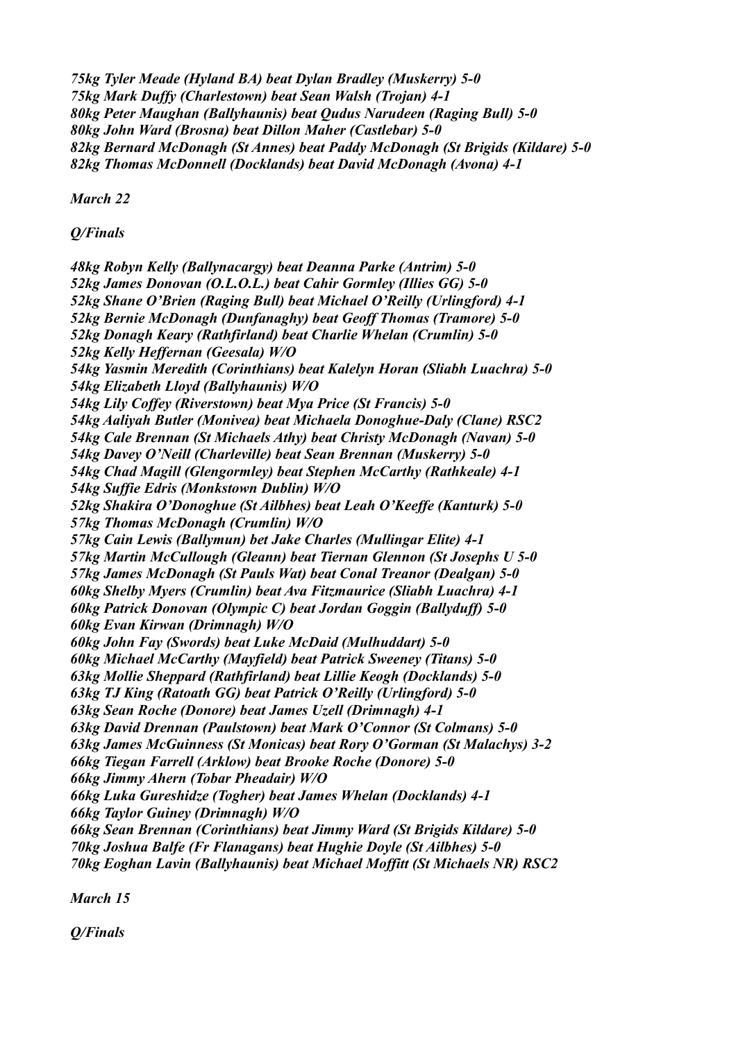*75kg Tyler Meade (Hyland BA) beat Dylan Bradley (Muskerry) 5-0*
*75kg Mark Duffy (Charlestown) beat Sean Walsh (Trojan) 4-1*
*80kg Peter Maughan (Ballyhaunis) beat Qudus Narudeen (Raging Bull) 5-0*
*80kg John Ward (Brosna) beat Dillon Maher (Castlebar) 5-0*
*82kg Bernard McDonagh (St Annes) beat Paddy McDonagh (St Brigids (Kildare) 5-0*
*82kg Thomas McDonnell (Docklands) beat David McDonagh (Avona) 4-1*

*March 22*

*Q/Finals*

*48kg Robyn Kelly (Ballynacargy) beat Deanna Parke (Antrim) 5-0*
*52kg James Donovan (O.L.O.L.) beat Cahir Gormley (Illies GG) 5-0*
*52kg Shane O'Brien (Raging Bull) beat Michael O'Reilly (Urlingford) 4-1*
*52kg Bernie McDonagh (Dunfanaghy) beat Geoff Thomas (Tramore) 5-0*
*52kg Donagh Keary (Rathfirland) beat Charlie Whelan (Crumlin) 5-0*
*52kg Kelly Heffernan (Geesala) W/O*
*54kg Yasmin Meredith (Corinthians) beat Kalelyn Horan (Sliabh Luachra) 5-0*
*54kg Elizabeth Lloyd (Ballyhaunis) W/O*
*54kg Lily Coffey (Riverstown) beat Mya Price (St Francis) 5-0*
*54kg Aaliyah Butler (Monivea) beat Michaela Donoghue-Daly (Clane) RSC2*
*54kg Cale Brennan (St Michaels Athy) beat Christy McDonagh (Navan) 5-0*
*54kg Davey O'Neill (Charleville) beat Sean Brennan (Muskerry) 5-0*
*54kg Chad Magill (Glengormley) beat Stephen McCarthy (Rathkeale) 4-1*
*54kg Suffie Edris (Monkstown Dublin) W/O*
*52kg Shakira O'Donoghue (St Ailbhes) beat Leah O'Keeffe (Kanturk) 5-0*
*57kg Thomas McDonagh (Crumlin) W/O*
*57kg Cain Lewis (Ballymun) bet Jake Charles (Mullingar Elite) 4-1*
*57kg Martin McCullough (Gleann) beat Tiernan Glennon (St Josephs U 5-0*
*57kg James McDonagh (St Pauls Wat) beat Conal Treanor (Dealgan) 5-0*
*60kg Shelby Myers (Crumlin) beat Ava Fitzmaurice (Sliabh Luachra) 4-1*
*60kg Patrick Donovan (Olympic C) beat Jordan Goggin (Ballyduff) 5-0*
*60kg Evan Kirwan (Drimnagh) W/O*
*60kg John Fay (Swords) beat Luke McDaid (Mulhuddart) 5-0*
*60kg Michael McCarthy (Mayfield) beat Patrick Sweeney (Titans) 5-0*
*63kg Mollie Sheppard (Rathfirland) beat Lillie Keogh (Docklands) 5-0*
*63kg TJ King (Ratoath GG) beat Patrick O'Reilly (Urlingford) 5-0*
*63kg Sean Roche (Donore) beat James Uzell (Drimnagh) 4-1*
*63kg David Drennan (Paulstown) beat Mark O'Connor (St Colmans) 5-0*
*63kg James McGuinness (St Monicas) beat Rory O'Gorman (St Malachys) 3-2*
*66kg Tiegan Farrell (Arklow) beat Brooke Roche (Donore) 5-0*
*66kg Jimmy Ahern (Tobar Pheadair) W/O*
*66kg Luka Gureshidze (Togher) beat James Whelan (Docklands) 4-1*
*66kg Taylor Guiney (Drimnagh) W/O*
*66kg Sean Brennan (Corinthians) beat Jimmy Ward (St Brigids Kildare) 5-0*
*70kg Joshua Balfe (Fr Flanagans) beat Hughie Doyle (St Ailbhes) 5-0*
*70kg Eoghan Lavin (Ballyhaunis) beat Michael Moffitt (St Michaels NR) RSC2*

*March 15*

*Q/Finals*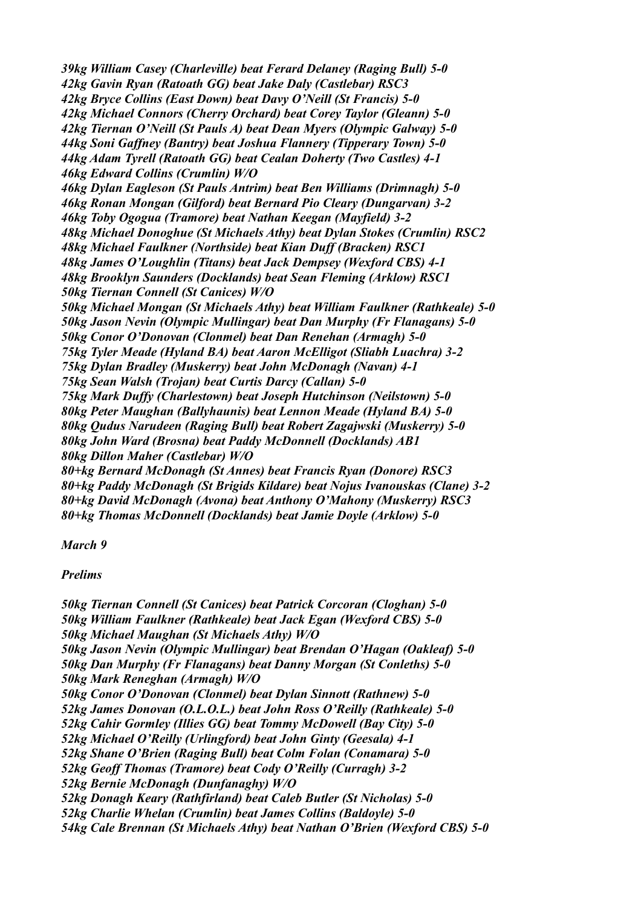*39kg William Casey (Charleville) beat Ferard Delaney (Raging Bull) 5-0*
*42kg Gavin Ryan (Ratoath GG) beat Jake Daly (Castlebar) RSC3*
*42kg Bryce Collins (East Down) beat Davy O'Neill (St Francis) 5-0*
*42kg Michael Connors (Cherry Orchard) beat Corey Taylor (Gleann) 5-0*
*42kg Tiernan O'Neill (St Pauls A) beat Dean Myers (Olympic Galway) 5-0*
*44kg Soni Gaffney (Bantry) beat Joshua Flannery (Tipperary Town) 5-0*
*44kg Adam Tyrell (Ratoath GG) beat Cealan Doherty (Two Castles) 4-1*
*46kg Edward Collins (Crumlin) W/O*
*46kg Dylan Eagleson (St Pauls Antrim) beat Ben Williams (Drimnagh) 5-0*
*46kg Ronan Mongan (Gilford) beat Bernard Pio Cleary (Dungarvan) 3-2*
*46kg Toby Ogogua (Tramore) beat Nathan Keegan (Mayfield) 3-2*
*48kg Michael Donoghue (St Michaels Athy) beat Dylan Stokes (Crumlin) RSC2*
*48kg Michael Faulkner (Northside) beat Kian Duff (Bracken) RSC1*
*48kg James O'Loughlin (Titans) beat Jack Dempsey (Wexford CBS) 4-1*
*48kg Brooklyn Saunders (Docklands) beat Sean Fleming (Arklow) RSC1*
*50kg Tiernan Connell (St Canices) W/O*
*50kg Michael Mongan (St Michaels Athy) beat William Faulkner (Rathkeale) 5-0*
*50kg Jason Nevin (Olympic Mullingar) beat Dan Murphy (Fr Flanagans) 5-0*
*50kg Conor O'Donovan (Clonmel) beat Dan Renehan (Armagh) 5-0*
*75kg Tyler Meade (Hyland BA) beat Aaron McElligot (Sliabh Luachra) 3-2*
*75kg Dylan Bradley (Muskerry) beat John McDonagh (Navan) 4-1*
*75kg Sean Walsh (Trojan) beat Curtis Darcy (Callan) 5-0*
*75kg Mark Duffy (Charlestown) beat Joseph Hutchinson (Neilstown) 5-0*
*80kg Peter Maughan (Ballyhaunis) beat Lennon Meade (Hyland BA) 5-0*
*80kg Qudus Narudeen (Raging Bull) beat Robert Zagajwski (Muskerry) 5-0*
*80kg John Ward (Brosna) beat Paddy McDonnell (Docklands) AB1*
*80kg Dillon Maher (Castlebar) W/O*
*80+kg Bernard McDonagh (St Annes) beat Francis Ryan (Donore) RSC3*
*80+kg Paddy McDonagh (St Brigids Kildare) beat Nojus Ivanouskas (Clane) 3-2*
*80+kg David McDonagh (Avona) beat Anthony O'Mahony (Muskerry) RSC3*
*80+kg Thomas McDonnell (Docklands) beat Jamie Doyle (Arklow) 5-0*

*March 9*

*Prelims*

*50kg Tiernan Connell (St Canices) beat Patrick Corcoran (Cloghan) 5-0*
*50kg William Faulkner (Rathkeale) beat Jack Egan (Wexford CBS) 5-0*
*50kg Michael Maughan (St Michaels Athy) W/O*
*50kg Jason Nevin (Olympic Mullingar) beat Brendan O'Hagan (Oakleaf) 5-0*
*50kg Dan Murphy (Fr Flanagans) beat Danny Morgan (St Conleths) 5-0*
*50kg Mark Reneghan (Armagh) W/O*
*50kg Conor O'Donovan (Clonmel) beat Dylan Sinnott (Rathnew) 5-0*
*52kg James Donovan (O.L.O.L.) beat John Ross O'Reilly (Rathkeale) 5-0*
*52kg Cahir Gormley (Illies GG) beat Tommy McDowell (Bay City) 5-0*
*52kg Michael O'Reilly (Urlingford) beat John Ginty (Geesala) 4-1*
*52kg Shane O'Brien (Raging Bull) beat Colm Folan (Conamara) 5-0*
*52kg Geoff Thomas (Tramore) beat Cody O'Reilly (Curragh) 3-2*
*52kg Bernie McDonagh (Dunfanaghy) W/O*
*52kg Donagh Keary (Rathfirland) beat Caleb Butler (St Nicholas) 5-0*
*52kg Charlie Whelan (Crumlin) beat James Collins (Baldoyle) 5-0*
*54kg Cale Brennan (St Michaels Athy) beat Nathan O'Brien (Wexford CBS) 5-0*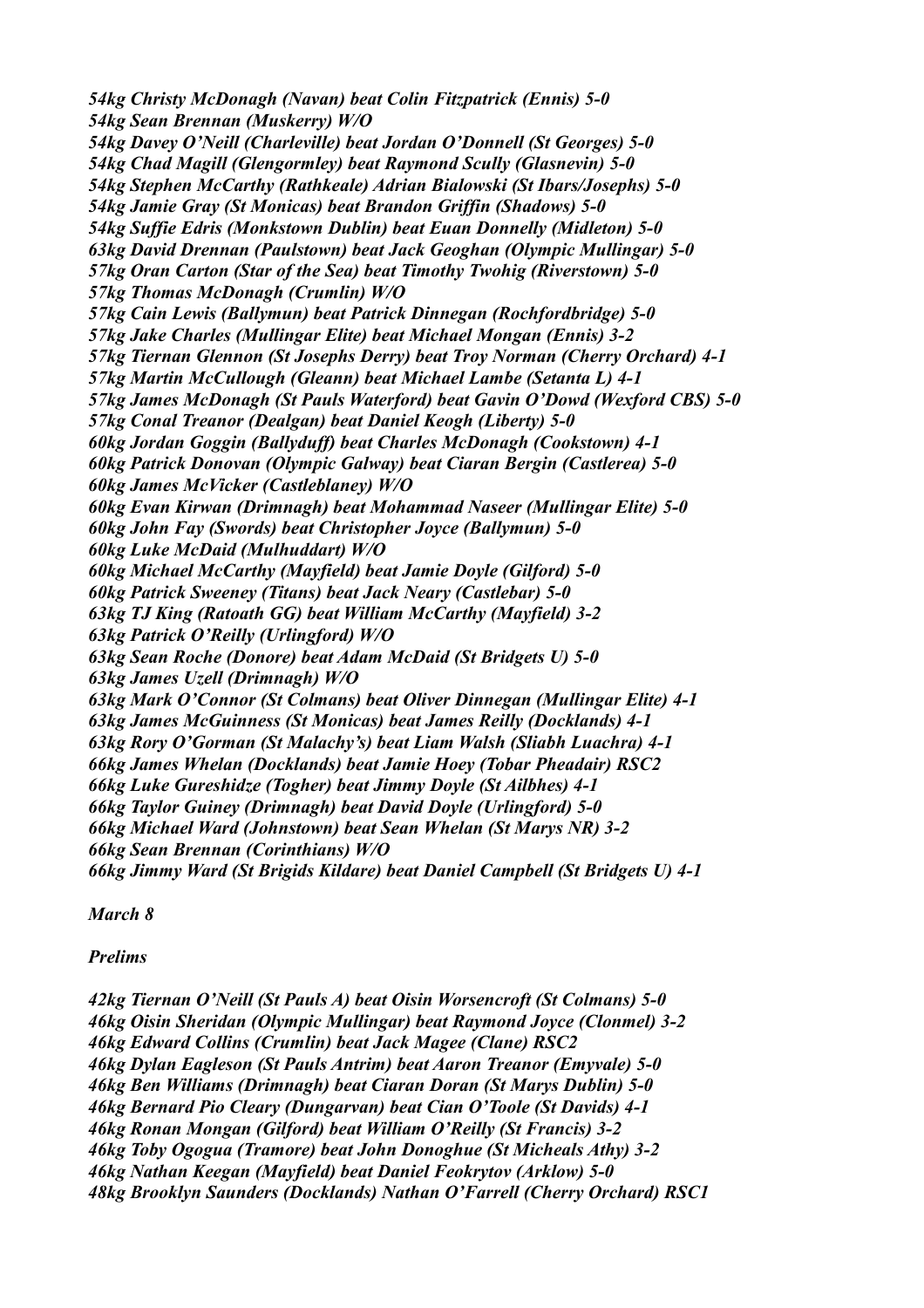*54kg Christy McDonagh (Navan) beat Colin Fitzpatrick (Ennis) 5-0*
*54kg Sean Brennan (Muskerry) W/O*
*54kg Davey O'Neill (Charleville) beat Jordan O'Donnell (St Georges) 5-0*
*54kg Chad Magill (Glengormley) beat Raymond Scully (Glasnevin) 5-0*
*54kg Stephen McCarthy (Rathkeale) Adrian Bialowski (St Ibars/Josephs) 5-0*
*54kg Jamie Gray (St Monicas) beat Brandon Griffin (Shadows) 5-0*
*54kg Suffie Edris (Monkstown Dublin) beat Euan Donnelly (Midleton) 5-0*
*63kg David Drennan (Paulstown) beat Jack Geoghan (Olympic Mullingar) 5-0*
*57kg Oran Carton (Star of the Sea) beat Timothy Twohig (Riverstown) 5-0*
*57kg Thomas McDonagh (Crumlin) W/O*
*57kg Cain Lewis (Ballymun) beat Patrick Dinnegan (Rochfordbridge) 5-0*
*57kg Jake Charles (Mullingar Elite) beat Michael Mongan (Ennis) 3-2*
*57kg Tiernan Glennon (St Josephs Derry) beat Troy Norman (Cherry Orchard) 4-1*
*57kg Martin McCullough (Gleann) beat Michael Lambe (Setanta L) 4-1*
*57kg James McDonagh (St Pauls Waterford) beat Gavin O'Dowd (Wexford CBS) 5-0*
*57kg Conal Treanor (Dealgan) beat Daniel Keogh (Liberty) 5-0*
*60kg Jordan Goggin (Ballyduff) beat Charles McDonagh (Cookstown) 4-1*
*60kg Patrick Donovan (Olympic Galway) beat Ciaran Bergin (Castlerea) 5-0*
*60kg James McVicker (Castleblaney) W/O*
*60kg Evan Kirwan (Drimnagh) beat Mohammad Naseer (Mullingar Elite) 5-0*
*60kg John Fay (Swords) beat Christopher Joyce (Ballymun) 5-0*
*60kg Luke McDaid (Mulhuddart) W/O*
*60kg Michael McCarthy (Mayfield) beat Jamie Doyle (Gilford) 5-0*
*60kg Patrick Sweeney (Titans) beat Jack Neary (Castlebar) 5-0*
*63kg TJ King (Ratoath GG) beat William McCarthy (Mayfield) 3-2*
*63kg Patrick O'Reilly (Urlingford) W/O*
*63kg Sean Roche (Donore) beat Adam McDaid (St Bridgets U) 5-0*
*63kg James Uzell (Drimnagh) W/O*
*63kg Mark O'Connor (St Colmans) beat Oliver Dinnegan (Mullingar Elite) 4-1*
*63kg James McGuinness (St Monicas) beat James Reilly (Docklands) 4-1*
*63kg Rory O'Gorman (St Malachy's) beat Liam Walsh (Sliabh Luachra) 4-1*
*66kg James Whelan (Docklands) beat Jamie Hoey (Tobar Pheadair) RSC2*
*66kg Luke Gureshidze (Togher) beat Jimmy Doyle (St Ailbhes) 4-1*
*66kg Taylor Guiney (Drimnagh) beat David Doyle (Urlingford) 5-0*
*66kg Michael Ward (Johnstown) beat Sean Whelan (St Marys NR) 3-2*
*66kg Sean Brennan (Corinthians) W/O*
*66kg Jimmy Ward (St Brigids Kildare) beat Daniel Campbell (St Bridgets U) 4-1*

*March 8*

*Prelims*

*42kg Tiernan O'Neill (St Pauls A) beat Oisin Worsencroft (St Colmans) 5-0*
*46kg Oisin Sheridan (Olympic Mullingar) beat Raymond Joyce (Clonmel) 3-2*
*46kg Edward Collins (Crumlin) beat Jack Magee (Clane) RSC2*
*46kg Dylan Eagleson (St Pauls Antrim) beat Aaron Treanor (Emyvale) 5-0*
*46kg Ben Williams (Drimnagh) beat Ciaran Doran (St Marys Dublin) 5-0*
*46kg Bernard Pio Cleary (Dungarvan) beat Cian O'Toole (St Davids) 4-1*
*46kg Ronan Mongan (Gilford) beat William O'Reilly (St Francis) 3-2*
*46kg Toby Ogogua (Tramore) beat John Donoghue (St Micheals Athy) 3-2*
*46kg Nathan Keegan (Mayfield) beat Daniel Feokrytov (Arklow) 5-0*
*48kg Brooklyn Saunders (Docklands) Nathan O'Farrell (Cherry Orchard) RSC1*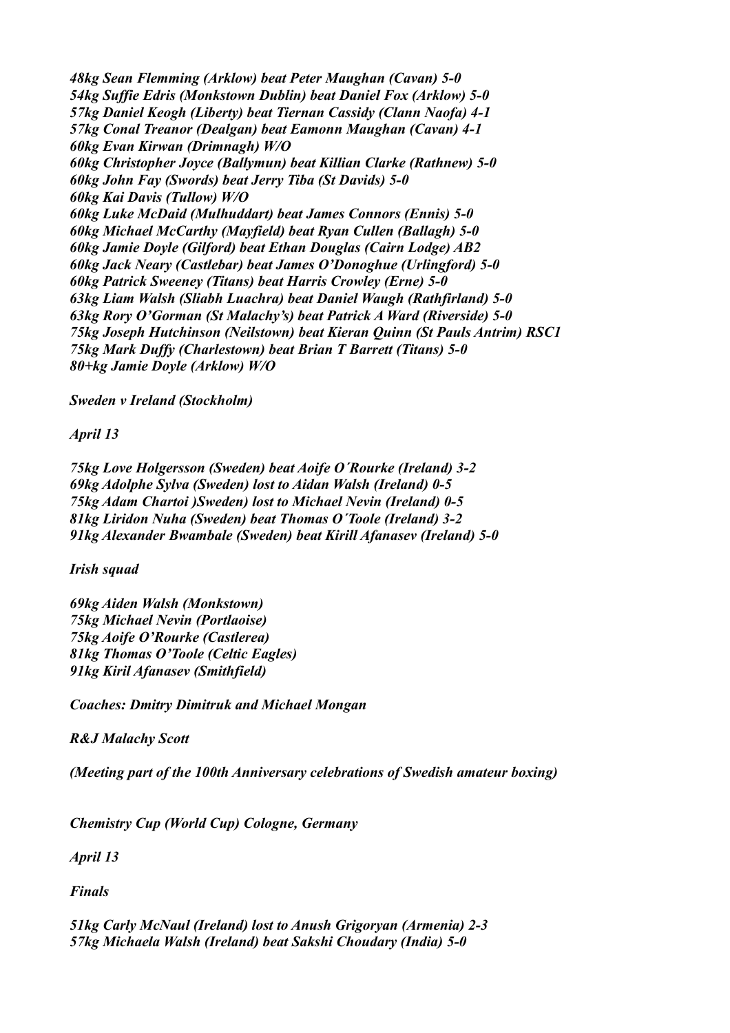*48kg Sean Flemming (Arklow) beat Peter Maughan (Cavan) 5-0*
*54kg Suffie Edris (Monkstown Dublin) beat Daniel Fox (Arklow) 5-0*
*57kg Daniel Keogh (Liberty) beat Tiernan Cassidy (Clann Naofa) 4-1*
*57kg Conal Treanor (Dealgan) beat Eamonn Maughan (Cavan) 4-1*
*60kg Evan Kirwan (Drimnagh) W/O*
*60kg Christopher Joyce (Ballymun) beat Killian Clarke (Rathnew) 5-0*
*60kg John Fay (Swords) beat Jerry Tiba (St Davids) 5-0*
*60kg Kai Davis (Tullow) W/O*
*60kg Luke McDaid (Mulhuddart) beat James Connors (Ennis) 5-0*
*60kg Michael McCarthy (Mayfield) beat Ryan Cullen (Ballagh) 5-0*
*60kg Jamie Doyle (Gilford) beat Ethan Douglas (Cairn Lodge) AB2*
*60kg Jack Neary (Castlebar) beat James O'Donoghue (Urlingford) 5-0*
*60kg Patrick Sweeney (Titans) beat Harris Crowley (Erne) 5-0*
*63kg Liam Walsh (Sliabh Luachra) beat Daniel Waugh (Rathfirland) 5-0*
*63kg Rory O'Gorman (St Malachy's) beat Patrick A Ward (Riverside) 5-0*
*75kg Joseph Hutchinson (Neilstown) beat Kieran Quinn (St Pauls Antrim) RSC1*
*75kg Mark Duffy (Charlestown) beat Brian T Barrett (Titans) 5-0*
*80+kg Jamie Doyle (Arklow) W/O*

*Sweden v Ireland (Stockholm)*

*April 13*

*75kg Love Holgersson (Sweden) beat Aoife O´Rourke (Ireland) 3-2*
*69kg Adolphe Sylva (Sweden) lost to Aidan Walsh (Ireland) 0-5*
*75kg Adam Chartoi )Sweden) lost to Michael Nevin (Ireland) 0-5*
*81kg Liridon Nuha (Sweden) beat Thomas O´Toole (Ireland) 3-2*
*91kg Alexander Bwambale (Sweden) beat Kirill Afanasev (Ireland) 5-0*

*Irish squad*

*69kg Aiden Walsh (Monkstown)*
*75kg Michael Nevin (Portlaoise)*
*75kg Aoife O'Rourke (Castlerea)*
*81kg Thomas O'Toole (Celtic Eagles)*
*91kg Kiril Afanasev (Smithfield)*

*Coaches: Dmitry Dimitruk and Michael Mongan*

*R&J Malachy Scott*

*(Meeting part of the 100th Anniversary celebrations of Swedish amateur boxing)*

*Chemistry Cup (World Cup) Cologne, Germany*

*April 13*

*Finals*

*51kg Carly McNaul (Ireland) lost to Anush Grigoryan (Armenia) 2-3*
*57kg Michaela Walsh (Ireland) beat Sakshi Choudary (India) 5-0*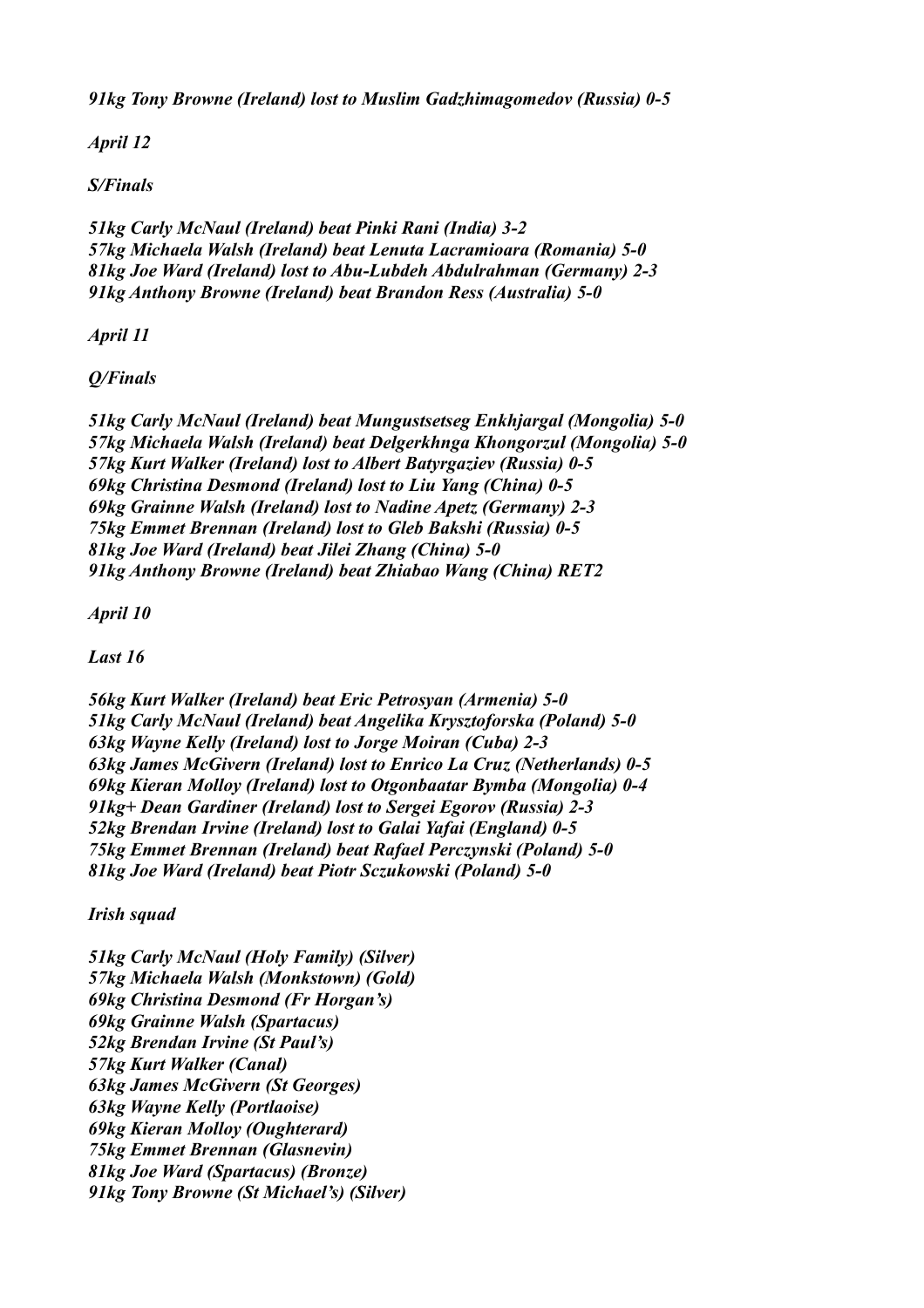*91kg Tony Browne (Ireland) lost to Muslim Gadzhimagomedov (Russia) 0-5*

*April 12*

*S/Finals*

*51kg Carly McNaul (Ireland) beat Pinki Rani (India) 3-2*
*57kg Michaela Walsh (Ireland) beat Lenuta Lacramioara (Romania) 5-0*
*81kg Joe Ward (Ireland) lost to Abu-Lubdeh Abdulrahman (Germany) 2-3*
*91kg Anthony Browne (Ireland) beat Brandon Ress (Australia) 5-0*

*April 11*

*Q/Finals*

*51kg Carly McNaul (Ireland) beat Mungustsetseg Enkhjargal (Mongolia) 5-0*
*57kg Michaela Walsh (Ireland) beat Delgerkhnga Khongorzul (Mongolia) 5-0*
*57kg Kurt Walker (Ireland) lost to Albert Batyrgaziev (Russia) 0-5*
*69kg Christina Desmond (Ireland) lost to Liu Yang (China) 0-5*
*69kg Grainne Walsh (Ireland) lost to Nadine Apetz (Germany) 2-3*
*75kg Emmet Brennan (Ireland) lost to Gleb Bakshi (Russia) 0-5*
*81kg Joe Ward (Ireland) beat Jilei Zhang (China) 5-0*
*91kg Anthony Browne (Ireland) beat Zhiabao Wang (China) RET2*

*April 10*

*Last 16*

*56kg Kurt Walker (Ireland) beat Eric Petrosyan (Armenia) 5-0*
*51kg Carly McNaul (Ireland) beat Angelika Krysztoforska (Poland) 5-0*
*63kg Wayne Kelly (Ireland) lost to Jorge Moiran (Cuba) 2-3*
*63kg James McGivern (Ireland) lost to Enrico La Cruz (Netherlands) 0-5*
*69kg Kieran Molloy (Ireland) lost to Otgonbaatar Bymba (Mongolia) 0-4*
*91kg+ Dean Gardiner (Ireland) lost to Sergei Egorov (Russia) 2-3*
*52kg Brendan Irvine (Ireland) lost to Galai Yafai (England) 0-5*
*75kg Emmet Brennan (Ireland) beat Rafael Perczynski (Poland) 5-0*
*81kg Joe Ward (Ireland) beat Piotr Sczukowski (Poland) 5-0*

*Irish squad*

*51kg Carly McNaul (Holy Family) (Silver)*
*57kg Michaela Walsh (Monkstown) (Gold)*
*69kg Christina Desmond (Fr Horgan's)*
*69kg Grainne Walsh (Spartacus)*
*52kg Brendan Irvine (St Paul's)*
*57kg Kurt Walker (Canal)*
*63kg James McGivern (St Georges)*
*63kg Wayne Kelly (Portlaoise)*
*69kg Kieran Molloy (Oughterard)*
*75kg Emmet Brennan (Glasnevin)*
*81kg Joe Ward (Spartacus) (Bronze)*
*91kg Tony Browne (St Michael's) (Silver)*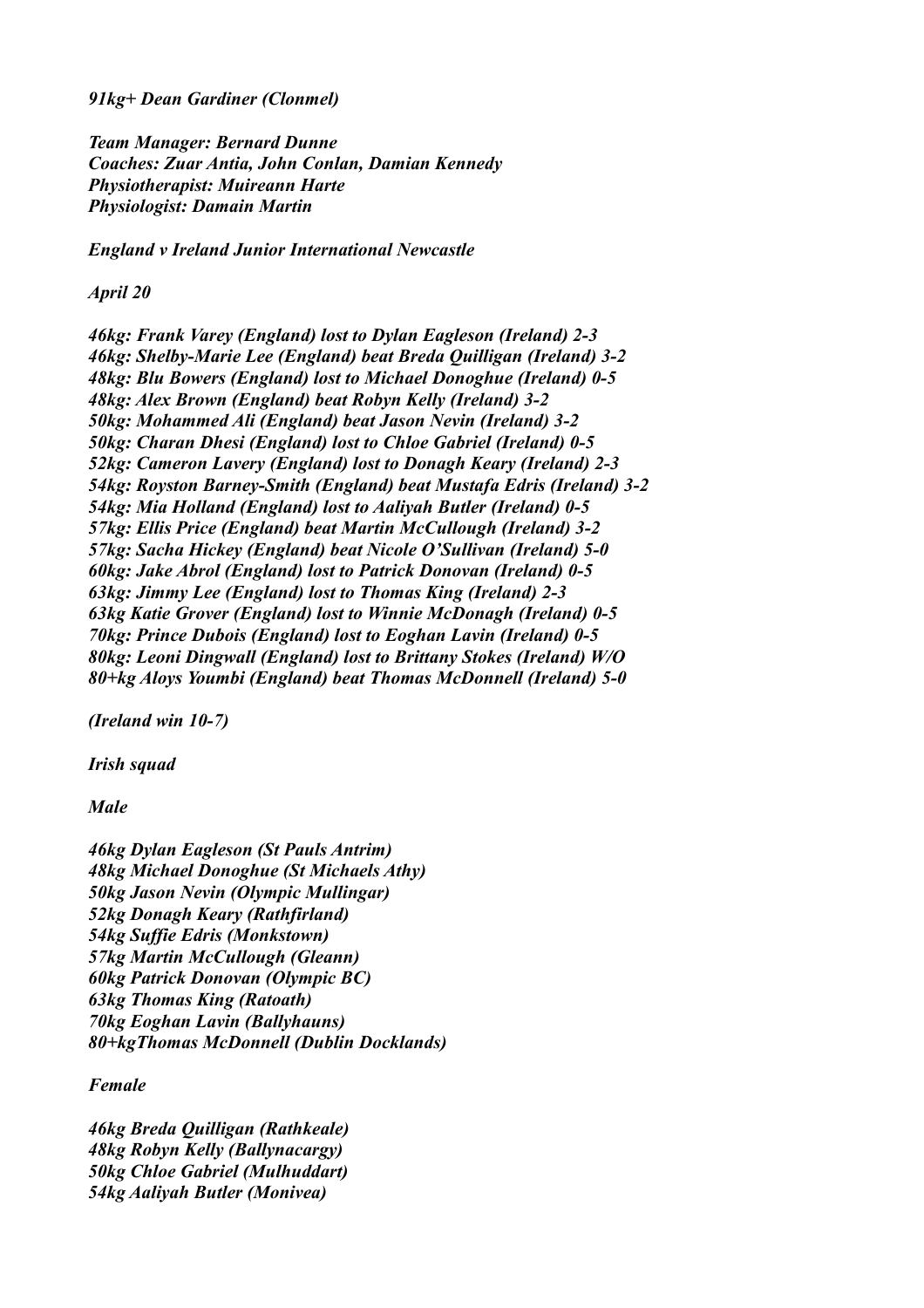*91kg+ Dean Gardiner (Clonmel)*

*Team Manager: Bernard Dunne*
*Coaches: Zuar Antia, John Conlan, Damian Kennedy*
*Physiotherapist: Muireann Harte*
*Physiologist: Damain Martin*

*England v Ireland Junior International Newcastle*

*April 20*

*46kg: Frank Varey (England) lost to Dylan Eagleson (Ireland) 2-3*
*46kg: Shelby-Marie Lee (England) beat Breda Quilligan (Ireland) 3-2*
*48kg: Blu Bowers (England) lost to Michael Donoghue (Ireland) 0-5*
*48kg: Alex Brown (England) beat Robyn Kelly (Ireland) 3-2*
*50kg: Mohammed Ali (England) beat Jason Nevin (Ireland) 3-2*
*50kg: Charan Dhesi (England) lost to Chloe Gabriel (Ireland) 0-5*
*52kg: Cameron Lavery (England) lost to Donagh Keary (Ireland) 2-3*
*54kg: Royston Barney-Smith (England) beat Mustafa Edris (Ireland) 3-2*
*54kg: Mia Holland (England) lost to Aaliyah Butler (Ireland) 0-5*
*57kg: Ellis Price (England) beat Martin McCullough (Ireland) 3-2*
*57kg: Sacha Hickey (England) beat Nicole O'Sullivan (Ireland) 5-0*
*60kg: Jake Abrol (England) lost to Patrick Donovan (Ireland) 0-5*
*63kg: Jimmy Lee (England) lost to Thomas King (Ireland) 2-3*
*63kg Katie Grover (England) lost to Winnie McDonagh (Ireland) 0-5*
*70kg: Prince Dubois (England) lost to Eoghan Lavin (Ireland) 0-5*
*80kg: Leoni Dingwall (England) lost to Brittany Stokes (Ireland) W/O*
*80+kg Aloys Youmbi (England) beat Thomas McDonnell (Ireland) 5-0*

*(Ireland win 10-7)*

*Irish squad*

*Male*

*46kg Dylan Eagleson (St Pauls Antrim)*
*48kg Michael Donoghue (St Michaels Athy)*
*50kg Jason Nevin (Olympic Mullingar)*
*52kg Donagh Keary (Rathfirland)*
*54kg Suffie Edris (Monkstown)*
*57kg Martin McCullough (Gleann)*
*60kg Patrick Donovan (Olympic BC)*
*63kg Thomas King (Ratoath)*
*70kg Eoghan Lavin (Ballyhauns)*
*80+kgThomas McDonnell (Dublin Docklands)*

*Female*

*46kg Breda Quilligan (Rathkeale)*
*48kg Robyn Kelly (Ballynacargy)*
*50kg Chloe Gabriel (Mulhuddart)*
*54kg Aaliyah Butler (Monivea)*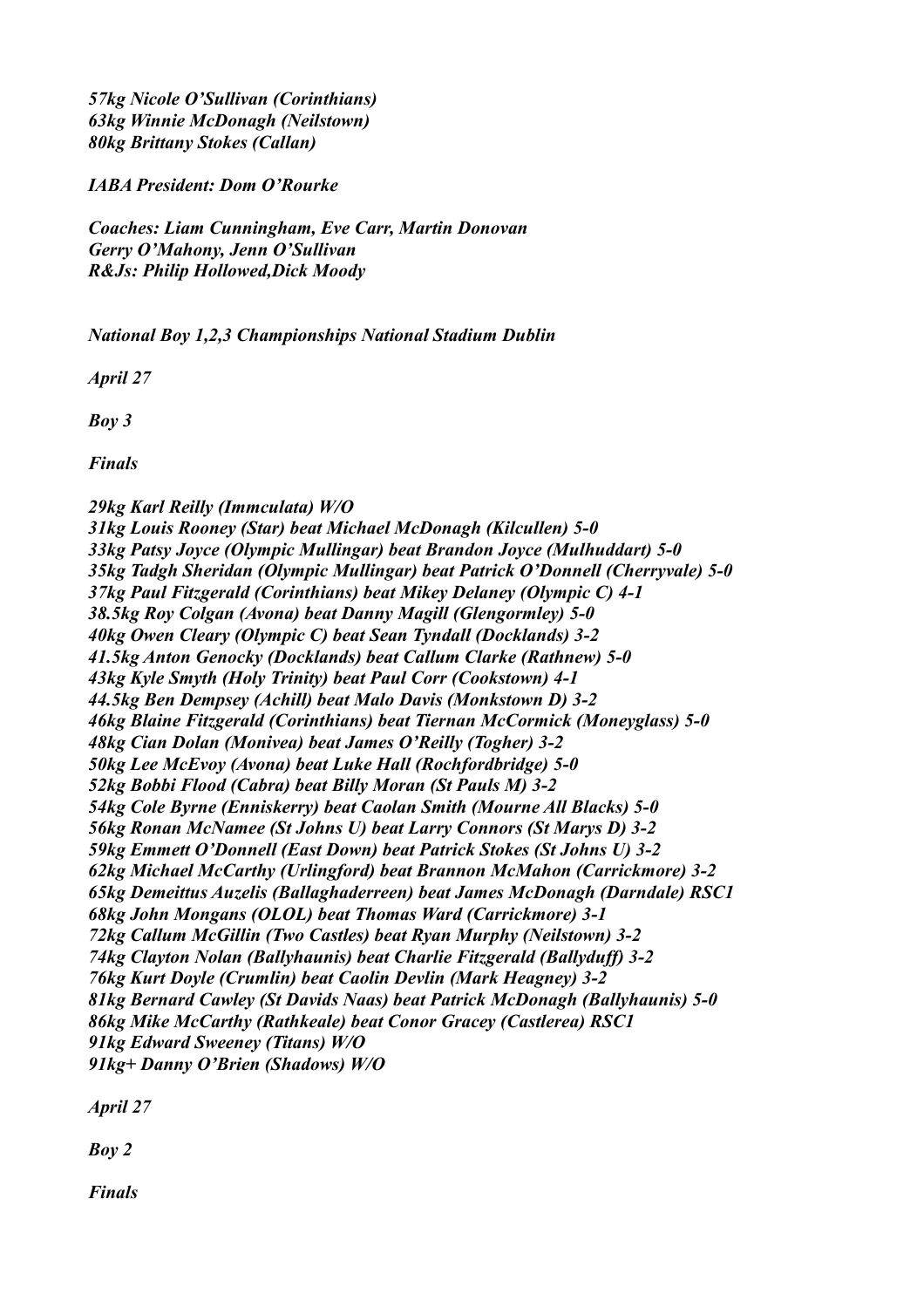*57kg Nicole O'Sullivan (Corinthians)*
*63kg Winnie McDonagh (Neilstown)*
*80kg Brittany Stokes (Callan)*

*IABA President: Dom O'Rourke*

*Coaches: Liam Cunningham, Eve Carr, Martin Donovan*
*Gerry O'Mahony, Jenn O'Sullivan*
*R&Js: Philip Hollowed,Dick Moody*

*National Boy 1,2,3 Championships National Stadium Dublin*

*April 27*

*Boy 3*

*Finals*

*29kg Karl Reilly (Immculata) W/O*
*31kg Louis Rooney (Star) beat Michael McDonagh (Kilcullen) 5-0*
*33kg Patsy Joyce (Olympic Mullingar) beat Brandon Joyce (Mulhuddart) 5-0*
*35kg Tadgh Sheridan (Olympic Mullingar) beat Patrick O'Donnell (Cherryvale) 5-0*
*37kg Paul Fitzgerald (Corinthians) beat Mikey Delaney (Olympic C) 4-1*
*38.5kg Roy Colgan (Avona) beat Danny Magill (Glengormley) 5-0*
*40kg Owen Cleary (Olympic C) beat Sean Tyndall (Docklands) 3-2*
*41.5kg Anton Genocky (Docklands) beat Callum Clarke (Rathnew) 5-0*
*43kg Kyle Smyth (Holy Trinity) beat Paul Corr (Cookstown) 4-1*
*44.5kg Ben Dempsey (Achill) beat Malo Davis (Monkstown D) 3-2*
*46kg Blaine Fitzgerald (Corinthians) beat Tiernan McCormick (Moneyglass) 5-0*
*48kg Cian Dolan (Monivea) beat James O'Reilly (Togher) 3-2*
*50kg Lee McEvoy (Avona) beat Luke Hall (Rochfordbridge) 5-0*
*52kg Bobbi Flood (Cabra) beat Billy Moran (St Pauls M) 3-2*
*54kg Cole Byrne (Enniskerry) beat Caolan Smith (Mourne All Blacks) 5-0*
*56kg Ronan McNamee (St Johns U) beat Larry Connors (St Marys D) 3-2*
*59kg Emmett O'Donnell (East Down) beat Patrick Stokes (St Johns U) 3-2*
*62kg Michael McCarthy (Urlingford) beat Brannon McMahon (Carrickmore) 3-2*
*65kg Demeittus Auzelis (Ballaghaderreen) beat James McDonagh (Darndale) RSC1*
*68kg John Mongans (OLOL) beat Thomas Ward (Carrickmore) 3-1*
*72kg Callum McGillin (Two Castles) beat Ryan Murphy (Neilstown) 3-2*
*74kg Clayton Nolan (Ballyhaunis) beat Charlie Fitzgerald (Ballyduff) 3-2*
*76kg Kurt Doyle (Crumlin) beat Caolin Devlin (Mark Heagney) 3-2*
*81kg Bernard Cawley (St Davids Naas) beat Patrick McDonagh (Ballyhaunis) 5-0*
*86kg Mike McCarthy (Rathkeale) beat Conor Gracey (Castlerea) RSC1*
*91kg Edward Sweeney (Titans) W/O*
*91kg+ Danny O'Brien (Shadows) W/O*

*April 27*

*Boy 2*

*Finals*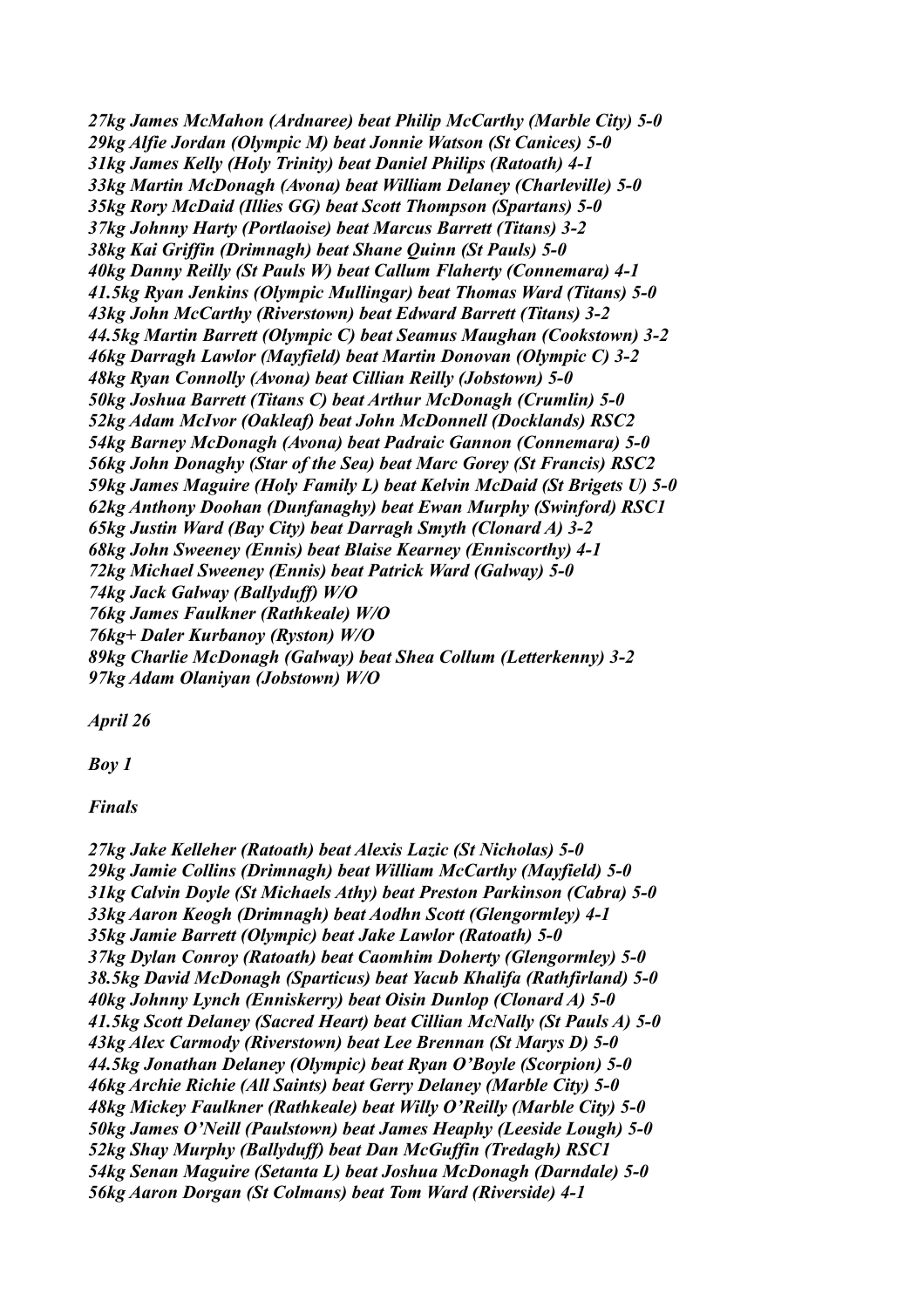*27kg James McMahon (Ardnaree) beat Philip McCarthy (Marble City) 5-0*
*29kg Alfie Jordan (Olympic M) beat Jonnie Watson (St Canices) 5-0*
*31kg James Kelly (Holy Trinity) beat Daniel Philips (Ratoath) 4-1*
*33kg Martin McDonagh (Avona) beat William Delaney (Charleville) 5-0*
*35kg Rory McDaid (Illies GG) beat Scott Thompson (Spartans) 5-0*
*37kg Johnny Harty (Portlaoise) beat Marcus Barrett (Titans) 3-2*
*38kg Kai Griffin (Drimnagh) beat Shane Quinn (St Pauls) 5-0*
*40kg Danny Reilly (St Pauls W) beat Callum Flaherty (Connemara) 4-1*
*41.5kg Ryan Jenkins (Olympic Mullingar) beat Thomas Ward (Titans) 5-0*
*43kg John McCarthy (Riverstown) beat Edward Barrett (Titans) 3-2*
*44.5kg Martin Barrett (Olympic C) beat Seamus Maughan (Cookstown) 3-2*
*46kg Darragh Lawlor (Mayfield) beat Martin Donovan (Olympic C) 3-2*
*48kg Ryan Connolly (Avona) beat Cillian Reilly (Jobstown) 5-0*
*50kg Joshua Barrett (Titans C) beat Arthur McDonagh (Crumlin) 5-0*
*52kg Adam McIvor (Oakleaf) beat John McDonnell (Docklands) RSC2*
*54kg Barney McDonagh (Avona) beat Padraic Gannon (Connemara) 5-0*
*56kg John Donaghy (Star of the Sea) beat Marc Gorey (St Francis) RSC2*
*59kg James Maguire (Holy Family L) beat Kelvin McDaid (St Brigets U) 5-0*
*62kg Anthony Doohan (Dunfanaghy) beat Ewan Murphy (Swinford) RSC1*
*65kg Justin Ward (Bay City) beat Darragh Smyth (Clonard A) 3-2*
*68kg John Sweeney (Ennis) beat Blaise Kearney (Enniscorthy) 4-1*
*72kg Michael Sweeney (Ennis) beat Patrick Ward (Galway) 5-0*
*74kg Jack Galway (Ballyduff) W/O*
*76kg James Faulkner (Rathkeale) W/O*
*76kg+ Daler Kurbanoy (Ryston) W/O*
*89kg Charlie McDonagh (Galway) beat Shea Collum (Letterkenny) 3-2*
*97kg Adam Olaniyan (Jobstown) W/O*

*April 26*

*Boy 1*

*Finals*

*27kg Jake Kelleher (Ratoath) beat Alexis Lazic (St Nicholas) 5-0*
*29kg Jamie Collins (Drimnagh) beat William McCarthy (Mayfield) 5-0*
*31kg Calvin Doyle (St Michaels Athy) beat Preston Parkinson (Cabra) 5-0*
*33kg Aaron Keogh (Drimnagh) beat Aodhn Scott (Glengormley) 4-1*
*35kg Jamie Barrett (Olympic) beat Jake Lawlor (Ratoath) 5-0*
*37kg Dylan Conroy (Ratoath) beat Caomhim Doherty (Glengormley) 5-0*
*38.5kg David McDonagh (Sparticus) beat Yacub Khalifa (Rathfirland) 5-0*
*40kg Johnny Lynch (Enniskerry) beat Oisin Dunlop (Clonard A) 5-0*
*41.5kg Scott Delaney (Sacred Heart) beat Cillian McNally (St Pauls A) 5-0*
*43kg Alex Carmody (Riverstown) beat Lee Brennan (St Marys D) 5-0*
*44.5kg Jonathan Delaney (Olympic) beat Ryan O'Boyle (Scorpion) 5-0*
*46kg Archie Richie (All Saints) beat Gerry Delaney (Marble City) 5-0*
*48kg Mickey Faulkner (Rathkeale) beat Willy O'Reilly (Marble City) 5-0*
*50kg James O'Neill (Paulstown) beat James Heaphy (Leeside Lough) 5-0*
*52kg Shay Murphy (Ballyduff) beat Dan McGuffin (Tredagh) RSC1*
*54kg Senan Maguire (Setanta L) beat Joshua McDonagh (Darndale) 5-0*
*56kg Aaron Dorgan (St Colmans) beat Tom Ward (Riverside) 4-1*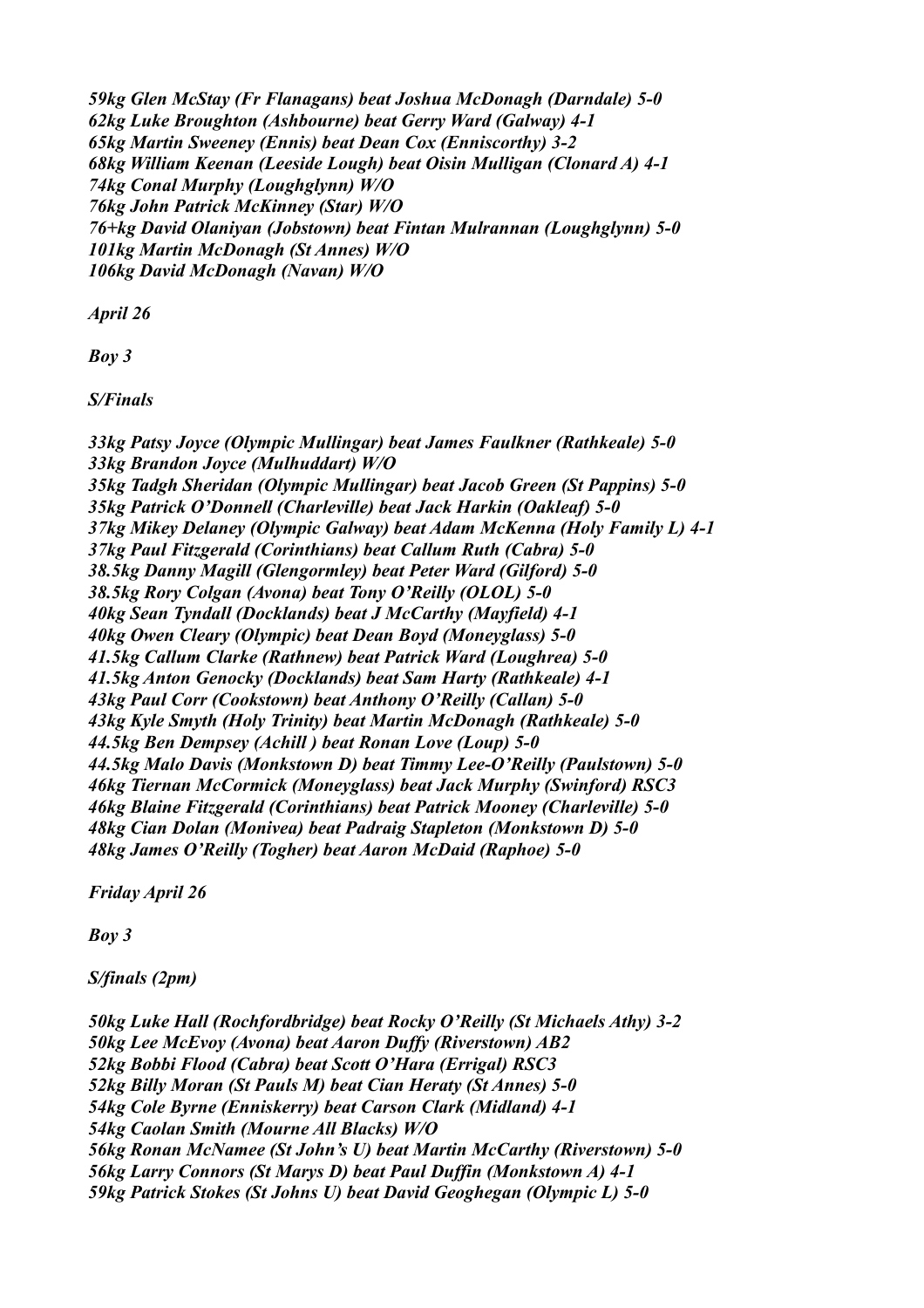*59kg Glen McStay (Fr Flanagans) beat Joshua McDonagh (Darndale) 5-0*
*62kg Luke Broughton (Ashbourne) beat Gerry Ward (Galway) 4-1*
*65kg Martin Sweeney (Ennis) beat Dean Cox (Enniscorthy) 3-2*
*68kg William Keenan (Leeside Lough) beat Oisin Mulligan (Clonard A) 4-1*
*74kg Conal Murphy (Loughglynn) W/O*
*76kg John Patrick McKinney (Star) W/O*
*76+kg David Olaniyan (Jobstown) beat Fintan Mulrannan (Loughglynn) 5-0*
*101kg Martin McDonagh (St Annes) W/O*
*106kg David McDonagh (Navan) W/O*

*April 26*

*Boy 3*

*S/Finals*

*33kg Patsy Joyce (Olympic Mullingar) beat James Faulkner (Rathkeale) 5-0*
*33kg Brandon Joyce (Mulhuddart) W/O*
*35kg Tadgh Sheridan (Olympic Mullingar) beat Jacob Green (St Pappins) 5-0*
*35kg Patrick O'Donnell (Charleville) beat Jack Harkin (Oakleaf) 5-0*
*37kg Mikey Delaney (Olympic Galway) beat Adam McKenna (Holy Family L) 4-1*
*37kg Paul Fitzgerald (Corinthians) beat Callum Ruth (Cabra) 5-0*
*38.5kg Danny Magill (Glengormley) beat Peter Ward (Gilford) 5-0*
*38.5kg Rory Colgan (Avona) beat Tony O'Reilly (OLOL) 5-0*
*40kg Sean Tyndall (Docklands) beat J McCarthy (Mayfield) 4-1*
*40kg Owen Cleary (Olympic) beat Dean Boyd (Moneyglass) 5-0*
*41.5kg Callum Clarke (Rathnew) beat Patrick Ward (Loughrea) 5-0*
*41.5kg Anton Genocky (Docklands) beat Sam Harty (Rathkeale) 4-1*
*43kg Paul Corr (Cookstown) beat Anthony O'Reilly (Callan) 5-0*
*43kg Kyle Smyth (Holy Trinity) beat Martin McDonagh (Rathkeale) 5-0*
*44.5kg Ben Dempsey (Achill ) beat Ronan Love (Loup) 5-0*
*44.5kg Malo Davis (Monkstown D) beat Timmy Lee-O'Reilly (Paulstown) 5-0*
*46kg Tiernan McCormick (Moneyglass) beat Jack Murphy (Swinford) RSC3*
*46kg Blaine Fitzgerald (Corinthians) beat Patrick Mooney (Charleville) 5-0*
*48kg Cian Dolan (Monivea) beat Padraig Stapleton (Monkstown D) 5-0*
*48kg James O'Reilly (Togher) beat Aaron McDaid (Raphoe) 5-0*

*Friday April 26*

*Boy 3*

*S/finals (2pm)*

*50kg Luke Hall (Rochfordbridge) beat Rocky O'Reilly (St Michaels Athy) 3-2*
*50kg Lee McEvoy (Avona) beat Aaron Duffy (Riverstown) AB2*
*52kg Bobbi Flood (Cabra) beat Scott O'Hara (Errigal) RSC3*
*52kg Billy Moran (St Pauls M) beat Cian Heraty (St Annes) 5-0*
*54kg Cole Byrne (Enniskerry) beat Carson Clark (Midland) 4-1*
*54kg Caolan Smith (Mourne All Blacks) W/O*
*56kg Ronan McNamee (St John's U) beat Martin McCarthy (Riverstown) 5-0*
*56kg Larry Connors (St Marys D) beat Paul Duffin (Monkstown A) 4-1*
*59kg Patrick Stokes (St Johns U) beat David Geoghegan (Olympic L) 5-0*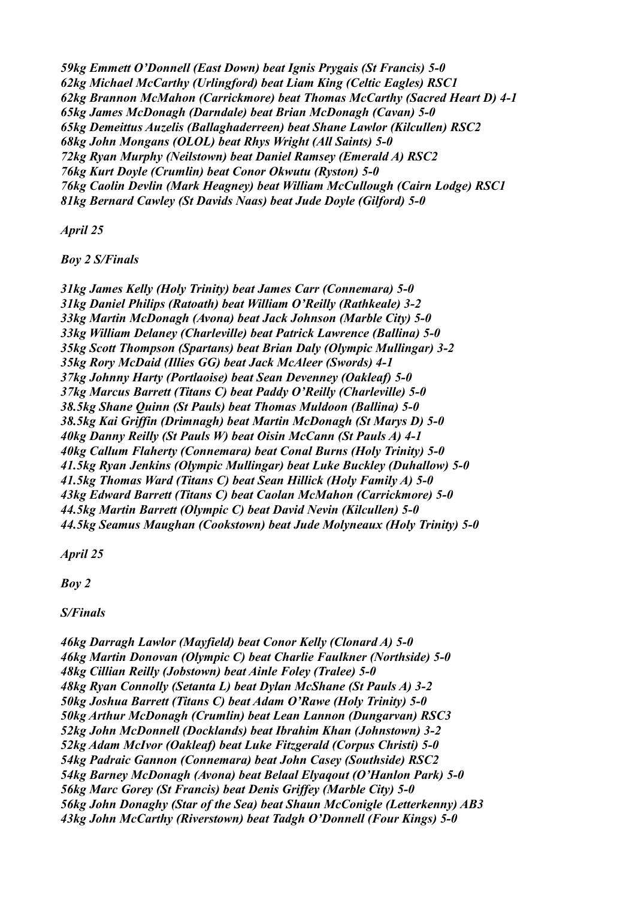*59kg Emmett O'Donnell (East Down) beat Ignis Prygais (St Francis) 5-0*
*62kg Michael McCarthy (Urlingford) beat Liam King (Celtic Eagles) RSC1*
*62kg Brannon McMahon (Carrickmore) beat Thomas McCarthy (Sacred Heart D) 4-1*
*65kg James McDonagh (Darndale) beat Brian McDonagh (Cavan) 5-0*
*65kg Demeittus Auzelis (Ballaghaderreen) beat Shane Lawlor (Kilcullen) RSC2*
*68kg John Mongans (OLOL) beat Rhys Wright (All Saints) 5-0*
*72kg Ryan Murphy (Neilstown) beat Daniel Ramsey (Emerald A) RSC2*
*76kg Kurt Doyle (Crumlin) beat Conor Okwutu (Ryston) 5-0*
*76kg Caolin Devlin (Mark Heagney) beat William McCullough (Cairn Lodge) RSC1*
*81kg Bernard Cawley (St Davids Naas) beat Jude Doyle (Gilford) 5-0*

*April 25*

*Boy 2 S/Finals*

*31kg James Kelly (Holy Trinity) beat James Carr (Connemara) 5-0*
*31kg Daniel Philips (Ratoath) beat William O'Reilly (Rathkeale) 3-2*
*33kg Martin McDonagh (Avona) beat Jack Johnson (Marble City) 5-0*
*33kg William Delaney (Charleville) beat Patrick Lawrence (Ballina) 5-0*
*35kg Scott Thompson (Spartans) beat Brian Daly (Olympic Mullingar) 3-2*
*35kg Rory McDaid (Illies GG) beat Jack McAleer (Swords) 4-1*
*37kg Johnny Harty (Portlaoise) beat Sean Devenney (Oakleaf) 5-0*
*37kg Marcus Barrett (Titans C) beat Paddy O'Reilly (Charleville) 5-0*
*38.5kg Shane Quinn (St Pauls) beat Thomas Muldoon (Ballina) 5-0*
*38.5kg Kai Griffin (Drimnagh) beat Martin McDonagh (St Marys D) 5-0*
*40kg Danny Reilly (St Pauls W) beat Oisin McCann (St Pauls A) 4-1*
*40kg Callum Flaherty (Connemara) beat Conal Burns (Holy Trinity) 5-0*
*41.5kg Ryan Jenkins (Olympic Mullingar) beat Luke Buckley (Duhallow) 5-0*
*41.5kg Thomas Ward (Titans C) beat Sean Hillick (Holy Family A) 5-0*
*43kg Edward Barrett (Titans C) beat Caolan McMahon (Carrickmore) 5-0*
*44.5kg Martin Barrett (Olympic C) beat David Nevin (Kilcullen) 5-0*
*44.5kg Seamus Maughan (Cookstown) beat Jude Molyneaux (Holy Trinity) 5-0*

*April 25*

*Boy 2*

*S/Finals*

*46kg Darragh Lawlor (Mayfield) beat Conor Kelly (Clonard A) 5-0*
*46kg Martin Donovan (Olympic C) beat Charlie Faulkner (Northside) 5-0*
*48kg Cillian Reilly (Jobstown) beat Ainle Foley (Tralee) 5-0*
*48kg Ryan Connolly (Setanta L) beat Dylan McShane (St Pauls A) 3-2*
*50kg Joshua Barrett (Titans C) beat Adam O'Rawe (Holy Trinity) 5-0*
*50kg Arthur McDonagh (Crumlin) beat Lean Lannon (Dungarvan) RSC3*
*52kg John McDonnell (Docklands) beat Ibrahim Khan (Johnstown) 3-2*
*52kg Adam McIvor (Oakleaf) beat Luke Fitzgerald (Corpus Christi) 5-0*
*54kg Padraic Gannon (Connemara) beat John Casey (Southside) RSC2*
*54kg Barney McDonagh (Avona) beat Belaal Elyaqout (O'Hanlon Park) 5-0*
*56kg Marc Gorey (St Francis) beat Denis Griffey (Marble City) 5-0*
*56kg John Donaghy (Star of the Sea) beat Shaun McConigle (Letterkenny) AB3*
*43kg John McCarthy (Riverstown) beat Tadgh O'Donnell (Four Kings) 5-0*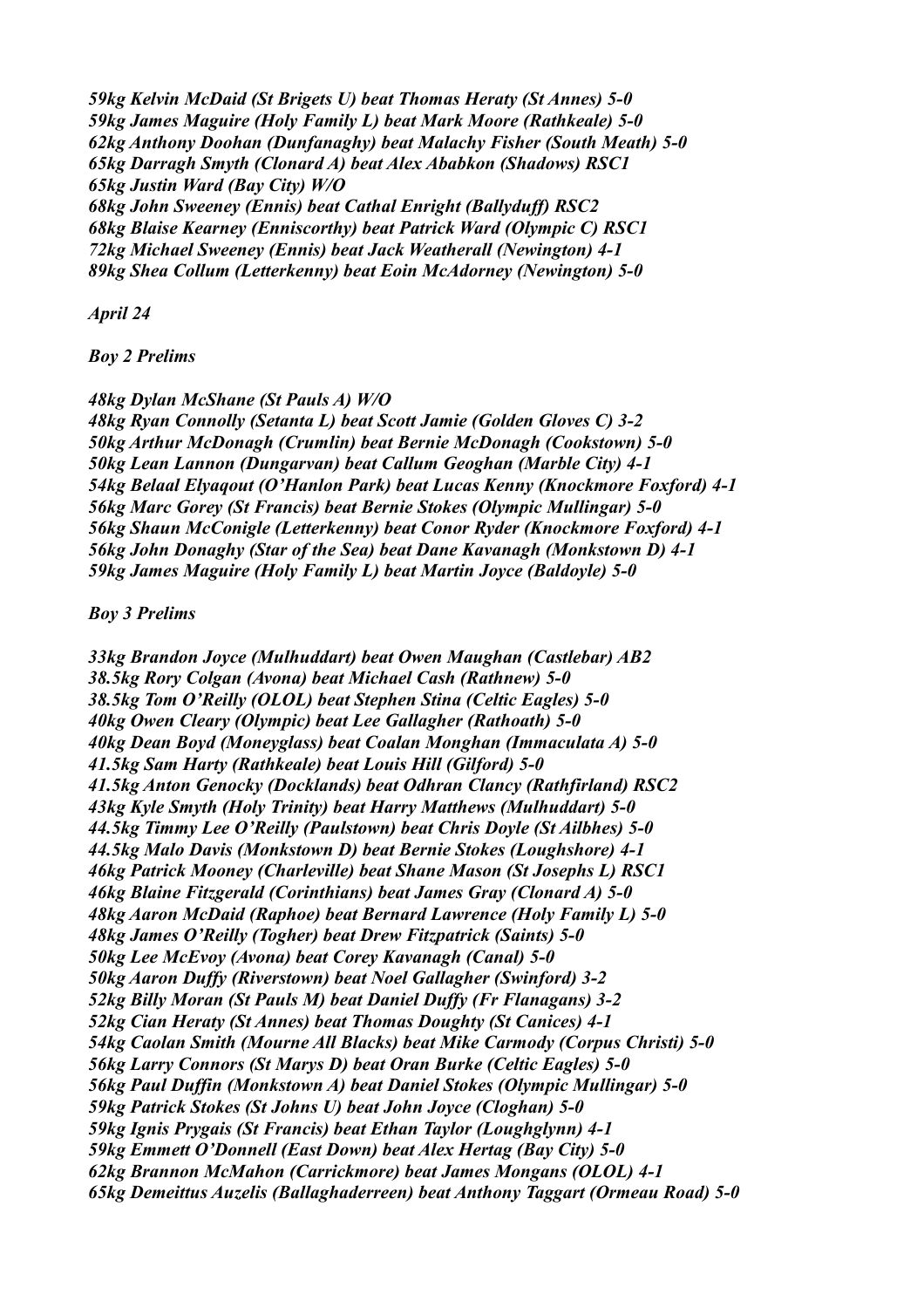*59kg Kelvin McDaid (St Brigets U) beat Thomas Heraty (St Annes) 5-0*
*59kg James Maguire (Holy Family L) beat Mark Moore (Rathkeale) 5-0*
*62kg Anthony Doohan (Dunfanaghy) beat Malachy Fisher (South Meath) 5-0*
*65kg Darragh Smyth (Clonard A) beat Alex Ababkon (Shadows) RSC1*
*65kg Justin Ward (Bay City) W/O*
*68kg John Sweeney (Ennis) beat Cathal Enright (Ballyduff) RSC2*
*68kg Blaise Kearney (Enniscorthy) beat Patrick Ward (Olympic C) RSC1*
*72kg Michael Sweeney (Ennis) beat Jack Weatherall (Newington) 4-1*
*89kg Shea Collum (Letterkenny) beat Eoin McAdorney (Newington) 5-0*

*April 24*

*Boy 2 Prelims*

*48kg Dylan McShane (St Pauls A) W/O*
*48kg Ryan Connolly (Setanta L) beat Scott Jamie (Golden Gloves C) 3-2*
*50kg Arthur McDonagh (Crumlin) beat Bernie McDonagh (Cookstown) 5-0*
*50kg Lean Lannon (Dungarvan) beat Callum Geoghan (Marble City) 4-1*
*54kg Belaal Elyaqout (O'Hanlon Park) beat Lucas Kenny (Knockmore Foxford) 4-1*
*56kg Marc Gorey (St Francis) beat Bernie Stokes (Olympic Mullingar) 5-0*
*56kg Shaun McConigle (Letterkenny) beat Conor Ryder (Knockmore Foxford) 4-1*
*56kg John Donaghy (Star of the Sea) beat Dane Kavanagh (Monkstown D) 4-1*
*59kg James Maguire (Holy Family L) beat Martin Joyce (Baldoyle) 5-0*

*Boy 3 Prelims*

*33kg Brandon Joyce (Mulhuddart) beat Owen Maughan (Castlebar) AB2*
*38.5kg Rory Colgan (Avona) beat Michael Cash (Rathnew) 5-0*
*38.5kg Tom O'Reilly (OLOL) beat Stephen Stina (Celtic Eagles) 5-0*
*40kg Owen Cleary (Olympic) beat Lee Gallagher (Rathoath) 5-0*
*40kg Dean Boyd (Moneyglass) beat Coalan Monghan (Immaculata A) 5-0*
*41.5kg Sam Harty (Rathkeale) beat Louis Hill (Gilford) 5-0*
*41.5kg Anton Genocky (Docklands) beat Odhran Clancy (Rathfirland) RSC2*
*43kg Kyle Smyth (Holy Trinity) beat Harry Matthews (Mulhuddart) 5-0*
*44.5kg Timmy Lee O'Reilly (Paulstown) beat Chris Doyle (St Ailbhes) 5-0*
*44.5kg Malo Davis (Monkstown D) beat Bernie Stokes (Loughshore) 4-1*
*46kg Patrick Mooney (Charleville) beat Shane Mason (St Josephs L) RSC1*
*46kg Blaine Fitzgerald (Corinthians) beat James Gray (Clonard A) 5-0*
*48kg Aaron McDaid (Raphoe) beat Bernard Lawrence (Holy Family L) 5-0*
*48kg James O'Reilly (Togher) beat Drew Fitzpatrick (Saints) 5-0*
*50kg Lee McEvoy (Avona) beat Corey Kavanagh (Canal) 5-0*
*50kg Aaron Duffy (Riverstown) beat Noel Gallagher (Swinford) 3-2*
*52kg Billy Moran (St Pauls M) beat Daniel Duffy (Fr Flanagans) 3-2*
*52kg Cian Heraty (St Annes) beat Thomas Doughty (St Canices) 4-1*
*54kg Caolan Smith (Mourne All Blacks) beat Mike Carmody (Corpus Christi) 5-0*
*56kg Larry Connors (St Marys D) beat Oran Burke (Celtic Eagles) 5-0*
*56kg Paul Duffin (Monkstown A) beat Daniel Stokes (Olympic Mullingar) 5-0*
*59kg Patrick Stokes (St Johns U) beat John Joyce (Cloghan) 5-0*
*59kg Ignis Prygais (St Francis) beat Ethan Taylor (Loughglynn) 4-1*
*59kg Emmett O'Donnell (East Down) beat Alex Hertag (Bay City) 5-0*
*62kg Brannon McMahon (Carrickmore) beat James Mongans (OLOL) 4-1*
*65kg Demeittus Auzelis (Ballaghaderreen) beat Anthony Taggart (Ormeau Road) 5-0*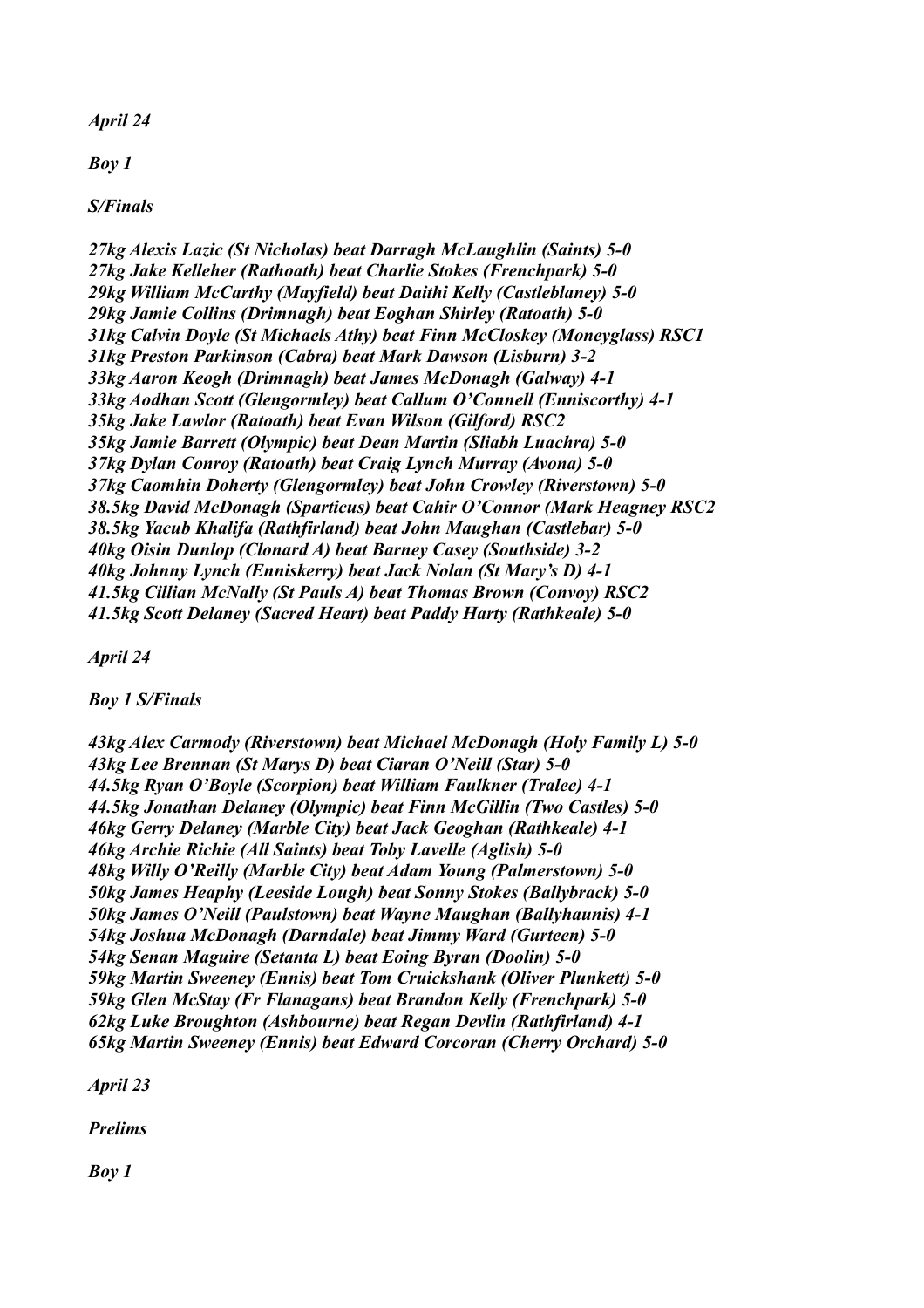*April 24*

*Boy 1*

*S/Finals*

*27kg Alexis Lazic (St Nicholas) beat Darragh McLaughlin (Saints) 5-0*
*27kg Jake Kelleher (Rathoath) beat Charlie Stokes (Frenchpark) 5-0*
*29kg William McCarthy (Mayfield) beat Daithi Kelly (Castleblaney) 5-0*
*29kg Jamie Collins (Drimnagh) beat Eoghan Shirley (Ratoath) 5-0*
*31kg Calvin Doyle (St Michaels Athy) beat Finn McCloskey (Moneyglass) RSC1*
*31kg Preston Parkinson (Cabra) beat Mark Dawson (Lisburn) 3-2*
*33kg Aaron Keogh (Drimnagh) beat James McDonagh (Galway) 4-1*
*33kg Aodhan Scott (Glengormley) beat Callum O'Connell (Enniscorthy) 4-1*
*35kg Jake Lawlor (Ratoath) beat Evan Wilson (Gilford) RSC2*
*35kg Jamie Barrett (Olympic) beat Dean Martin (Sliabh Luachra) 5-0*
*37kg Dylan Conroy (Ratoath) beat Craig Lynch Murray (Avona) 5-0*
*37kg Caomhin Doherty (Glengormley) beat John Crowley (Riverstown) 5-0*
*38.5kg David McDonagh (Sparticus) beat Cahir O'Connor (Mark Heagney RSC2*
*38.5kg Yacub Khalifa (Rathfirland) beat John Maughan (Castlebar) 5-0*
*40kg Oisin Dunlop (Clonard A) beat Barney Casey (Southside) 3-2*
*40kg Johnny Lynch (Enniskerry) beat Jack Nolan (St Mary's D) 4-1*
*41.5kg Cillian McNally (St Pauls A) beat Thomas Brown (Convoy) RSC2*
*41.5kg Scott Delaney (Sacred Heart) beat Paddy Harty (Rathkeale) 5-0*

*April 24*

*Boy 1 S/Finals*

*43kg Alex Carmody (Riverstown) beat Michael McDonagh (Holy Family L) 5-0*
*43kg Lee Brennan (St Marys D) beat Ciaran O'Neill (Star) 5-0*
*44.5kg Ryan O'Boyle (Scorpion) beat William Faulkner (Tralee) 4-1*
*44.5kg Jonathan Delaney (Olympic) beat Finn McGillin (Two Castles) 5-0*
*46kg Gerry Delaney (Marble City) beat Jack Geoghan (Rathkeale) 4-1*
*46kg Archie Richie (All Saints) beat Toby Lavelle (Aglish) 5-0*
*48kg Willy O'Reilly (Marble City) beat Adam Young (Palmerstown) 5-0*
*50kg James Heaphy (Leeside Lough) beat Sonny Stokes (Ballybrack) 5-0*
*50kg James O'Neill (Paulstown) beat Wayne Maughan (Ballyhaunis) 4-1*
*54kg Joshua McDonagh (Darndale) beat Jimmy Ward (Gurteen) 5-0*
*54kg Senan Maguire (Setanta L) beat Eoing Byran (Doolin) 5-0*
*59kg Martin Sweeney (Ennis) beat Tom Cruickshank (Oliver Plunkett) 5-0*
*59kg Glen McStay (Fr Flanagans) beat Brandon Kelly (Frenchpark) 5-0*
*62kg Luke Broughton (Ashbourne) beat Regan Devlin (Rathfirland) 4-1*
*65kg Martin Sweeney (Ennis) beat Edward Corcoran (Cherry Orchard) 5-0*

*April 23*

*Prelims*

*Boy 1*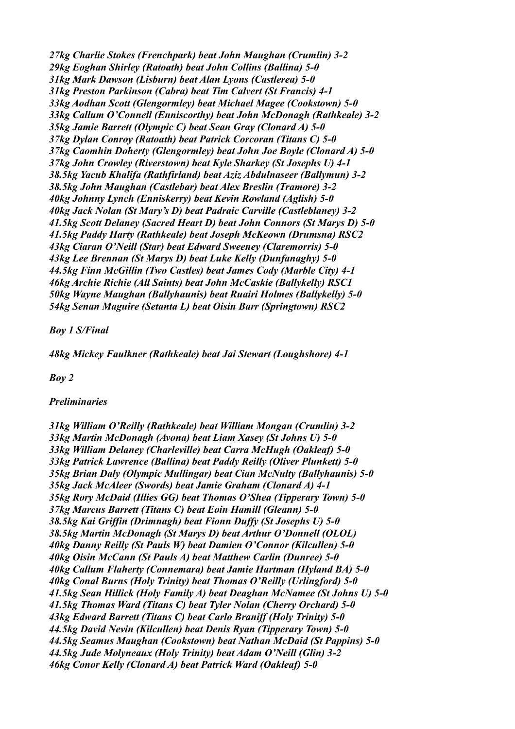*27kg Charlie Stokes (Frenchpark) beat John Maughan (Crumlin) 3-2*
*29kg Eoghan Shirley (Ratoath) beat John Collins (Ballina) 5-0*
*31kg Mark Dawson (Lisburn) beat Alan Lyons (Castlerea) 5-0*
*31kg Preston Parkinson (Cabra) beat Tim Calvert (St Francis) 4-1*
*33kg Aodhan Scott (Glengormley) beat Michael Magee (Cookstown) 5-0*
*33kg Callum O'Connell (Enniscorthy) beat John McDonagh (Rathkeale) 3-2*
*35kg Jamie Barrett (Olympic C) beat Sean Gray (Clonard A) 5-0*
*37kg Dylan Conroy (Ratoath) beat Patrick Corcoran (Titans C) 5-0*
*37kg Caomhin Doherty (Glengormley) beat John Joe Boyle (Clonard A) 5-0*
*37kg John Crowley (Riverstown) beat Kyle Sharkey (St Josephs U) 4-1*
*38.5kg Yacub Khalifa (Rathfirland) beat Aziz Abdulnaseer (Ballymun) 3-2*
*38.5kg John Maughan (Castlebar) beat Alex Breslin (Tramore) 3-2*
*40kg Johnny Lynch (Enniskerry) beat Kevin Rowland (Aglish) 5-0*
*40kg Jack Nolan (St Mary's D) beat Padraic Carville (Castleblaney) 3-2*
*41.5kg Scott Delaney (Sacred Heart D) beat John Connors (St Marys D) 5-0*
*41.5kg Paddy Harty (Rathkeale) beat Joseph McKeown (Drumsna) RSC2*
*43kg Ciaran O'Neill (Star) beat Edward Sweeney (Claremorris) 5-0*
*43kg Lee Brennan (St Marys D) beat Luke Kelly (Dunfanaghy) 5-0*
*44.5kg Finn McGillin (Two Castles) beat James Cody (Marble City) 4-1*
*46kg Archie Richie (All Saints) beat John McCaskie (Ballykelly) RSC1*
*50kg Wayne Maughan (Ballyhaunis) beat Ruairi Holmes (Ballykelly) 5-0*
*54kg Senan Maguire (Setanta L) beat Oisin Barr (Springtown) RSC2*

*Boy 1 S/Final*

*48kg Mickey Faulkner (Rathkeale) beat Jai Stewart (Loughshore) 4-1*

*Boy 2*

*Preliminaries*

*31kg William O'Reilly (Rathkeale) beat William Mongan (Crumlin) 3-2*
*33kg Martin McDonagh (Avona) beat Liam Xasey (St Johns U) 5-0*
*33kg William Delaney (Charleville) beat Carra McHugh (Oakleaf) 5-0*
*33kg Patrick Lawrence (Ballina) beat Paddy Reilly (Oliver Plunkett) 5-0*
*35kg Brian Daly (Olympic Mullingar) beat Cian McNulty (Ballyhaunis) 5-0*
*35kg Jack McAleer (Swords) beat Jamie Graham (Clonard A) 4-1*
*35kg Rory McDaid (Illies GG) beat Thomas O'Shea (Tipperary Town) 5-0*
*37kg Marcus Barrett (Titans C) beat Eoin Hamill (Gleann) 5-0*
*38.5kg Kai Griffin (Drimnagh) beat Fionn Duffy (St Josephs U) 5-0*
*38.5kg Martin McDonagh (St Marys D) beat Arthur O'Donnell (OLOL)*
*40kg Danny Reilly (St Pauls W) beat Damien O'Connor (Kilcullen) 5-0*
*40kg Oisin McCann (St Pauls A) beat Matthew Carlin (Dunree) 5-0*
*40kg Callum Flaherty (Connemara) beat Jamie Hartman (Hyland BA) 5-0*
*40kg Conal Burns (Holy Trinity) beat Thomas O'Reilly (Urlingford) 5-0*
*41.5kg Sean Hillick (Holy Family A) beat Deaghan McNamee (St Johns U) 5-0*
*41.5kg Thomas Ward (Titans C) beat Tyler Nolan (Cherry Orchard) 5-0*
*43kg Edward Barrett (Titans C) beat Carlo Braniff (Holy Trinity) 5-0*
*44.5kg David Nevin (Kilcullen) beat Denis Ryan (Tipperary Town) 5-0*
*44.5kg Seamus Maughan (Cookstown) beat Nathan McDaid (St Pappins) 5-0*
*44.5kg Jude Molyneaux (Holy Trinity) beat Adam O'Neill (Glin) 3-2*
*46kg Conor Kelly (Clonard A) beat Patrick Ward (Oakleaf) 5-0*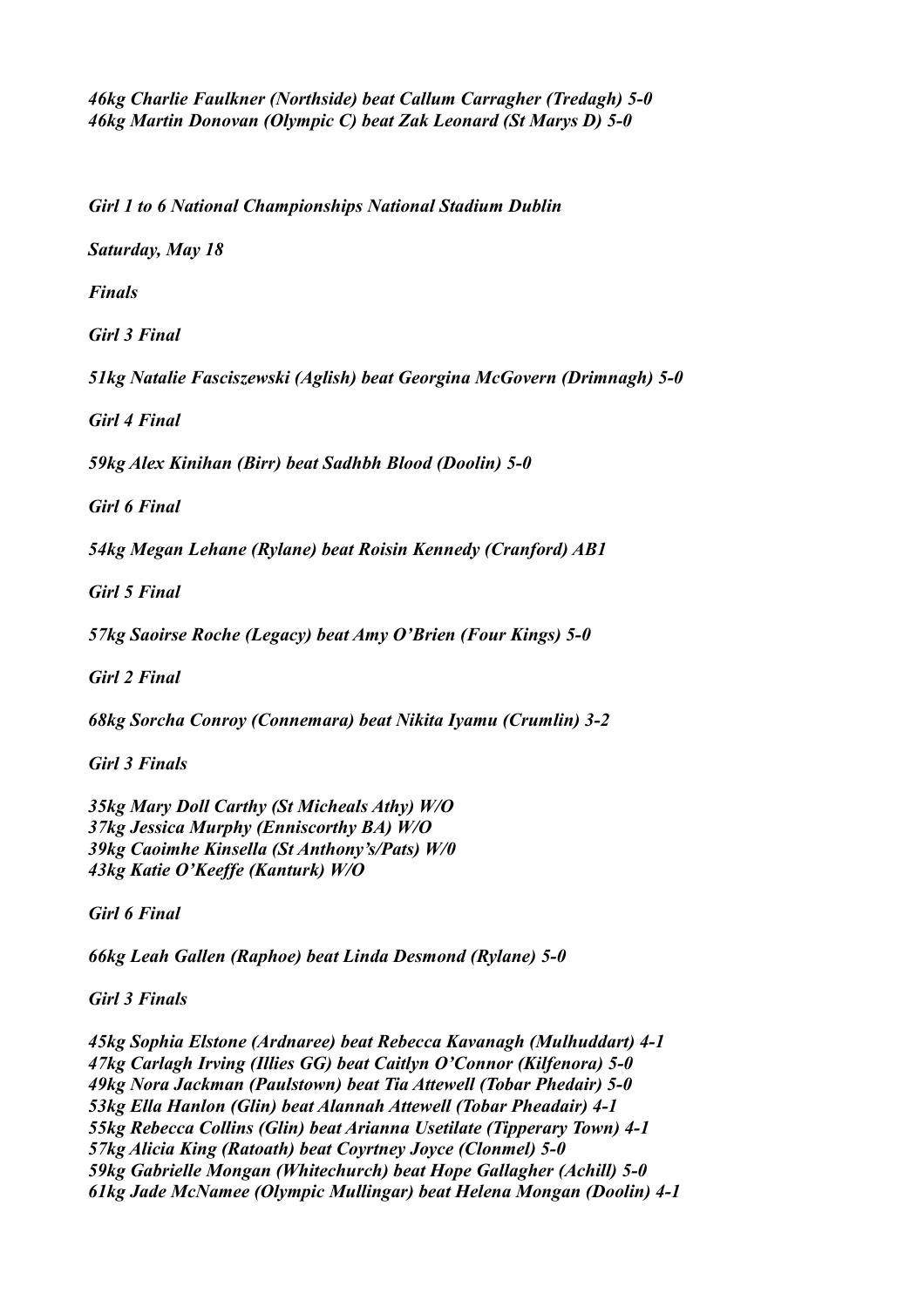*46kg Charlie Faulkner (Northside) beat Callum Carragher (Tredagh) 5-0*
*46kg Martin Donovan (Olympic C) beat Zak Leonard (St Marys D) 5-0*

*Girl 1 to 6 National Championships National Stadium Dublin*

*Saturday, May 18*

*Finals*

*Girl 3 Final*

*51kg Natalie Fasciszewski (Aglish) beat Georgina McGovern (Drimnagh) 5-0*

*Girl 4 Final*

*59kg Alex Kinihan (Birr) beat Sadhbh Blood (Doolin) 5-0*

*Girl 6 Final*

*54kg Megan Lehane (Rylane) beat Roisin Kennedy (Cranford) AB1*

*Girl 5 Final*

*57kg Saoirse Roche (Legacy) beat Amy O'Brien (Four Kings) 5-0*

*Girl 2 Final*

*68kg Sorcha Conroy (Connemara) beat Nikita Iyamu (Crumlin) 3-2*

*Girl 3 Finals*

*35kg Mary Doll Carthy (St Micheals Athy) W/O*
*37kg Jessica Murphy (Enniscorthy BA) W/O*
*39kg Caoimhe Kinsella (St Anthony's/Pats) W/0*
*43kg Katie O'Keeffe (Kanturk) W/O*

*Girl 6 Final*

*66kg Leah Gallen (Raphoe) beat Linda Desmond (Rylane) 5-0*

*Girl 3 Finals*

*45kg Sophia Elstone (Ardnaree) beat Rebecca Kavanagh (Mulhuddart) 4-1*
*47kg Carlagh Irving (Illies GG) beat Caitlyn O'Connor (Kilfenora) 5-0*
*49kg Nora Jackman (Paulstown) beat Tia Attewell (Tobar Phedair) 5-0*
*53kg Ella Hanlon (Glin) beat Alannah Attewell (Tobar Pheadair) 4-1*
*55kg Rebecca Collins (Glin) beat Arianna Usetilate (Tipperary Town) 4-1*
*57kg Alicia King (Ratoath) beat Coyrtney Joyce (Clonmel) 5-0*
*59kg Gabrielle Mongan (Whitechurch) beat Hope Gallagher (Achill) 5-0*
*61kg Jade McNamee (Olympic Mullingar) beat Helena Mongan (Doolin) 4-1*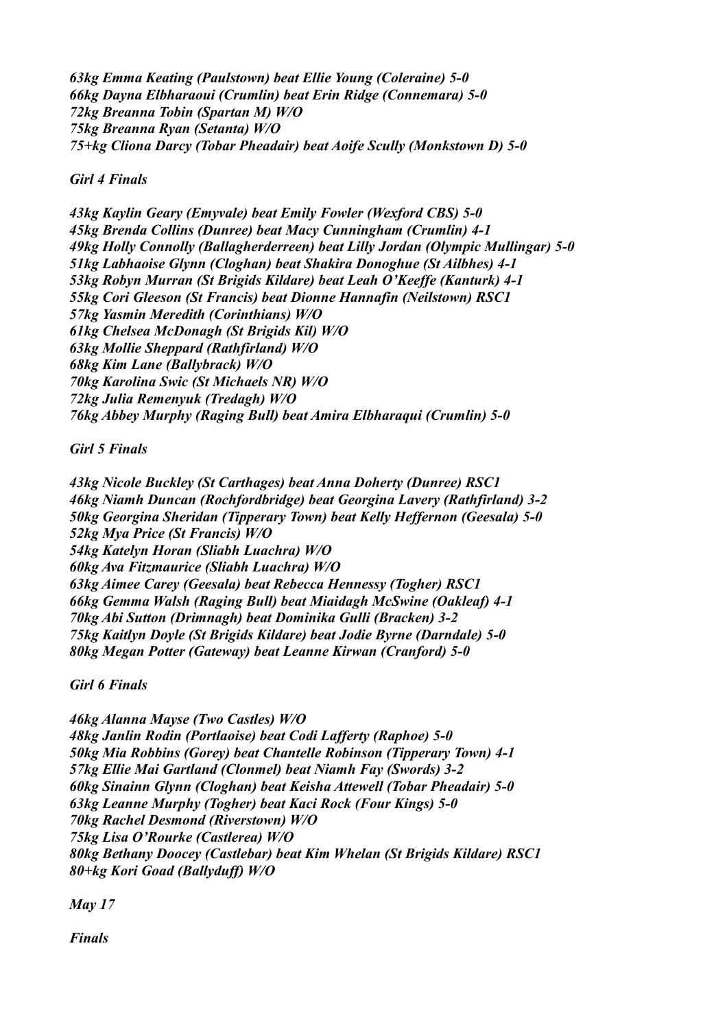*63kg Emma Keating (Paulstown) beat Ellie Young (Coleraine) 5-0*
*66kg Dayna Elbharaoui (Crumlin) beat Erin Ridge (Connemara) 5-0*
*72kg Breanna Tobin (Spartan M) W/O*
*75kg Breanna Ryan (Setanta) W/O*
*75+kg Cliona Darcy (Tobar Pheadair) beat Aoife Scully (Monkstown D) 5-0*

*Girl 4 Finals*

*43kg Kaylin Geary (Emyvale) beat Emily Fowler (Wexford CBS) 5-0*
*45kg Brenda Collins (Dunree) beat Macy Cunningham (Crumlin) 4-1*
*49kg Holly Connolly (Ballagherderreen) beat Lilly Jordan (Olympic Mullingar) 5-0*
*51kg Labhaoise Glynn (Cloghan) beat Shakira Donoghue (St Ailbhes) 4-1*
*53kg Robyn Murran (St Brigids Kildare) beat Leah O'Keeffe (Kanturk) 4-1*
*55kg Cori Gleeson (St Francis) beat Dionne Hannafin (Neilstown) RSC1*
*57kg Yasmin Meredith (Corinthians) W/O*
*61kg Chelsea McDonagh (St Brigids Kil) W/O*
*63kg Mollie Sheppard (Rathfirland) W/O*
*68kg Kim Lane (Ballybrack) W/O*
*70kg Karolina Swic (St Michaels NR) W/O*
*72kg Julia Remenyuk (Tredagh) W/O*
*76kg Abbey Murphy (Raging Bull) beat Amira Elbharaqui (Crumlin) 5-0*

*Girl 5 Finals*

*43kg Nicole Buckley (St Carthages) beat Anna Doherty (Dunree) RSC1*
*46kg Niamh Duncan (Rochfordbridge) beat Georgina Lavery (Rathfirland) 3-2*
*50kg Georgina Sheridan (Tipperary Town) beat Kelly Heffernon (Geesala) 5-0*
*52kg Mya Price (St Francis) W/O*
*54kg Katelyn Horan (Sliabh Luachra) W/O*
*60kg Ava Fitzmaurice (Sliabh Luachra) W/O*
*63kg Aimee Carey (Geesala) beat Rebecca Hennessy (Togher) RSC1*
*66kg Gemma Walsh (Raging Bull) beat Miaidagh McSwine (Oakleaf) 4-1*
*70kg Abi Sutton (Drimnagh) beat Dominika Gulli (Bracken) 3-2*
*75kg Kaitlyn Doyle (St Brigids Kildare) beat Jodie Byrne (Darndale) 5-0*
*80kg Megan Potter (Gateway) beat Leanne Kirwan (Cranford) 5-0*

*Girl 6 Finals*

*46kg Alanna Mayse (Two Castles) W/O*
*48kg Janlin Rodin (Portlaoise) beat Codi Lafferty (Raphoe) 5-0*
*50kg Mia Robbins (Gorey) beat Chantelle Robinson (Tipperary Town) 4-1*
*57kg Ellie Mai Gartland (Clonmel) beat Niamh Fay (Swords) 3-2*
*60kg Sinainn Glynn (Cloghan) beat Keisha Attewell (Tobar Pheadair) 5-0*
*63kg Leanne Murphy (Togher) beat Kaci Rock (Four Kings) 5-0*
*70kg Rachel Desmond (Riverstown) W/O*
*75kg Lisa O'Rourke (Castlerea) W/O*
*80kg Bethany Doocey (Castlebar) beat Kim Whelan (St Brigids Kildare) RSC1*
*80+kg Kori Goad (Ballyduff) W/O*

*May 17*

*Finals*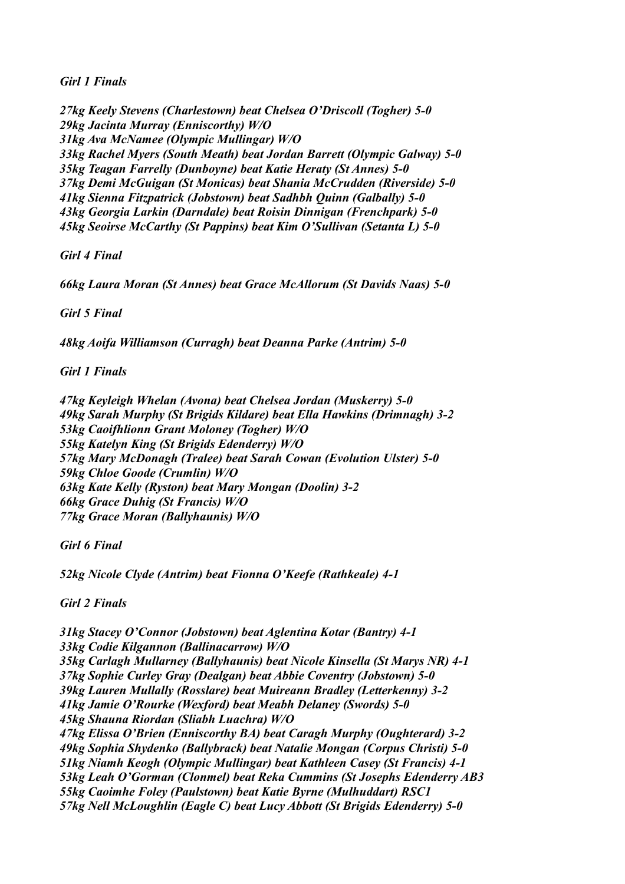*Girl 1 Finals*

*27kg Keely Stevens (Charlestown) beat Chelsea O'Driscoll (Togher) 5-0*
*29kg Jacinta Murray (Enniscorthy) W/O*
*31kg Ava McNamee (Olympic Mullingar) W/O*
*33kg Rachel Myers (South Meath) beat Jordan Barrett (Olympic Galway) 5-0*
*35kg Teagan Farrelly (Dunboyne) beat Katie Heraty (St Annes) 5-0*
*37kg Demi McGuigan (St Monicas) beat Shania McCrudden (Riverside) 5-0*
*41kg Sienna Fitzpatrick (Jobstown) beat Sadhbh Quinn (Galbally) 5-0*
*43kg Georgia Larkin (Darndale) beat Roisin Dinnigan (Frenchpark) 5-0*
*45kg Seoirse McCarthy (St Pappins) beat Kim O'Sullivan (Setanta L) 5-0*

*Girl 4 Final*

*66kg Laura Moran (St Annes) beat Grace McAllorum (St Davids Naas) 5-0*

*Girl 5 Final*

*48kg Aoifa Williamson (Curragh) beat Deanna Parke (Antrim) 5-0*

*Girl 1 Finals*

*47kg Keyleigh Whelan (Avona) beat Chelsea Jordan (Muskerry) 5-0*
*49kg Sarah Murphy (St Brigids Kildare) beat Ella Hawkins (Drimnagh) 3-2*
*53kg Caoifhlionn Grant Moloney (Togher) W/O*
*55kg Katelyn King (St Brigids Edenderry) W/O*
*57kg Mary McDonagh (Tralee) beat Sarah Cowan (Evolution Ulster) 5-0*
*59kg Chloe Goode (Crumlin) W/O*
*63kg Kate Kelly (Ryston) beat Mary Mongan (Doolin) 3-2*
*66kg Grace Duhig (St Francis) W/O*
*77kg Grace Moran (Ballyhaunis) W/O*

*Girl 6 Final*

*52kg Nicole Clyde (Antrim) beat Fionna O'Keefe (Rathkeale) 4-1*

*Girl 2 Finals*

*31kg Stacey O'Connor (Jobstown) beat Aglentina Kotar (Bantry) 4-1*
*33kg Codie Kilgannon (Ballinacarrow) W/O*
*35kg Carlagh Mullarney (Ballyhaunis) beat Nicole Kinsella (St Marys NR) 4-1*
*37kg Sophie Curley Gray (Dealgan) beat Abbie Coventry (Jobstown) 5-0*
*39kg Lauren Mullally (Rosslare) beat Muireann Bradley (Letterkenny) 3-2*
*41kg Jamie O'Rourke (Wexford) beat Meabh Delaney (Swords) 5-0*
*45kg Shauna Riordan (Sliabh Luachra) W/O*
*47kg Elissa O'Brien (Enniscorthy BA) beat Caragh Murphy (Oughterard) 3-2*
*49kg Sophia Shydenko (Ballybrack) beat Natalie Mongan (Corpus Christi) 5-0*
*51kg Niamh Keogh (Olympic Mullingar) beat Kathleen Casey (St Francis) 4-1*
*53kg Leah O'Gorman (Clonmel) beat Reka Cummins (St Josephs Edenderry AB3*
*55kg Caoimhe Foley (Paulstown) beat Katie Byrne (Mulhuddart) RSC1*
*57kg Nell McLoughlin (Eagle C) beat Lucy Abbott (St Brigids Edenderry) 5-0*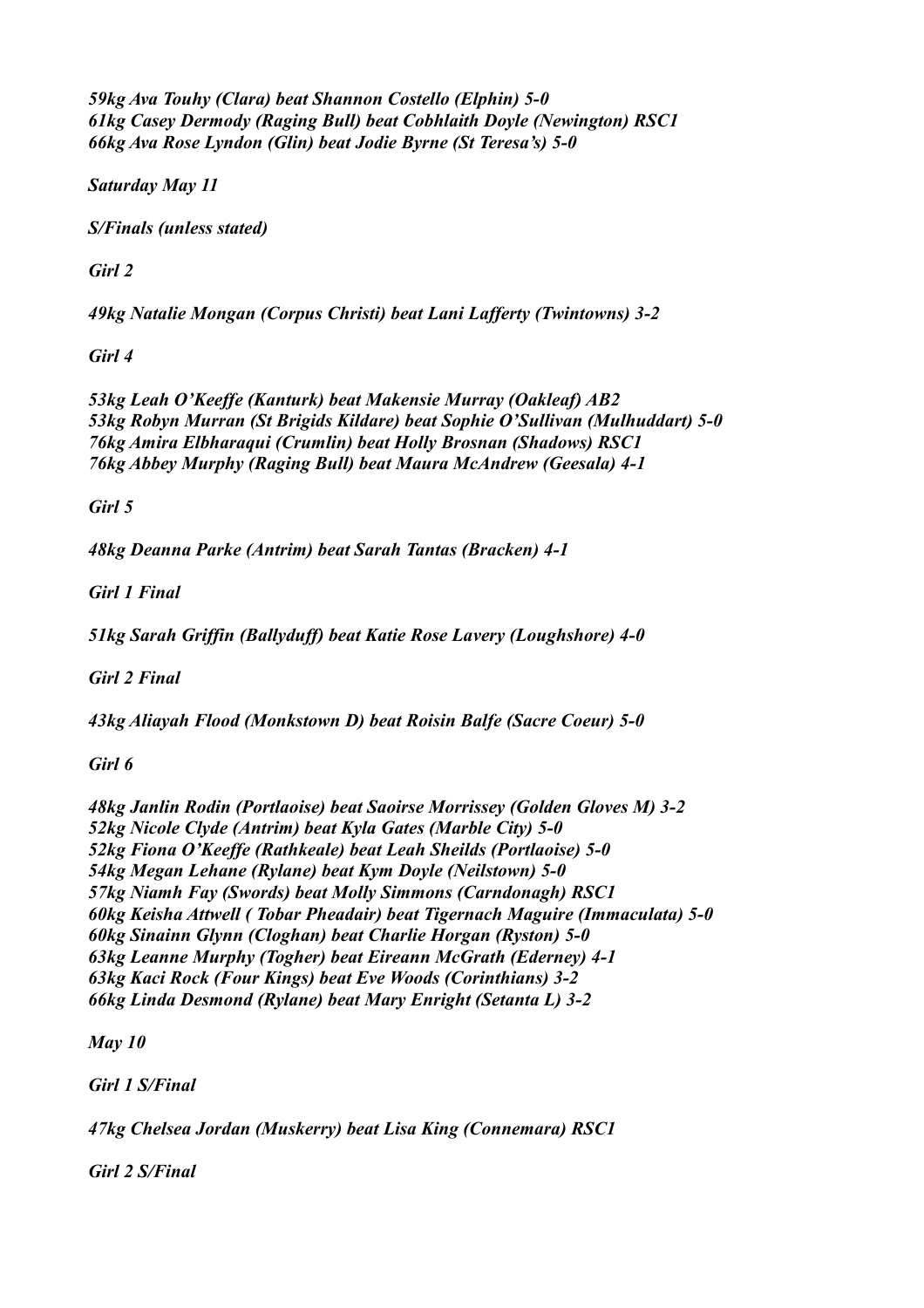*59kg Ava Touhy (Clara) beat Shannon Costello (Elphin) 5-0*
*61kg Casey Dermody (Raging Bull) beat Cobhlaith Doyle (Newington) RSC1*
*66kg Ava Rose Lyndon (Glin) beat Jodie Byrne (St Teresa's) 5-0*

*Saturday May 11*

*S/Finals (unless stated)*

*Girl 2*

*49kg Natalie Mongan (Corpus Christi) beat Lani Lafferty (Twintowns) 3-2*

*Girl 4*

*53kg Leah O'Keeffe (Kanturk) beat Makensie Murray (Oakleaf) AB2*
*53kg Robyn Murran (St Brigids Kildare) beat Sophie O'Sullivan (Mulhuddart) 5-0*
*76kg Amira Elbharaqui (Crumlin) beat Holly Brosnan (Shadows) RSC1*
*76kg Abbey Murphy (Raging Bull) beat Maura McAndrew (Geesala) 4-1*

*Girl 5*

*48kg Deanna Parke (Antrim) beat Sarah Tantas (Bracken) 4-1*

*Girl 1 Final*

*51kg Sarah Griffin (Ballyduff) beat Katie Rose Lavery (Loughshore) 4-0*

*Girl 2 Final*

*43kg Aliayah Flood (Monkstown D) beat Roisin Balfe (Sacre Coeur) 5-0*

*Girl 6*

*48kg Janlin Rodin (Portlaoise) beat Saoirse Morrissey (Golden Gloves M) 3-2*
*52kg Nicole Clyde (Antrim) beat Kyla Gates (Marble City) 5-0*
*52kg Fiona O'Keeffe (Rathkeale) beat Leah Sheilds (Portlaoise) 5-0*
*54kg Megan Lehane (Rylane) beat Kym Doyle (Neilstown) 5-0*
*57kg Niamh Fay (Swords) beat Molly Simmons (Carndonagh) RSC1*
*60kg Keisha Attwell ( Tobar Pheadair) beat Tigernach Maguire (Immaculata) 5-0*
*60kg Sinainn Glynn (Cloghan) beat Charlie Horgan (Ryston) 5-0*
*63kg Leanne Murphy (Togher) beat Eireann McGrath (Ederney) 4-1*
*63kg Kaci Rock (Four Kings) beat Eve Woods (Corinthians) 3-2*
*66kg Linda Desmond (Rylane) beat Mary Enright (Setanta L) 3-2*

*May 10*

*Girl 1 S/Final*

*47kg Chelsea Jordan (Muskerry) beat Lisa King (Connemara) RSC1*

*Girl 2 S/Final*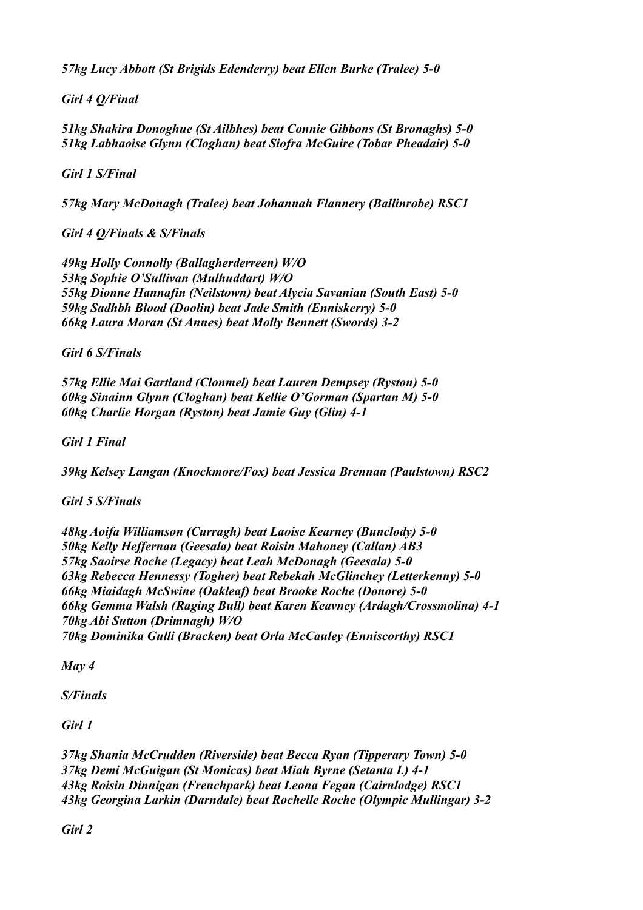*57kg Lucy Abbott (St Brigids Edenderry) beat Ellen Burke (Tralee) 5-0*

*Girl 4 Q/Final*

*51kg Shakira Donoghue (St Ailbhes) beat Connie Gibbons (St Bronaghs) 5-0*
*51kg Labhaoise Glynn (Cloghan) beat Siofra McGuire (Tobar Pheadair) 5-0*

*Girl 1 S/Final*

*57kg Mary McDonagh (Tralee) beat Johannah Flannery (Ballinrobe) RSC1*

*Girl 4 Q/Finals & S/Finals*

*49kg Holly Connolly (Ballagherderreen) W/O*
*53kg Sophie O'Sullivan (Mulhuddart) W/O*
*55kg Dionne Hannafin (Neilstown) beat Alycia Savanian (South East) 5-0*
*59kg Sadhbh Blood (Doolin) beat Jade Smith (Enniskerry) 5-0*
*66kg Laura Moran (St Annes) beat Molly Bennett (Swords) 3-2*

*Girl 6 S/Finals*

*57kg Ellie Mai Gartland (Clonmel) beat Lauren Dempsey (Ryston) 5-0*
*60kg Sinainn Glynn (Cloghan) beat Kellie O'Gorman (Spartan M) 5-0*
*60kg Charlie Horgan (Ryston) beat Jamie Guy (Glin) 4-1*

*Girl 1 Final*

*39kg Kelsey Langan (Knockmore/Fox) beat Jessica Brennan (Paulstown) RSC2*

*Girl 5 S/Finals*

*48kg Aoifa Williamson (Curragh) beat Laoise Kearney (Bunclody) 5-0*
*50kg Kelly Heffernan (Geesala) beat Roisin Mahoney (Callan) AB3*
*57kg Saoirse Roche (Legacy) beat Leah McDonagh (Geesala) 5-0*
*63kg Rebecca Hennessy (Togher) beat Rebekah McGlinchey (Letterkenny) 5-0*
*66kg Miaidagh McSwine (Oakleaf) beat Brooke Roche (Donore) 5-0*
*66kg Gemma Walsh (Raging Bull) beat Karen Keavney (Ardagh/Crossmolina) 4-1*
*70kg Abi Sutton (Drimnagh) W/O*
*70kg Dominika Gulli (Bracken) beat Orla McCauley (Enniscorthy) RSC1*

*May 4*

*S/Finals*

*Girl 1*

*37kg Shania McCrudden (Riverside) beat Becca Ryan (Tipperary Town) 5-0*
*37kg Demi McGuigan (St Monicas) beat Miah Byrne (Setanta L) 4-1*
*43kg Roisin Dinnigan (Frenchpark) beat Leona Fegan (Cairnlodge) RSC1*
*43kg Georgina Larkin (Darndale) beat Rochelle Roche (Olympic Mullingar) 3-2*

*Girl 2*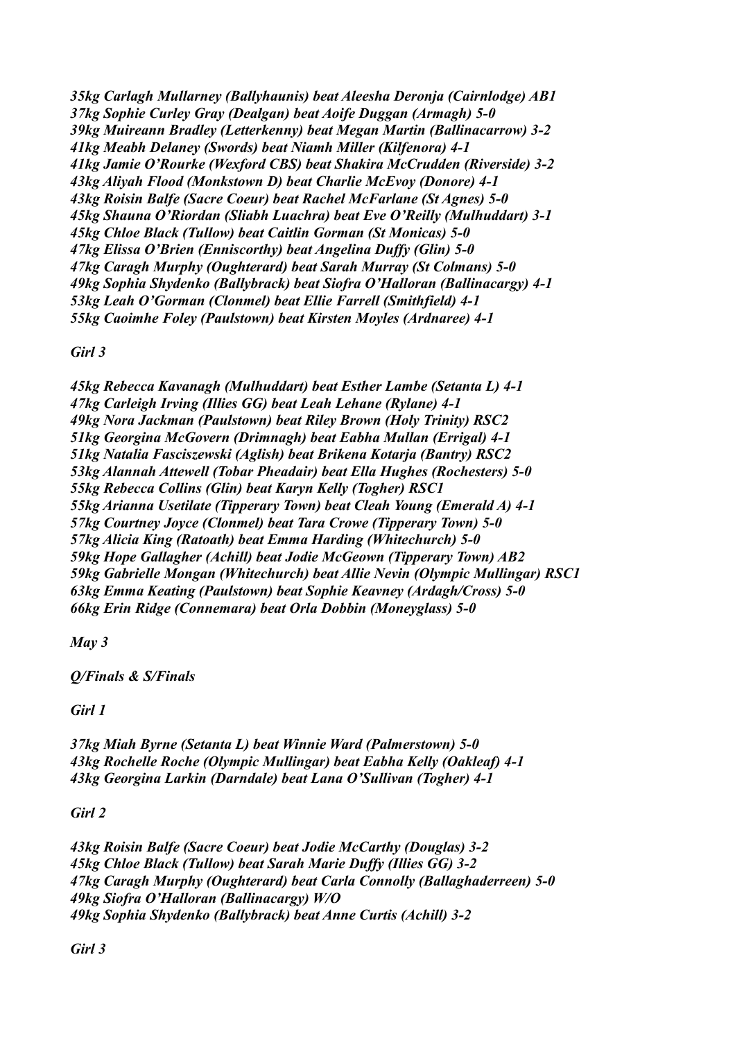*35kg Carlagh Mullarney (Ballyhaunis) beat Aleesha Deronja (Cairnlodge) AB1*
*37kg Sophie Curley Gray (Dealgan) beat Aoife Duggan (Armagh) 5-0*
*39kg Muireann Bradley (Letterkenny) beat Megan Martin (Ballinacarrow) 3-2*
*41kg Meabh Delaney (Swords) beat Niamh Miller (Kilfenora) 4-1*
*41kg Jamie O'Rourke (Wexford CBS) beat Shakira McCrudden (Riverside) 3-2*
*43kg Aliyah Flood (Monkstown D) beat Charlie McEvoy (Donore) 4-1*
*43kg Roisin Balfe (Sacre Coeur) beat Rachel McFarlane (St Agnes) 5-0*
*45kg Shauna O'Riordan (Sliabh Luachra) beat Eve O'Reilly (Mulhuddart) 3-1*
*45kg Chloe Black (Tullow) beat Caitlin Gorman (St Monicas) 5-0*
*47kg Elissa O'Brien (Enniscorthy) beat Angelina Duffy (Glin) 5-0*
*47kg Caragh Murphy (Oughterard) beat Sarah Murray (St Colmans) 5-0*
*49kg Sophia Shydenko (Ballybrack) beat Siofra O'Halloran (Ballinacargy) 4-1*
*53kg Leah O'Gorman (Clonmel) beat Ellie Farrell (Smithfield) 4-1*
*55kg Caoimhe Foley (Paulstown) beat Kirsten Moyles (Ardnaree) 4-1*

*Girl 3*

*45kg Rebecca Kavanagh (Mulhuddart) beat Esther Lambe (Setanta L) 4-1*
*47kg Carleigh Irving (Illies GG) beat Leah Lehane (Rylane) 4-1*
*49kg Nora Jackman (Paulstown) beat Riley Brown (Holy Trinity) RSC2*
*51kg Georgina McGovern (Drimnagh) beat Eabha Mullan (Errigal) 4-1*
*51kg Natalia Fasciszewski (Aglish) beat Brikena Kotarja (Bantry) RSC2*
*53kg Alannah Attewell (Tobar Pheadair) beat Ella Hughes (Rochesters) 5-0*
*55kg Rebecca Collins (Glin) beat Karyn Kelly (Togher) RSC1*
*55kg Arianna Usetilate (Tipperary Town) beat Cleah Young (Emerald A) 4-1*
*57kg Courtney Joyce (Clonmel) beat Tara Crowe (Tipperary Town) 5-0*
*57kg Alicia King (Ratoath) beat Emma Harding (Whitechurch) 5-0*
*59kg Hope Gallagher (Achill) beat Jodie McGeown (Tipperary Town) AB2*
*59kg Gabrielle Mongan (Whitechurch) beat Allie Nevin (Olympic Mullingar) RSC1*
*63kg Emma Keating (Paulstown) beat Sophie Keavney (Ardagh/Cross) 5-0*
*66kg Erin Ridge (Connemara) beat Orla Dobbin (Moneyglass) 5-0*

*May 3*

*Q/Finals & S/Finals*

*Girl 1*

*37kg Miah Byrne (Setanta L) beat Winnie Ward (Palmerstown) 5-0*
*43kg Rochelle Roche (Olympic Mullingar) beat Eabha Kelly (Oakleaf) 4-1*
*43kg Georgina Larkin (Darndale) beat Lana O'Sullivan (Togher) 4-1*

*Girl 2*

*43kg Roisin Balfe (Sacre Coeur) beat Jodie McCarthy (Douglas) 3-2*
*45kg Chloe Black (Tullow) beat Sarah Marie Duffy (Illies GG) 3-2*
*47kg Caragh Murphy (Oughterard) beat Carla Connolly (Ballaghaderreen) 5-0*
*49kg Siofra O'Halloran (Ballinacargy) W/O*
*49kg Sophia Shydenko (Ballybrack) beat Anne Curtis (Achill) 3-2*

*Girl 3*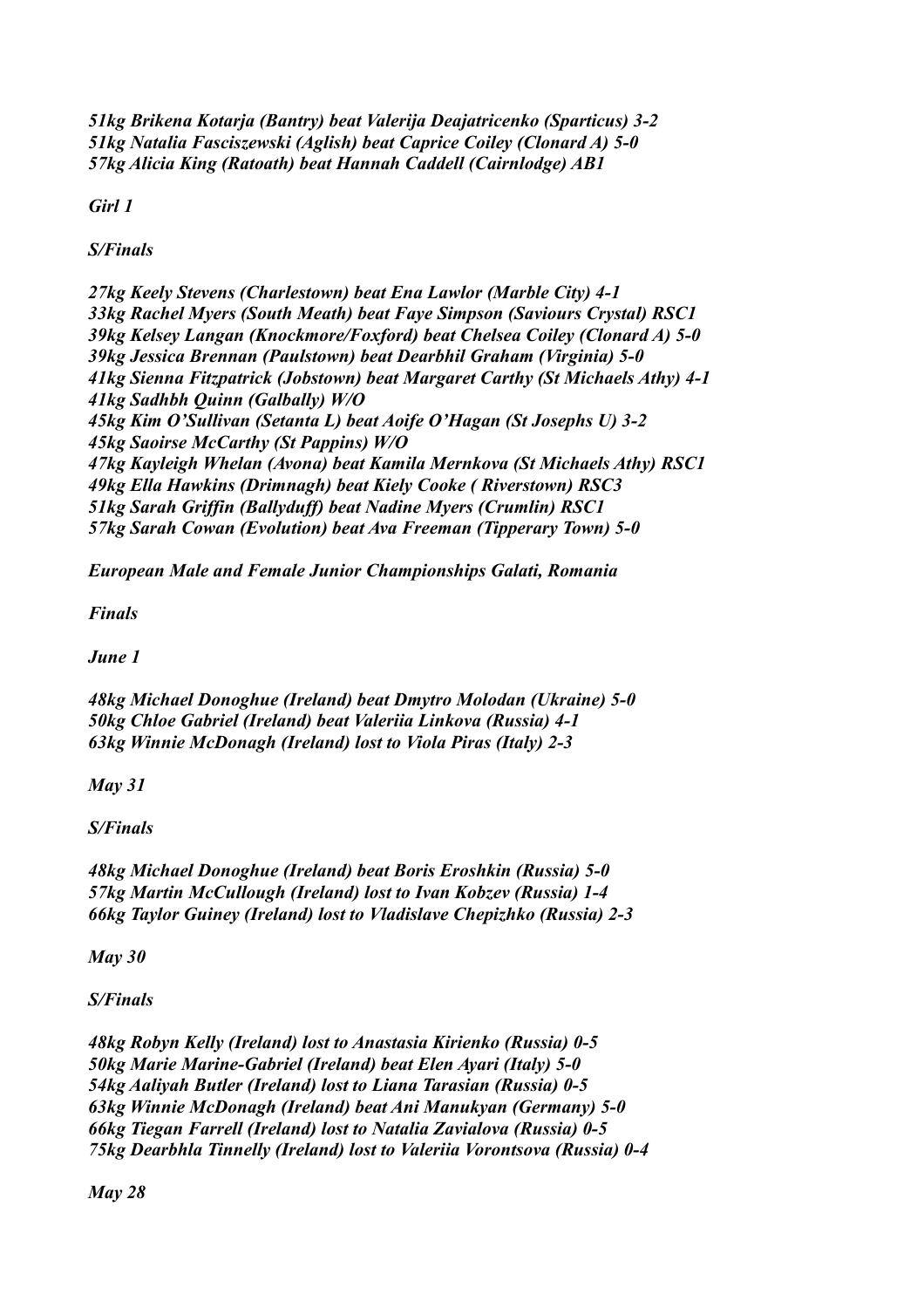*51kg Brikena Kotarja (Bantry) beat Valerija Deajatricenko (Sparticus) 3-2*
*51kg Natalia Fasciszewski (Aglish) beat Caprice Coiley (Clonard A) 5-0*
*57kg Alicia King (Ratoath) beat Hannah Caddell (Cairnlodge) AB1*

*Girl 1*

*S/Finals*

*27kg Keely Stevens (Charlestown) beat Ena Lawlor (Marble City) 4-1*
*33kg Rachel Myers (South Meath) beat Faye Simpson (Saviours Crystal) RSC1*
*39kg Kelsey Langan (Knockmore/Foxford) beat Chelsea Coiley (Clonard A) 5-0*
*39kg Jessica Brennan (Paulstown) beat Dearbhil Graham (Virginia) 5-0*
*41kg Sienna Fitzpatrick (Jobstown) beat Margaret Carthy (St Michaels Athy) 4-1*
*41kg Sadhbh Quinn (Galbally) W/O*
*45kg Kim O'Sullivan (Setanta L) beat Aoife O'Hagan (St Josephs U) 3-2*
*45kg Saoirse McCarthy (St Pappins) W/O*
*47kg Kayleigh Whelan (Avona) beat Kamila Mernkova (St Michaels Athy) RSC1*
*49kg Ella Hawkins (Drimnagh) beat Kiely Cooke ( Riverstown) RSC3*
*51kg Sarah Griffin (Ballyduff) beat Nadine Myers (Crumlin) RSC1*
*57kg Sarah Cowan (Evolution) beat Ava Freeman (Tipperary Town) 5-0*

*European Male and Female Junior Championships Galati, Romania*

*Finals*

*June 1*

*48kg Michael Donoghue (Ireland) beat Dmytro Molodan (Ukraine) 5-0*
*50kg Chloe Gabriel (Ireland) beat Valeriia Linkova (Russia) 4-1*
*63kg Winnie McDonagh (Ireland) lost to Viola Piras (Italy) 2-3*

*May 31*

*S/Finals*

*48kg Michael Donoghue (Ireland) beat Boris Eroshkin (Russia) 5-0*
*57kg Martin McCullough (Ireland) lost to Ivan Kobzev (Russia) 1-4*
*66kg Taylor Guiney (Ireland) lost to Vladislave Chepizhko (Russia) 2-3*

*May 30*

*S/Finals*

*48kg Robyn Kelly (Ireland) lost to Anastasia Kirienko (Russia) 0-5*
*50kg Marie Marine-Gabriel (Ireland) beat Elen Ayari (Italy) 5-0*
*54kg Aaliyah Butler (Ireland) lost to Liana Tarasian (Russia) 0-5*
*63kg Winnie McDonagh (Ireland) beat Ani Manukyan (Germany) 5-0*
*66kg Tiegan Farrell (Ireland) lost to Natalia Zavialova (Russia) 0-5*
*75kg Dearbhla Tinnelly (Ireland) lost to Valeriia Vorontsova (Russia) 0-4*

*May 28*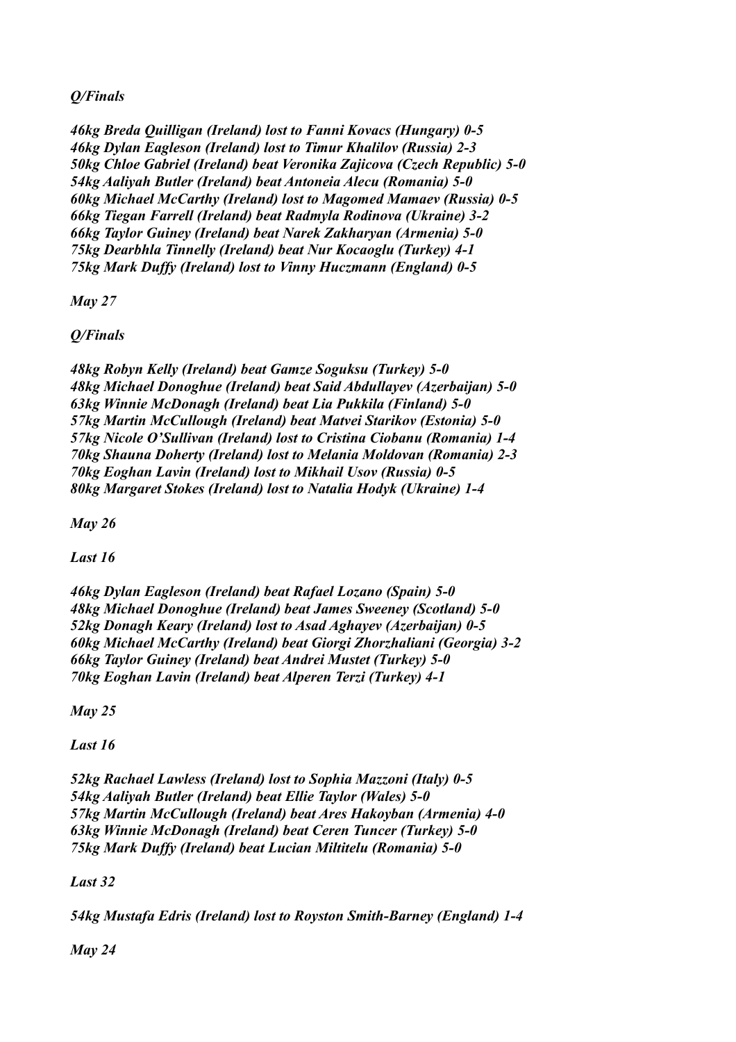*Q/Finals*

*46kg Breda Quilligan (Ireland) lost to Fanni Kovacs (Hungary) 0-5*
*46kg Dylan Eagleson (Ireland) lost to Timur Khalilov (Russia) 2-3*
*50kg Chloe Gabriel (Ireland) beat Veronika Zajicova (Czech Republic) 5-0*
*54kg Aaliyah Butler (Ireland) beat Antoneia Alecu (Romania) 5-0*
*60kg Michael McCarthy (Ireland) lost to Magomed Mamaev (Russia) 0-5*
*66kg Tiegan Farrell (Ireland) beat Radmyla Rodinova (Ukraine) 3-2*
*66kg Taylor Guiney (Ireland) beat Narek Zakharyan (Armenia) 5-0*
*75kg Dearbhla Tinnelly (Ireland) beat Nur Kocaoglu (Turkey) 4-1*
*75kg Mark Duffy (Ireland) lost to Vinny Huczmann (England) 0-5*

*May 27*

*Q/Finals*

*48kg Robyn Kelly (Ireland) beat Gamze Soguksu (Turkey) 5-0*
*48kg Michael Donoghue (Ireland) beat Said Abdullayev (Azerbaijan) 5-0*
*63kg Winnie McDonagh (Ireland) beat Lia Pukkila (Finland) 5-0*
*57kg Martin McCullough (Ireland) beat Matvei Starikov (Estonia) 5-0*
*57kg Nicole O'Sullivan (Ireland) lost to Cristina Ciobanu (Romania) 1-4*
*70kg Shauna Doherty (Ireland) lost to Melania Moldovan (Romania) 2-3*
*70kg Eoghan Lavin (Ireland) lost to Mikhail Usov (Russia) 0-5*
*80kg Margaret Stokes (Ireland) lost to Natalia Hodyk (Ukraine) 1-4*

*May 26*

*Last 16*

*46kg Dylan Eagleson (Ireland) beat Rafael Lozano (Spain) 5-0*
*48kg Michael Donoghue (Ireland) beat James Sweeney (Scotland) 5-0*
*52kg Donagh Keary (Ireland) lost to Asad Aghayev (Azerbaijan) 0-5*
*60kg Michael McCarthy (Ireland) beat Giorgi Zhorzhaliani (Georgia) 3-2*
*66kg Taylor Guiney (Ireland) beat Andrei Mustet (Turkey) 5-0*
*70kg Eoghan Lavin (Ireland) beat Alperen Terzi (Turkey) 4-1*

*May 25*

*Last 16*

*52kg Rachael Lawless (Ireland) lost to Sophia Mazzoni (Italy) 0-5*
*54kg Aaliyah Butler (Ireland) beat Ellie Taylor (Wales) 5-0*
*57kg Martin McCullough (Ireland) beat Ares Hakoyban (Armenia) 4-0*
*63kg Winnie McDonagh (Ireland) beat Ceren Tuncer (Turkey) 5-0*
*75kg Mark Duffy (Ireland) beat Lucian Miltitelu (Romania) 5-0*

*Last 32*

*54kg Mustafa Edris (Ireland) lost to Royston Smith-Barney (England) 1-4*

*May 24*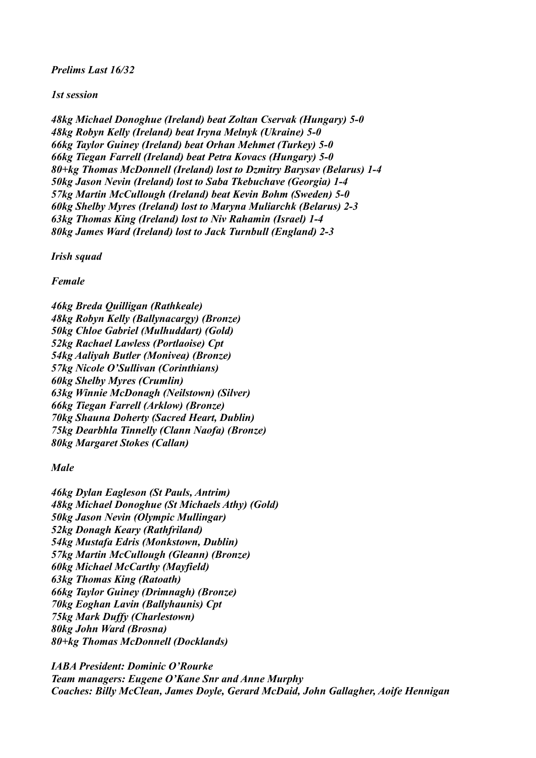*Prelims Last 16/32*

*1st session*

*48kg Michael Donoghue (Ireland) beat Zoltan Cservak (Hungary) 5-0*
*48kg Robyn Kelly (Ireland) beat Iryna Melnyk (Ukraine) 5-0*
*66kg Taylor Guiney (Ireland) beat Orhan Mehmet (Turkey) 5-0*
*66kg Tiegan Farrell (Ireland) beat Petra Kovacs (Hungary) 5-0*
*80+kg Thomas McDonnell (Ireland) lost to Dzmitry Barysav (Belarus) 1-4*
*50kg Jason Nevin (Ireland) lost to Saba Tkebuchave (Georgia) 1-4*
*57kg Martin McCullough (Ireland) beat Kevin Bohm (Sweden) 5-0*
*60kg Shelby Myres (Ireland) lost to Maryna Muliarchk (Belarus) 2-3*
*63kg Thomas King (Ireland) lost to Niv Rahamin (Israel) 1-4*
*80kg James Ward (Ireland) lost to Jack Turnbull (England) 2-3*

*Irish squad*

*Female*

*46kg Breda Quilligan (Rathkeale)*
*48kg Robyn Kelly (Ballynacargy) (Bronze)*
*50kg Chloe Gabriel (Mulhuddart) (Gold)*
*52kg Rachael Lawless (Portlaoise) Cpt*
*54kg Aaliyah Butler (Monivea) (Bronze)*
*57kg Nicole O'Sullivan (Corinthians)*
*60kg Shelby Myres (Crumlin)*
*63kg Winnie McDonagh (Neilstown) (Silver)*
*66kg Tiegan Farrell (Arklow) (Bronze)*
*70kg Shauna Doherty (Sacred Heart, Dublin)*
*75kg Dearbhla Tinnelly (Clann Naofa) (Bronze)*
*80kg Margaret Stokes (Callan)*

*Male*

*46kg Dylan Eagleson (St Pauls, Antrim)*
*48kg Michael Donoghue (St Michaels Athy) (Gold)*
*50kg Jason Nevin (Olympic Mullingar)*
*52kg Donagh Keary (Rathfriland)*
*54kg Mustafa Edris (Monkstown, Dublin)*
*57kg Martin McCullough (Gleann) (Bronze)*
*60kg Michael McCarthy (Mayfield)*
*63kg Thomas King (Ratoath)*
*66kg Taylor Guiney (Drimnagh) (Bronze)*
*70kg Eoghan Lavin (Ballyhaunis) Cpt*
*75kg Mark Duffy (Charlestown)*
*80kg John Ward (Brosna)*
*80+kg Thomas McDonnell (Docklands)*

*IABA President: Dominic O'Rourke*
*Team managers: Eugene O'Kane Snr and Anne Murphy*
*Coaches: Billy McClean, James Doyle, Gerard McDaid, John Gallagher, Aoife Hennigan*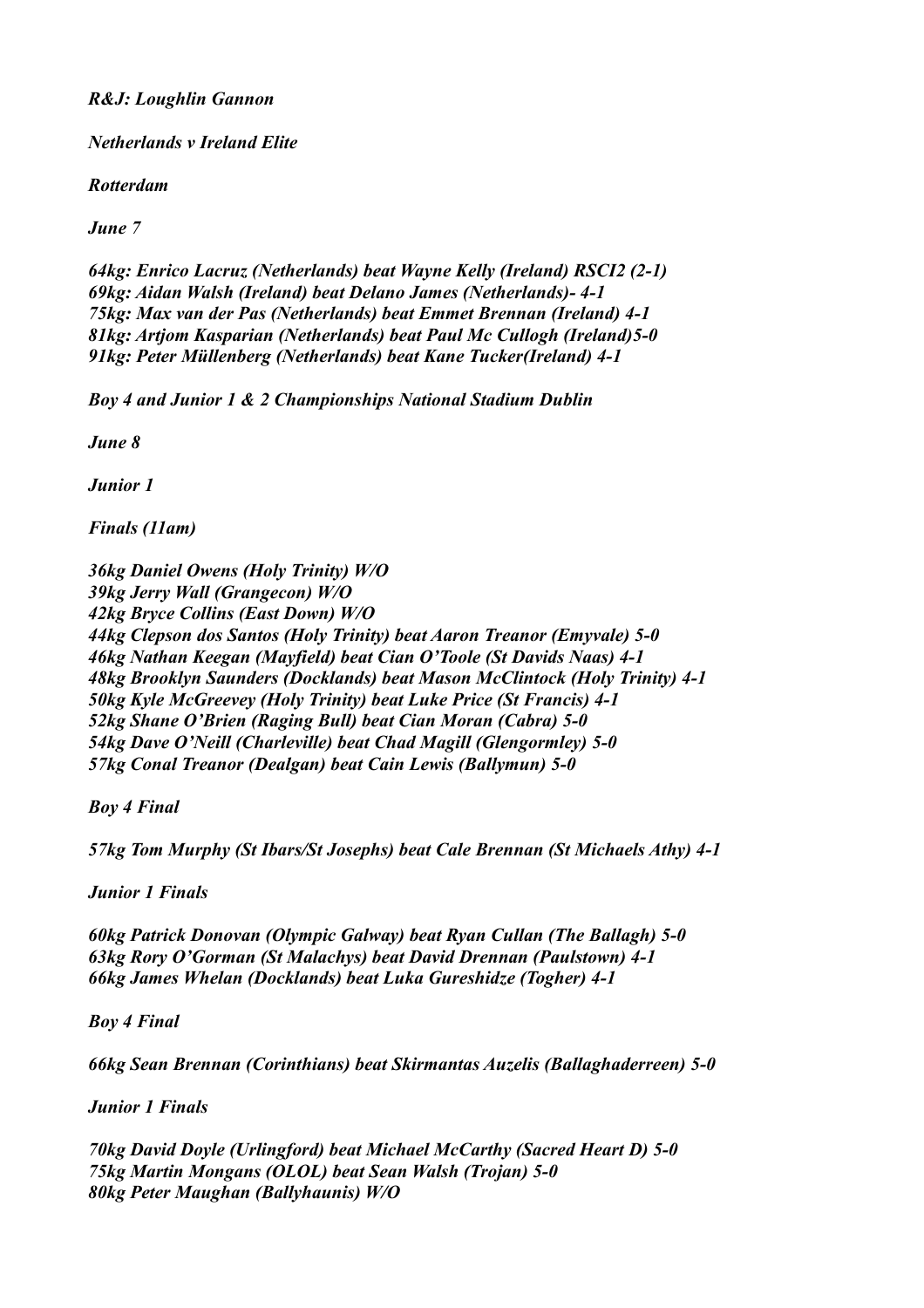*R&J: Loughlin Gannon*

*Netherlands v Ireland Elite*

*Rotterdam*

*June 7*

*64kg: Enrico Lacruz (Netherlands) beat Wayne Kelly (Ireland) RSCI2 (2-1)*
*69kg: Aidan Walsh (Ireland) beat Delano James (Netherlands)- 4-1*
*75kg: Max van der Pas (Netherlands) beat Emmet Brennan (Ireland) 4-1*
*81kg: Artjom Kasparian (Netherlands) beat Paul Mc Cullogh (Ireland)5-0*
*91kg: Peter Müllenberg (Netherlands) beat Kane Tucker(Ireland) 4-1*

*Boy 4 and Junior 1 & 2 Championships National Stadium Dublin*

*June 8*

*Junior 1*

*Finals (11am)*

*36kg Daniel Owens (Holy Trinity) W/O*
*39kg Jerry Wall (Grangecon) W/O*
*42kg Bryce Collins (East Down) W/O*
*44kg Clepson dos Santos (Holy Trinity) beat Aaron Treanor (Emyvale) 5-0*
*46kg Nathan Keegan (Mayfield) beat Cian O'Toole (St Davids Naas) 4-1*
*48kg Brooklyn Saunders (Docklands) beat Mason McClintock (Holy Trinity) 4-1*
*50kg Kyle McGreevey (Holy Trinity) beat Luke Price (St Francis) 4-1*
*52kg Shane O'Brien (Raging Bull) beat Cian Moran (Cabra) 5-0*
*54kg Dave O'Neill (Charleville) beat Chad Magill (Glengormley) 5-0*
*57kg Conal Treanor (Dealgan) beat Cain Lewis (Ballymun) 5-0*

*Boy 4 Final*

*57kg Tom Murphy (St Ibars/St Josephs) beat Cale Brennan (St Michaels Athy) 4-1*

*Junior 1 Finals*

*60kg Patrick Donovan (Olympic Galway) beat Ryan Cullan (The Ballagh) 5-0*
*63kg Rory O'Gorman (St Malachys) beat David Drennan (Paulstown) 4-1*
*66kg James Whelan (Docklands) beat Luka Gureshidze (Togher) 4-1*

*Boy 4 Final*

*66kg Sean Brennan (Corinthians) beat Skirmantas Auzelis (Ballaghaderreen) 5-0*

*Junior 1 Finals*

*70kg David Doyle (Urlingford) beat Michael McCarthy (Sacred Heart D) 5-0*
*75kg Martin Mongans (OLOL) beat Sean Walsh (Trojan) 5-0*
*80kg Peter Maughan (Ballyhaunis) W/O*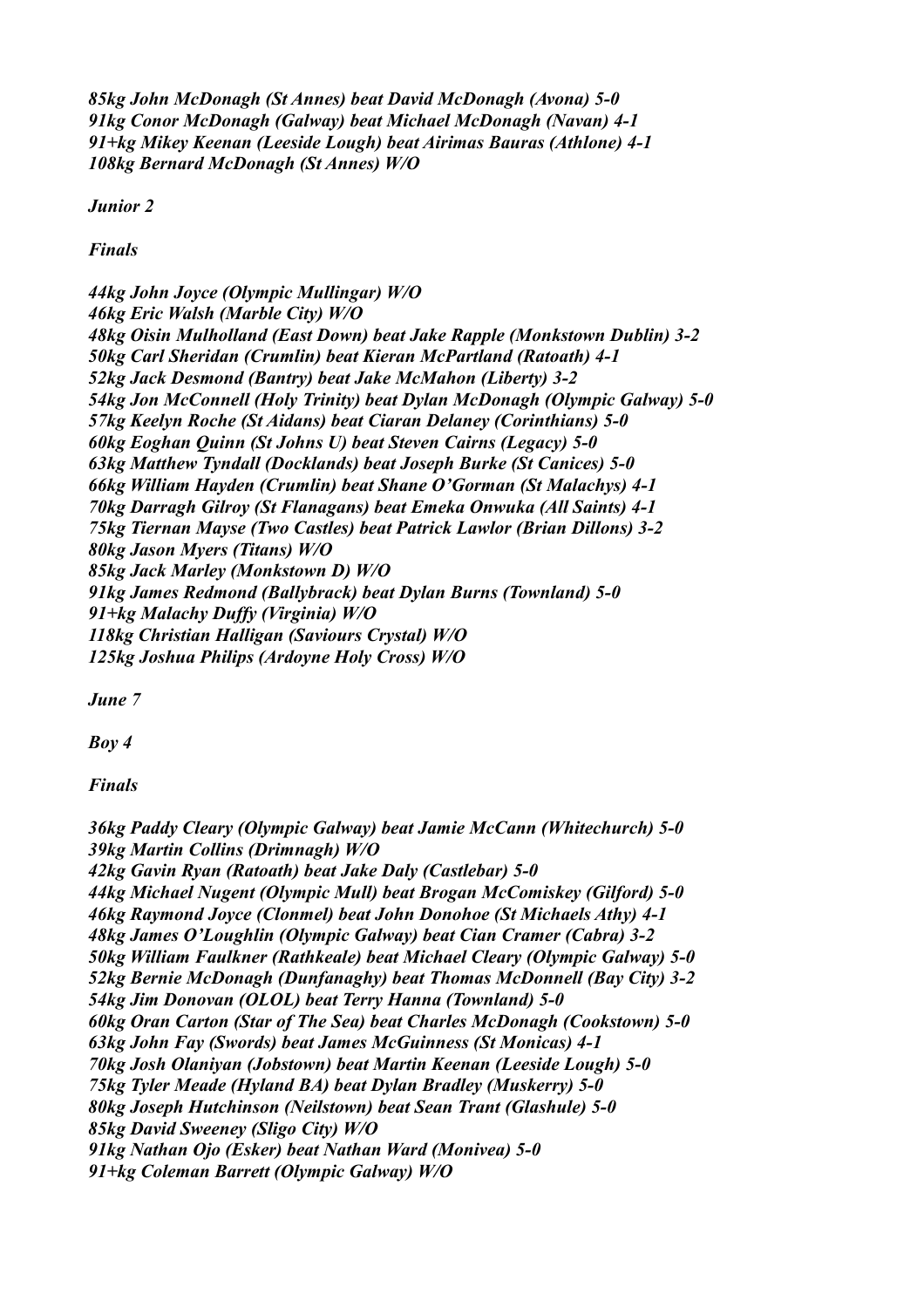*85kg John McDonagh (St Annes) beat David McDonagh (Avona) 5-0*
*91kg Conor McDonagh (Galway) beat Michael McDonagh (Navan) 4-1*
*91+kg Mikey Keenan (Leeside Lough) beat Airimas Bauras (Athlone) 4-1*
*108kg Bernard McDonagh (St Annes) W/O*

*Junior 2*

*Finals*

*44kg John Joyce (Olympic Mullingar) W/O*
*46kg Eric Walsh (Marble City) W/O*
*48kg Oisin Mulholland (East Down) beat Jake Rapple (Monkstown Dublin) 3-2*
*50kg Carl Sheridan (Crumlin) beat Kieran McPartland (Ratoath) 4-1*
*52kg Jack Desmond (Bantry) beat Jake McMahon (Liberty) 3-2*
*54kg Jon McConnell (Holy Trinity) beat Dylan McDonagh (Olympic Galway) 5-0*
*57kg Keelyn Roche (St Aidans) beat Ciaran Delaney (Corinthians) 5-0*
*60kg Eoghan Quinn (St Johns U) beat Steven Cairns (Legacy) 5-0*
*63kg Matthew Tyndall (Docklands) beat Joseph Burke (St Canices) 5-0*
*66kg William Hayden (Crumlin) beat Shane O'Gorman (St Malachys) 4-1*
*70kg Darragh Gilroy (St Flanagans) beat Emeka Onwuka (All Saints) 4-1*
*75kg Tiernan Mayse (Two Castles) beat Patrick Lawlor (Brian Dillons) 3-2*
*80kg Jason Myers (Titans) W/O*
*85kg Jack Marley (Monkstown D) W/O*
*91kg James Redmond (Ballybrack) beat Dylan Burns (Townland) 5-0*
*91+kg Malachy Duffy (Virginia) W/O*
*118kg Christian Halligan (Saviours Crystal) W/O*
*125kg Joshua Philips (Ardoyne Holy Cross) W/O*

*June 7*

*Boy 4*

*Finals*

*36kg Paddy Cleary (Olympic Galway) beat Jamie McCann (Whitechurch) 5-0*
*39kg Martin Collins (Drimnagh) W/O*
*42kg Gavin Ryan (Ratoath) beat Jake Daly (Castlebar) 5-0*
*44kg Michael Nugent (Olympic Mull) beat Brogan McComiskey (Gilford) 5-0*
*46kg Raymond Joyce (Clonmel) beat John Donohoe (St Michaels Athy) 4-1*
*48kg James O'Loughlin (Olympic Galway) beat Cian Cramer (Cabra) 3-2*
*50kg William Faulkner (Rathkeale) beat Michael Cleary (Olympic Galway) 5-0*
*52kg Bernie McDonagh (Dunfanaghy) beat Thomas McDonnell (Bay City) 3-2*
*54kg Jim Donovan (OLOL) beat Terry Hanna (Townland) 5-0*
*60kg Oran Carton (Star of The Sea) beat Charles McDonagh (Cookstown) 5-0*
*63kg John Fay (Swords) beat James McGuinness (St Monicas) 4-1*
*70kg Josh Olaniyan (Jobstown) beat Martin Keenan (Leeside Lough) 5-0*
*75kg Tyler Meade (Hyland BA) beat Dylan Bradley (Muskerry) 5-0*
*80kg Joseph Hutchinson (Neilstown) beat Sean Trant (Glashule) 5-0*
*85kg David Sweeney (Sligo City) W/O*
*91kg Nathan Ojo (Esker) beat Nathan Ward (Monivea) 5-0*
*91+kg Coleman Barrett (Olympic Galway) W/O*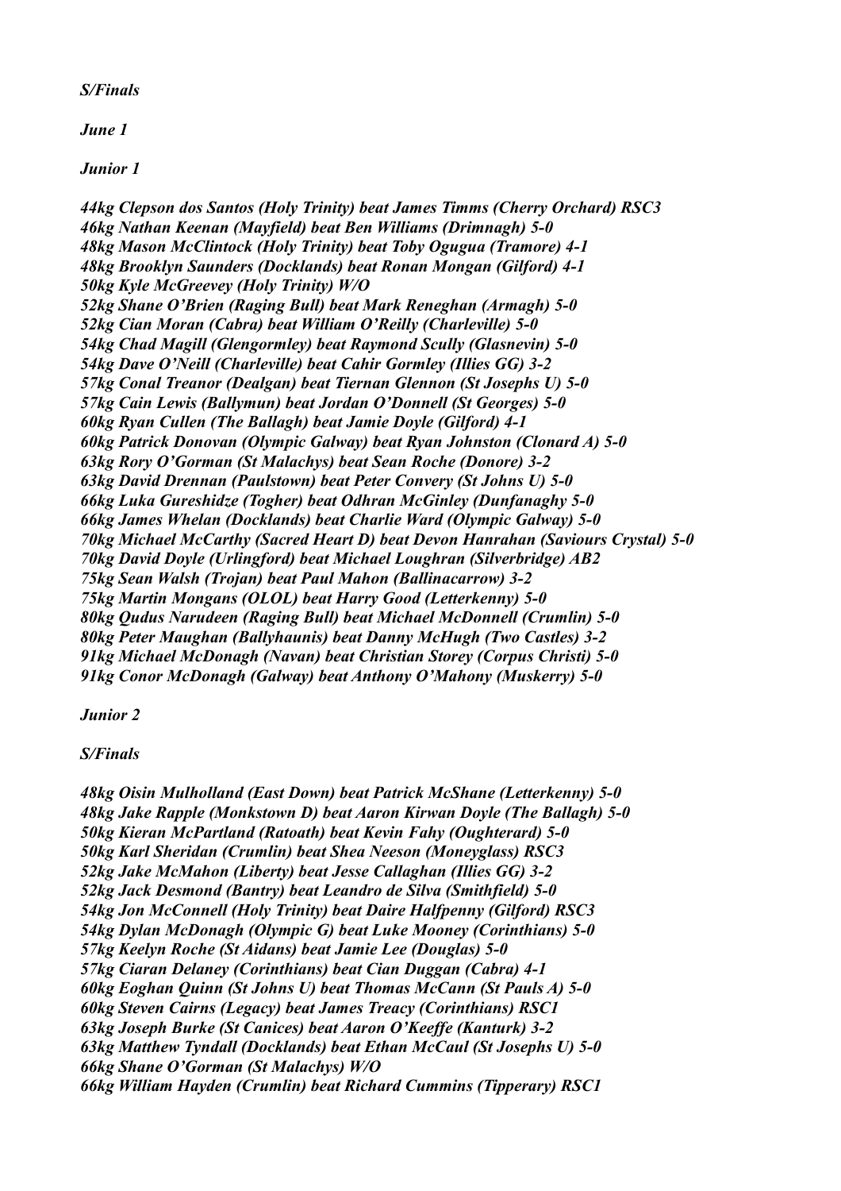*S/Finals*

*June 1*

*Junior 1*

*44kg Clepson dos Santos (Holy Trinity) beat James Timms (Cherry Orchard) RSC3*
*46kg Nathan Keenan (Mayfield) beat Ben Williams (Drimnagh) 5-0*
*48kg Mason McClintock (Holy Trinity) beat Toby Ogugua (Tramore) 4-1*
*48kg Brooklyn Saunders (Docklands) beat Ronan Mongan (Gilford) 4-1*
*50kg Kyle McGreevey (Holy Trinity) W/O*
*52kg Shane O'Brien (Raging Bull) beat Mark Reneghan (Armagh) 5-0*
*52kg Cian Moran (Cabra) beat William O'Reilly (Charleville) 5-0*
*54kg Chad Magill (Glengormley) beat Raymond Scully (Glasnevin) 5-0*
*54kg Dave O'Neill (Charleville) beat Cahir Gormley (Illies GG) 3-2*
*57kg Conal Treanor (Dealgan) beat Tiernan Glennon (St Josephs U) 5-0*
*57kg Cain Lewis (Ballymun) beat Jordan O'Donnell (St Georges) 5-0*
*60kg Ryan Cullen (The Ballagh) beat Jamie Doyle (Gilford) 4-1*
*60kg Patrick Donovan (Olympic Galway) beat Ryan Johnston (Clonard A) 5-0*
*63kg Rory O'Gorman (St Malachys) beat Sean Roche (Donore) 3-2*
*63kg David Drennan (Paulstown) beat Peter Convery (St Johns U) 5-0*
*66kg Luka Gureshidze (Togher) beat Odhran McGinley (Dunfanaghy 5-0*
*66kg James Whelan (Docklands) beat Charlie Ward (Olympic Galway) 5-0*
*70kg Michael McCarthy (Sacred Heart D) beat Devon Hanrahan (Saviours Crystal) 5-0*
*70kg David Doyle (Urlingford) beat Michael Loughran (Silverbridge) AB2*
*75kg Sean Walsh (Trojan) beat Paul Mahon (Ballinacarrow) 3-2*
*75kg Martin Mongans (OLOL) beat Harry Good (Letterkenny) 5-0*
*80kg Qudus Narudeen (Raging Bull) beat Michael McDonnell (Crumlin) 5-0*
*80kg Peter Maughan (Ballyhaunis) beat Danny McHugh (Two Castles) 3-2*
*91kg Michael McDonagh (Navan) beat Christian Storey (Corpus Christi) 5-0*
*91kg Conor McDonagh (Galway) beat Anthony O'Mahony (Muskerry) 5-0*

*Junior 2*

*S/Finals*

*48kg Oisin Mulholland (East Down) beat Patrick McShane (Letterkenny) 5-0*
*48kg Jake Rapple (Monkstown D) beat Aaron Kirwan Doyle (The Ballagh) 5-0*
*50kg Kieran McPartland (Ratoath) beat Kevin Fahy (Oughterard) 5-0*
*50kg Karl Sheridan (Crumlin) beat Shea Neeson (Moneyglass) RSC3*
*52kg Jake McMahon (Liberty) beat Jesse Callaghan (Illies GG) 3-2*
*52kg Jack Desmond (Bantry) beat Leandro de Silva (Smithfield) 5-0*
*54kg Jon McConnell (Holy Trinity) beat Daire Halfpenny (Gilford) RSC3*
*54kg Dylan McDonagh (Olympic G) beat Luke Mooney (Corinthians) 5-0*
*57kg Keelyn Roche (St Aidans) beat Jamie Lee (Douglas) 5-0*
*57kg Ciaran Delaney (Corinthians) beat Cian Duggan (Cabra) 4-1*
*60kg Eoghan Quinn (St Johns U) beat Thomas McCann (St Pauls A) 5-0*
*60kg Steven Cairns (Legacy) beat James Treacy (Corinthians) RSC1*
*63kg Joseph Burke (St Canices) beat Aaron O'Keeffe (Kanturk) 3-2*
*63kg Matthew Tyndall (Docklands) beat Ethan McCaul (St Josephs U) 5-0*
*66kg Shane O'Gorman (St Malachys) W/O*
*66kg William Hayden (Crumlin) beat Richard Cummins (Tipperary) RSC1*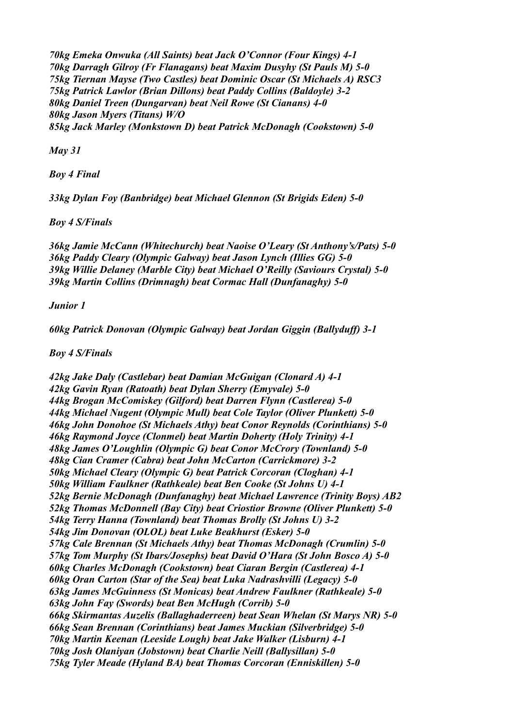*70kg Emeka Onwuka (All Saints) beat Jack O'Connor (Four Kings) 4-1*
*70kg Darragh Gilroy (Fr Flanagans) beat Maxim Dusyhy (St Pauls M) 5-0*
*75kg Tiernan Mayse (Two Castles) beat Dominic Oscar (St Michaels A) RSC3*
*75kg Patrick Lawlor (Brian Dillons) beat Paddy Collins (Baldoyle) 3-2*
*80kg Daniel Treen (Dungarvan) beat Neil Rowe (St Cianans) 4-0*
*80kg Jason Myers (Titans) W/O*
*85kg Jack Marley (Monkstown D) beat Patrick McDonagh (Cookstown) 5-0*

*May 31*

*Boy 4 Final*

*33kg Dylan Foy (Banbridge) beat Michael Glennon (St Brigids Eden) 5-0*

*Boy 4 S/Finals*

*36kg Jamie McCann (Whitechurch) beat Naoise O'Leary (St Anthony's/Pats) 5-0*
*36kg Paddy Cleary (Olympic Galway) beat Jason Lynch (Illies GG) 5-0*
*39kg Willie Delaney (Marble City) beat Michael O'Reilly (Saviours Crystal) 5-0*
*39kg Martin Collins (Drimnagh) beat Cormac Hall (Dunfanaghy) 5-0*

*Junior 1*

*60kg Patrick Donovan (Olympic Galway) beat Jordan Giggin (Ballyduff) 3-1*

*Boy 4 S/Finals*

*42kg Jake Daly (Castlebar) beat Damian McGuigan (Clonard A) 4-1*
*42kg Gavin Ryan (Ratoath) beat Dylan Sherry (Emyvale) 5-0*
*44kg Brogan McComiskey (Gilford) beat Darren Flynn (Castlerea) 5-0*
*44kg Michael Nugent (Olympic Mull) beat Cole Taylor (Oliver Plunkett) 5-0*
*46kg John Donohoe (St Michaels Athy) beat Conor Reynolds (Corinthians) 5-0*
*46kg Raymond Joyce (Clonmel) beat Martin Doherty (Holy Trinity) 4-1*
*48kg James O'Loughlin (Olympic G) beat Conor McCrory (Townland) 5-0*
*48kg Cian Cramer (Cabra) beat John McCarton (Carrickmore) 3-2*
*50kg Michael Cleary (Olympic G) beat Patrick Corcoran (Cloghan) 4-1*
*50kg William Faulkner (Rathkeale) beat Ben Cooke (St Johns U) 4-1*
*52kg Bernie McDonagh (Dunfanaghy) beat Michael Lawrence (Trinity Boys) AB2*
*52kg Thomas McDonnell (Bay City) beat Criostior Browne (Oliver Plunkett) 5-0*
*54kg Terry Hanna (Townland) beat Thomas Brolly (St Johns U) 3-2*
*54kg Jim Donovan (OLOL) beat Luke Beakhurst (Esker) 5-0*
*57kg Cale Brennan (St Michaels Athy) beat Thomas McDonagh (Crumlin) 5-0*
*57kg Tom Murphy (St Ibars/Josephs) beat David O'Hara (St John Bosco A) 5-0*
*60kg Charles McDonagh (Cookstown) beat Ciaran Bergin (Castlerea) 4-1*
*60kg Oran Carton (Star of the Sea) beat Luka Nadrashvilli (Legacy) 5-0*
*63kg James McGuinness (St Monicas) beat Andrew Faulkner (Rathkeale) 5-0*
*63kg John Fay (Swords) beat Ben McHugh (Corrib) 5-0*
*66kg Skirmantas Auzelis (Ballaghaderreen) beat Sean Whelan (St Marys NR) 5-0*
*66kg Sean Brennan (Corinthians) beat James Muckian (Silverbridge) 5-0*
*70kg Martin Keenan (Leeside Lough) beat Jake Walker (Lisburn) 4-1*
*70kg Josh Olaniyan (Jobstown) beat Charlie Neill (Ballysillan) 5-0*
*75kg Tyler Meade (Hyland BA) beat Thomas Corcoran (Enniskillen) 5-0*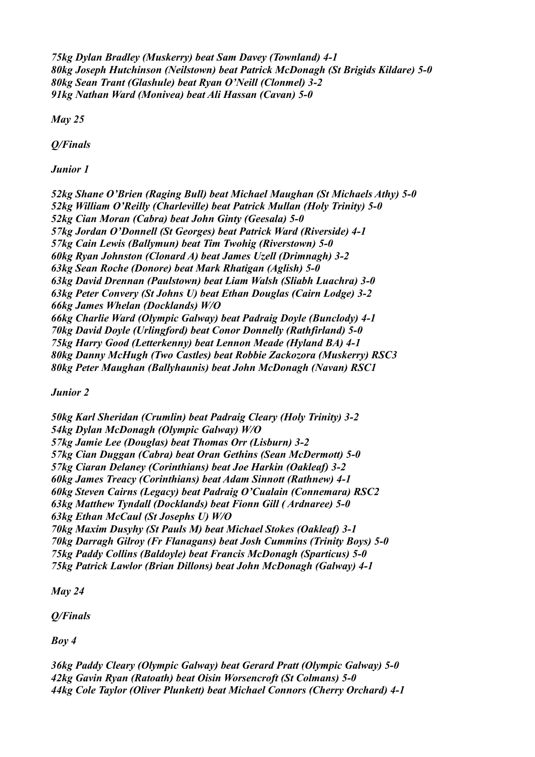*75kg Dylan Bradley (Muskerry) beat Sam Davey (Townland) 4-1*
*80kg Joseph Hutchinson (Neilstown) beat Patrick McDonagh (St Brigids Kildare) 5-0*
*80kg Sean Trant (Glashule) beat Ryan O'Neill (Clonmel) 3-2*
*91kg Nathan Ward (Monivea) beat Ali Hassan (Cavan) 5-0*

*May 25*

*Q/Finals*

*Junior 1*

*52kg Shane O'Brien (Raging Bull) beat Michael Maughan (St Michaels Athy) 5-0*
*52kg William O'Reilly (Charleville) beat Patrick Mullan (Holy Trinity) 5-0*
*52kg Cian Moran (Cabra) beat John Ginty (Geesala) 5-0*
*57kg Jordan O'Donnell (St Georges) beat Patrick Ward (Riverside) 4-1*
*57kg Cain Lewis (Ballymun) beat Tim Twohig (Riverstown) 5-0*
*60kg Ryan Johnston (Clonard A) beat James Uzell (Drimnagh) 3-2*
*63kg Sean Roche (Donore) beat Mark Rhatigan (Aglish) 5-0*
*63kg David Drennan (Paulstown) beat Liam Walsh (Sliabh Luachra) 3-0*
*63kg Peter Convery (St Johns U) beat Ethan Douglas (Cairn Lodge) 3-2*
*66kg James Whelan (Docklands) W/O*
*66kg Charlie Ward (Olympic Galway) beat Padraig Doyle (Bunclody) 4-1*
*70kg David Doyle (Urlingford) beat Conor Donnelly (Rathfirland) 5-0*
*75kg Harry Good (Letterkenny) beat Lennon Meade (Hyland BA) 4-1*
*80kg Danny McHugh (Two Castles) beat Robbie Zackozora (Muskerry) RSC3*
*80kg Peter Maughan (Ballyhaunis) beat John McDonagh (Navan) RSC1*

*Junior 2*

*50kg Karl Sheridan (Crumlin) beat Padraig Cleary (Holy Trinity) 3-2*
*54kg Dylan McDonagh (Olympic Galway) W/O*
*57kg Jamie Lee (Douglas) beat Thomas Orr (Lisburn) 3-2*
*57kg Cian Duggan (Cabra) beat Oran Gethins (Sean McDermott) 5-0*
*57kg Ciaran Delaney (Corinthians) beat Joe Harkin (Oakleaf) 3-2*
*60kg James Treacy (Corinthians) beat Adam Sinnott (Rathnew) 4-1*
*60kg Steven Cairns (Legacy) beat Padraig O'Cualain (Connemara) RSC2*
*63kg Matthew Tyndall (Docklands) beat Fionn Gill ( Ardnaree) 5-0*
*63kg Ethan McCaul (St Josephs U) W/O*
*70kg Maxim Dusyhy (St Pauls M) beat Michael Stokes (Oakleaf) 3-1*
*70kg Darragh Gilroy (Fr Flanagans) beat Josh Cummins (Trinity Boys) 5-0*
*75kg Paddy Collins (Baldoyle) beat Francis McDonagh (Sparticus) 5-0*
*75kg Patrick Lawlor (Brian Dillons) beat John McDonagh (Galway) 4-1*

*May 24*

*Q/Finals*

*Boy 4*

*36kg Paddy Cleary (Olympic Galway) beat Gerard Pratt (Olympic Galway) 5-0*
*42kg Gavin Ryan (Ratoath) beat Oisin Worsencroft (St Colmans) 5-0*
*44kg Cole Taylor (Oliver Plunkett) beat Michael Connors (Cherry Orchard) 4-1*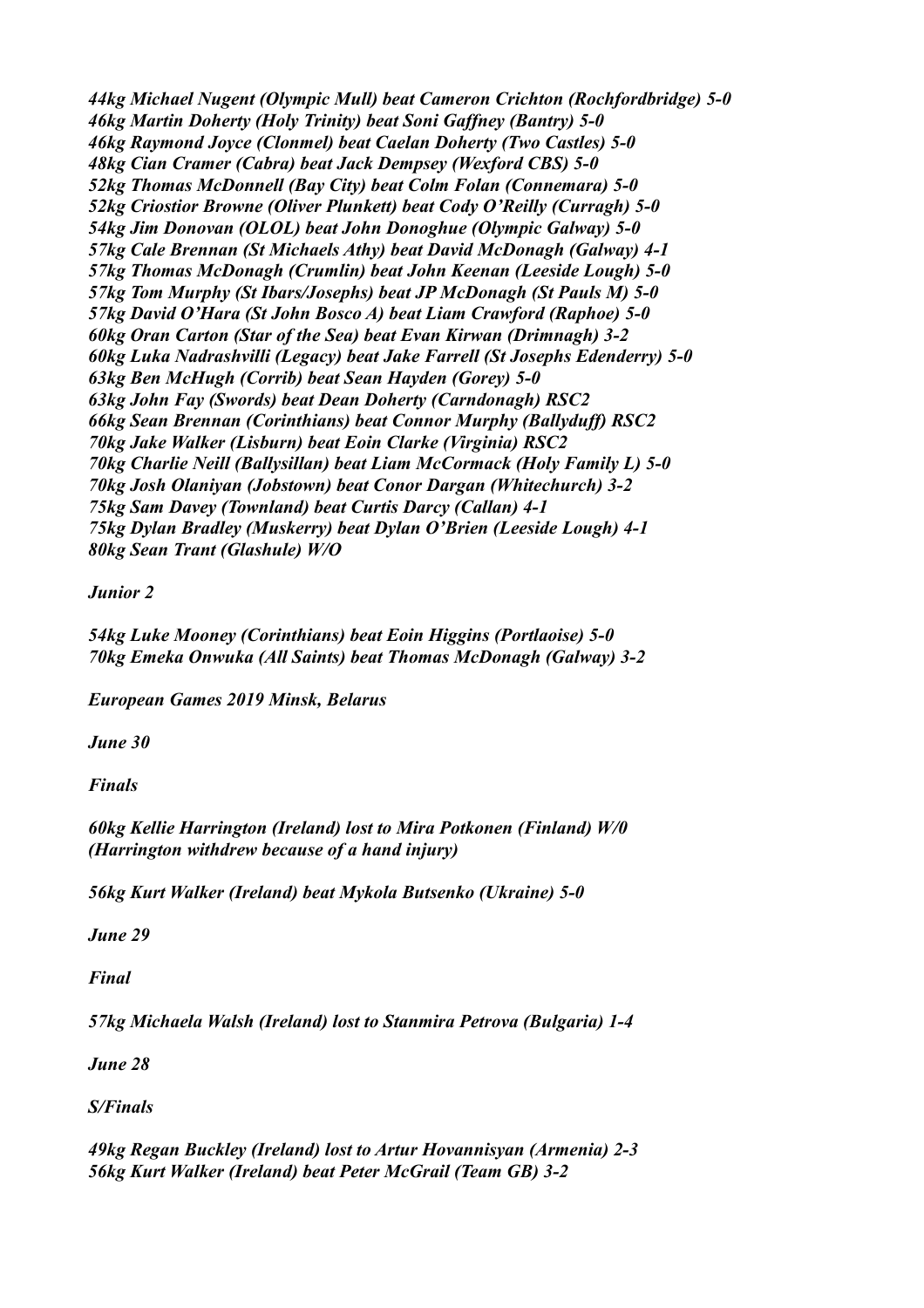*44kg Michael Nugent (Olympic Mull) beat Cameron Crichton (Rochfordbridge) 5-0*
*46kg Martin Doherty (Holy Trinity) beat Soni Gaffney (Bantry) 5-0*
*46kg Raymond Joyce (Clonmel) beat Caelan Doherty (Two Castles) 5-0*
*48kg Cian Cramer (Cabra) beat Jack Dempsey (Wexford CBS) 5-0*
*52kg Thomas McDonnell (Bay City) beat Colm Folan (Connemara) 5-0*
*52kg Criostior Browne (Oliver Plunkett) beat Cody O'Reilly (Curragh) 5-0*
*54kg Jim Donovan (OLOL) beat John Donoghue (Olympic Galway) 5-0*
*57kg Cale Brennan (St Michaels Athy) beat David McDonagh (Galway) 4-1*
*57kg Thomas McDonagh (Crumlin) beat John Keenan (Leeside Lough) 5-0*
*57kg Tom Murphy (St Ibars/Josephs) beat JP McDonagh (St Pauls M) 5-0*
*57kg David O'Hara (St John Bosco A) beat Liam Crawford (Raphoe) 5-0*
*60kg Oran Carton (Star of the Sea) beat Evan Kirwan (Drimnagh) 3-2*
*60kg Luka Nadrashvilli (Legacy) beat Jake Farrell (St Josephs Edenderry) 5-0*
*63kg Ben McHugh (Corrib) beat Sean Hayden (Gorey) 5-0*
*63kg John Fay (Swords) beat Dean Doherty (Carndonagh) RSC2*
*66kg Sean Brennan (Corinthians) beat Connor Murphy (Ballyduff) RSC2*
*70kg Jake Walker (Lisburn) beat Eoin Clarke (Virginia) RSC2*
*70kg Charlie Neill (Ballysillan) beat Liam McCormack (Holy Family L) 5-0*
*70kg Josh Olaniyan (Jobstown) beat Conor Dargan (Whitechurch) 3-2*
*75kg Sam Davey (Townland) beat Curtis Darcy (Callan) 4-1*
*75kg Dylan Bradley (Muskerry) beat Dylan O'Brien (Leeside Lough) 4-1*
*80kg Sean Trant (Glashule) W/O*

*Junior 2*

*54kg Luke Mooney (Corinthians) beat Eoin Higgins (Portlaoise) 5-0*
*70kg Emeka Onwuka (All Saints) beat Thomas McDonagh (Galway) 3-2*

*European Games 2019 Minsk, Belarus*

*June 30*

*Finals*

*60kg Kellie Harrington (Ireland) lost to Mira Potkonen (Finland) W/0*
*(Harrington withdrew because of a hand injury)*

*56kg Kurt Walker (Ireland) beat Mykola Butsenko (Ukraine) 5-0*

*June 29*

*Final*

*57kg Michaela Walsh (Ireland) lost to Stanmira Petrova (Bulgaria) 1-4*

*June 28*

*S/Finals*

*49kg Regan Buckley (Ireland) lost to Artur Hovannisyan (Armenia) 2-3*
*56kg Kurt Walker (Ireland) beat Peter McGrail (Team GB) 3-2*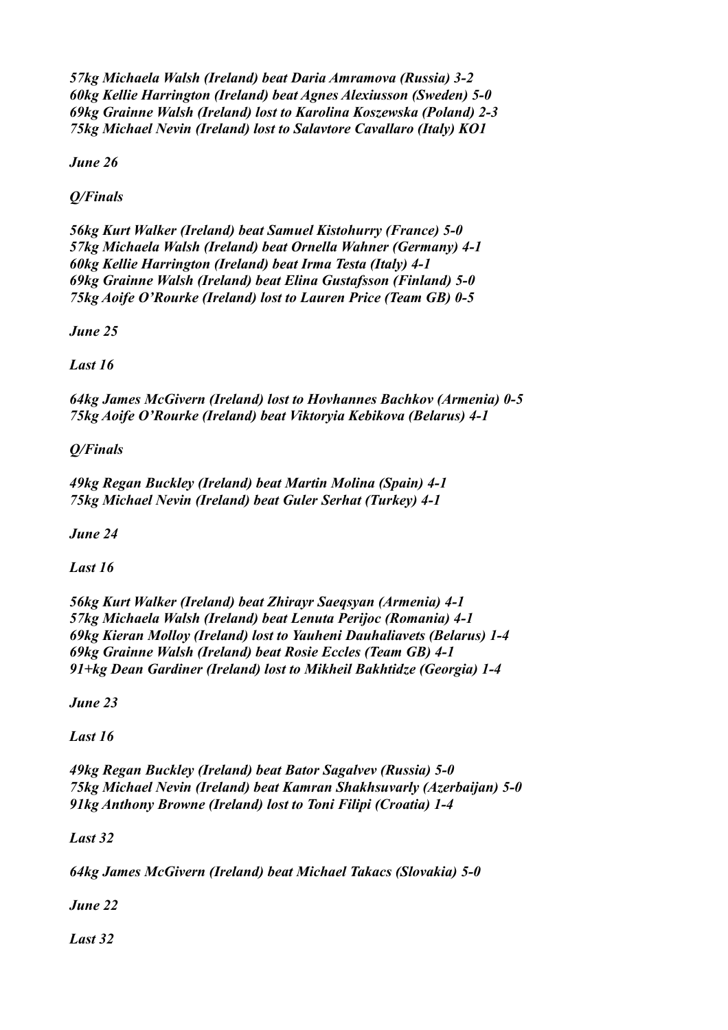*57kg Michaela Walsh (Ireland) beat Daria Amramova (Russia) 3-2*
*60kg Kellie Harrington (Ireland) beat Agnes Alexiusson (Sweden) 5-0*
*69kg Grainne Walsh (Ireland) lost to Karolina Koszewska (Poland) 2-3*
*75kg Michael Nevin (Ireland) lost to Salavtore Cavallaro (Italy) KO1*

***June 26***

***Q/Finals***

*56kg Kurt Walker (Ireland) beat Samuel Kistohurry (France) 5-0*
*57kg Michaela Walsh (Ireland) beat Ornella Wahner (Germany) 4-1*
*60kg Kellie Harrington (Ireland) beat Irma Testa (Italy) 4-1*
*69kg Grainne Walsh (Ireland) beat Elina Gustafsson (Finland) 5-0*
*75kg Aoife O'Rourke (Ireland) lost to Lauren Price (Team GB) 0-5*

***June 25***

***Last 16***

*64kg James McGivern (Ireland) lost to Hovhannes Bachkov (Armenia) 0-5*
*75kg Aoife O'Rourke (Ireland) beat Viktoryia Kebikova (Belarus) 4-1*

***Q/Finals***

*49kg Regan Buckley (Ireland) beat Martin Molina (Spain) 4-1*
*75kg Michael Nevin (Ireland) beat Guler Serhat (Turkey) 4-1*

***June 24***

***Last 16***

*56kg Kurt Walker (Ireland) beat Zhirayr Saeqsyan (Armenia) 4-1*
*57kg Michaela Walsh (Ireland) beat Lenuta Perijoc (Romania) 4-1*
*69kg Kieran Molloy (Ireland) lost to Yauheni Dauhaliavets (Belarus) 1-4*
*69kg Grainne Walsh (Ireland) beat Rosie Eccles (Team GB) 4-1*
*91+kg Dean Gardiner (Ireland) lost to Mikheil Bakhtidze (Georgia) 1-4*

***June 23***

***Last 16***

*49kg Regan Buckley (Ireland) beat Bator Sagalvev (Russia) 5-0*
*75kg Michael Nevin (Ireland) beat Kamran Shakhsuvarly (Azerbaijan) 5-0*
*91kg Anthony Browne (Ireland) lost to Toni Filipi (Croatia) 1-4*

***Last 32***

*64kg James McGivern (Ireland) beat Michael Takacs (Slovakia) 5-0*

***June 22***

***Last 32***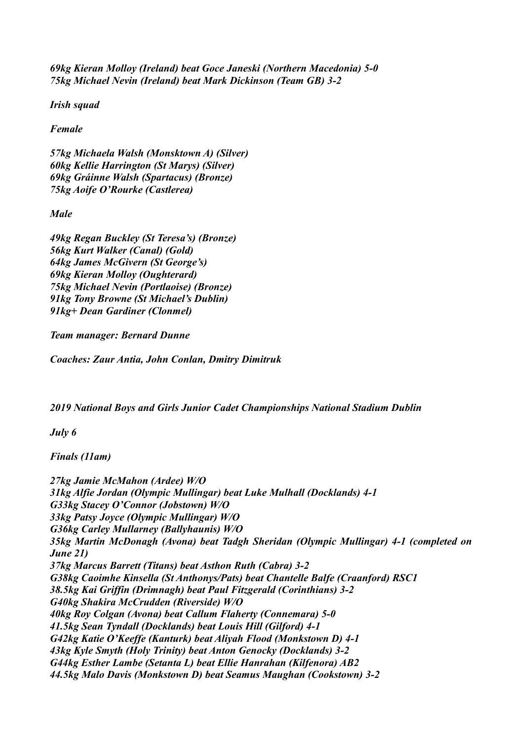*69kg Kieran Molloy (Ireland) beat Goce Janeski (Northern Macedonia) 5-0*
*75kg Michael Nevin (Ireland) beat Mark Dickinson (Team GB) 3-2*

*Irish squad*

*Female*

*57kg Michaela Walsh (Monsktown A) (Silver)*
*60kg Kellie Harrington (St Marys) (Silver)*
*69kg Gráinne Walsh (Spartacus) (Bronze)*
*75kg Aoife O'Rourke (Castlerea)*

*Male*

*49kg Regan Buckley (St Teresa's) (Bronze)*
*56kg Kurt Walker (Canal) (Gold)*
*64kg James McGivern (St George's)*
*69kg Kieran Molloy (Oughterard)*
*75kg Michael Nevin (Portlaoise) (Bronze)*
*91kg Tony Browne (St Michael's Dublin)*
*91kg+ Dean Gardiner (Clonmel)*

*Team manager: Bernard Dunne*

*Coaches: Zaur Antia, John Conlan, Dmitry Dimitruk*

*2019 National Boys and Girls Junior Cadet Championships National Stadium Dublin*

*July 6*

*Finals (11am)*

*27kg Jamie McMahon (Ardee) W/O*
*31kg Alfie Jordan (Olympic Mullingar) beat Luke Mulhall (Docklands) 4-1*
*G33kg Stacey O'Connor (Jobstown) W/O*
*33kg Patsy Joyce (Olympic Mullingar) W/O*
*G36kg Carley Mullarney (Ballyhaunis) W/O*
*35kg Martin McDonagh (Avona) beat Tadgh Sheridan (Olympic Mullingar) 4-1 (completed on June 21)*
*37kg Marcus Barrett (Titans) beat Asthon Ruth (Cabra) 3-2*
*G38kg Caoimhe Kinsella (St Anthonys/Pats) beat Chantelle Balfe (Craanford) RSC1*
*38.5kg Kai Griffin (Drimnagh) beat Paul Fitzgerald (Corinthians) 3-2*
*G40kg Shakira McCrudden (Riverside) W/O*
*40kg Roy Colgan (Avona) beat Callum Flaherty (Connemara) 5-0*
*41.5kg Sean Tyndall (Docklands) beat Louis Hill (Gilford) 4-1*
*G42kg Katie O'Keeffe (Kanturk) beat Aliyah Flood (Monkstown D) 4-1*
*43kg Kyle Smyth (Holy Trinity) beat Anton Genocky (Docklands) 3-2*
*G44kg Esther Lambe (Setanta L) beat Ellie Hanrahan (Kilfenora) AB2*
*44.5kg Malo Davis (Monkstown D) beat Seamus Maughan (Cookstown) 3-2*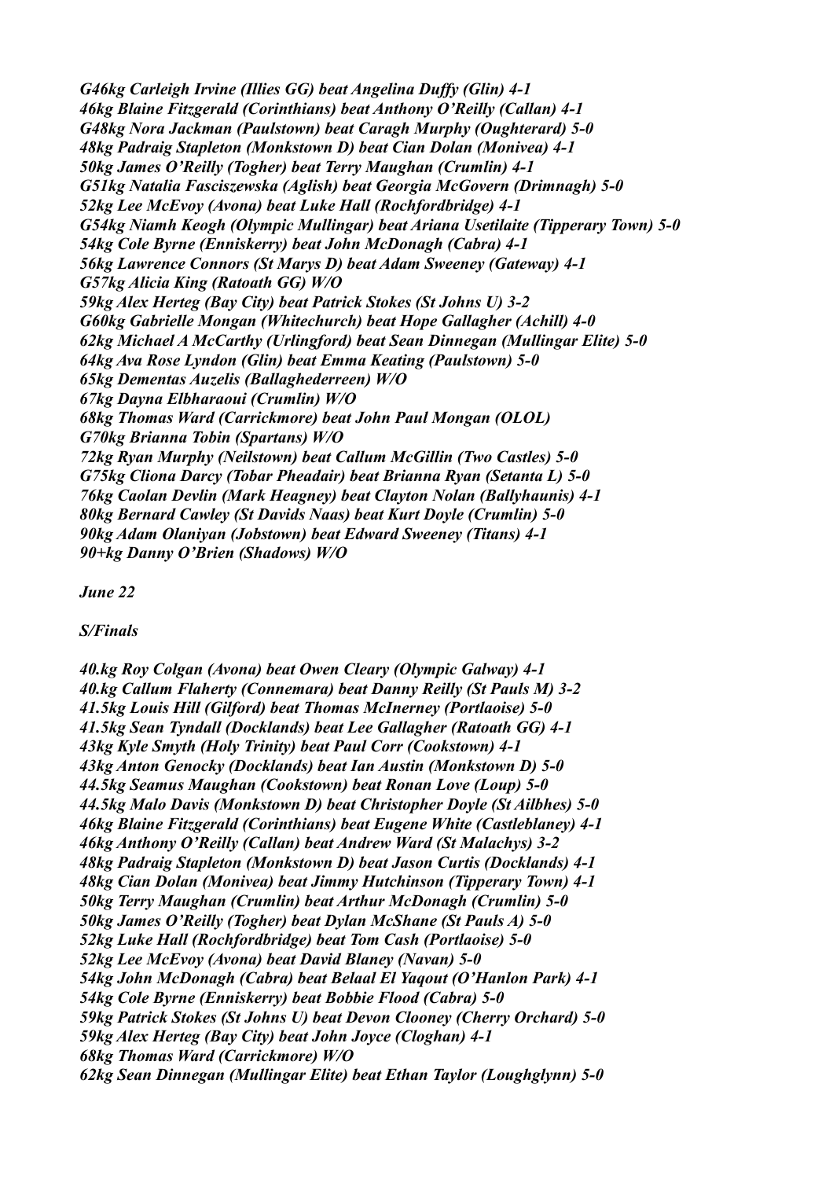*G46kg Carleigh Irvine (Illies GG) beat Angelina Duffy (Glin) 4-1*
*46kg Blaine Fitzgerald (Corinthians) beat Anthony O'Reilly (Callan) 4-1*
*G48kg Nora Jackman (Paulstown) beat Caragh Murphy (Oughterard) 5-0*
*48kg Padraig Stapleton (Monkstown D) beat Cian Dolan (Monivea) 4-1*
*50kg James O'Reilly (Togher) beat Terry Maughan (Crumlin) 4-1*
*G51kg Natalia Fasciszewska (Aglish) beat Georgia McGovern (Drimnagh) 5-0*
*52kg Lee McEvoy (Avona) beat Luke Hall (Rochfordbridge) 4-1*
*G54kg Niamh Keogh (Olympic Mullingar) beat Ariana Usetilaite (Tipperary Town) 5-0*
*54kg Cole Byrne (Enniskerry) beat John McDonagh (Cabra) 4-1*
*56kg Lawrence Connors (St Marys D) beat Adam Sweeney (Gateway) 4-1*
*G57kg Alicia King (Ratoath GG) W/O*
*59kg Alex Herteg (Bay City) beat Patrick Stokes (St Johns U) 3-2*
*G60kg Gabrielle Mongan (Whitechurch) beat Hope Gallagher (Achill) 4-0*
*62kg Michael A McCarthy (Urlingford) beat Sean Dinnegan (Mullingar Elite) 5-0*
*64kg Ava Rose Lyndon (Glin) beat Emma Keating (Paulstown) 5-0*
*65kg Dementas Auzelis (Ballaghederreen) W/O*
*67kg Dayna Elbharaoui (Crumlin) W/O*
*68kg Thomas Ward (Carrickmore) beat John Paul Mongan (OLOL)*
*G70kg Brianna Tobin (Spartans) W/O*
*72kg Ryan Murphy (Neilstown) beat Callum McGillin (Two Castles) 5-0*
*G75kg Cliona Darcy (Tobar Pheadair) beat Brianna Ryan (Setanta L) 5-0*
*76kg Caolan Devlin (Mark Heagney) beat Clayton Nolan (Ballyhaunis) 4-1*
*80kg Bernard Cawley (St Davids Naas) beat Kurt Doyle (Crumlin) 5-0*
*90kg Adam Olaniyan (Jobstown) beat Edward Sweeney (Titans) 4-1*
*90+kg Danny O'Brien (Shadows) W/O*

*June 22*

*S/Finals*

*40.kg Roy Colgan (Avona) beat Owen Cleary (Olympic Galway) 4-1*
*40.kg Callum Flaherty (Connemara) beat Danny Reilly (St Pauls M) 3-2*
*41.5kg Louis Hill (Gilford) beat Thomas McInerney (Portlaoise) 5-0*
*41.5kg Sean Tyndall (Docklands) beat Lee Gallagher (Ratoath GG) 4-1*
*43kg Kyle Smyth (Holy Trinity) beat Paul Corr (Cookstown) 4-1*
*43kg Anton Genocky (Docklands) beat Ian Austin (Monkstown D) 5-0*
*44.5kg Seamus Maughan (Cookstown) beat Ronan Love (Loup) 5-0*
*44.5kg Malo Davis (Monkstown D) beat Christopher Doyle (St Ailbhes) 5-0*
*46kg Blaine Fitzgerald (Corinthians) beat Eugene White (Castleblaney) 4-1*
*46kg Anthony O'Reilly (Callan) beat Andrew Ward (St Malachys) 3-2*
*48kg Padraig Stapleton (Monkstown D) beat Jason Curtis (Docklands) 4-1*
*48kg Cian Dolan (Monivea) beat Jimmy Hutchinson (Tipperary Town) 4-1*
*50kg Terry Maughan (Crumlin) beat Arthur McDonagh (Crumlin) 5-0*
*50kg James O'Reilly (Togher) beat Dylan McShane (St Pauls A) 5-0*
*52kg Luke Hall (Rochfordbridge) beat Tom Cash (Portlaoise) 5-0*
*52kg Lee McEvoy (Avona) beat David Blaney (Navan) 5-0*
*54kg John McDonagh (Cabra) beat Belaal El Yaqout (O'Hanlon Park) 4-1*
*54kg Cole Byrne (Enniskerry) beat Bobbie Flood (Cabra) 5-0*
*59kg Patrick Stokes (St Johns U) beat Devon Clooney (Cherry Orchard) 5-0*
*59kg Alex Herteg (Bay City) beat John Joyce (Cloghan) 4-1*
*68kg Thomas Ward (Carrickmore) W/O*
*62kg Sean Dinnegan (Mullingar Elite) beat Ethan Taylor (Loughglynn) 5-0*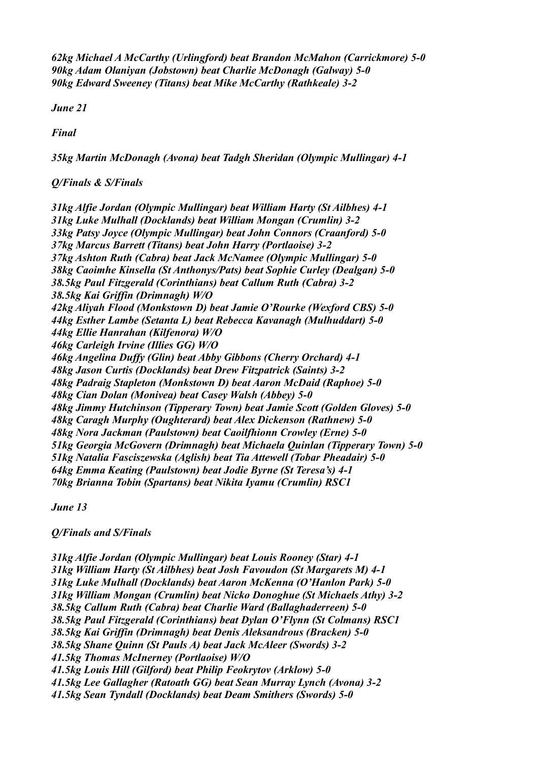*62kg Michael A McCarthy (Urlingford) beat Brandon McMahon (Carrickmore) 5-0*
*90kg Adam Olaniyan (Jobstown) beat Charlie McDonagh (Galway) 5-0*
*90kg Edward Sweeney (Titans) beat Mike McCarthy (Rathkeale) 3-2*

*June 21*

*Final*

*35kg Martin McDonagh (Avona) beat Tadgh Sheridan (Olympic Mullingar) 4-1*

*Q/Finals & S/Finals*

*31kg Alfie Jordan (Olympic Mullingar) beat William Harty (St Ailbhes) 4-1*
*31kg Luke Mulhall (Docklands) beat William Mongan (Crumlin) 3-2*
*33kg Patsy Joyce (Olympic Mullingar) beat John Connors (Craanford) 5-0*
*37kg Marcus Barrett (Titans) beat John Harry (Portlaoise) 3-2*
*37kg Ashton Ruth (Cabra) beat Jack McNamee (Olympic Mullingar) 5-0*
*38kg Caoimhe Kinsella (St Anthonys/Pats) beat Sophie Curley (Dealgan) 5-0*
*38.5kg Paul Fitzgerald (Corinthians) beat Callum Ruth (Cabra) 3-2*
*38.5kg Kai Griffin (Drimnagh) W/O*
*42kg Aliyah Flood (Monkstown D) beat Jamie O'Rourke (Wexford CBS) 5-0*
*44kg Esther Lambe (Setanta L) beat Rebecca Kavanagh (Mulhuddart) 5-0*
*44kg Ellie Hanrahan (Kilfenora) W/O*
*46kg Carleigh Irvine (Illies GG) W/O*
*46kg Angelina Duffy (Glin) beat Abby Gibbons (Cherry Orchard) 4-1*
*48kg Jason Curtis (Docklands) beat Drew Fitzpatrick (Saints) 3-2*
*48kg Padraig Stapleton (Monkstown D) beat Aaron McDaid (Raphoe) 5-0*
*48kg Cian Dolan (Monivea) beat Casey Walsh (Abbey) 5-0*
*48kg Jimmy Hutchinson (Tipperary Town) beat Jamie Scott (Golden Gloves) 5-0*
*48kg Caragh Murphy (Oughterard) beat Alex Dickenson (Rathnew) 5-0*
*48kg Nora Jackman (Paulstown) beat Caoilfhionn Crowley (Erne) 5-0*
*51kg Georgia McGovern (Drimnagh) beat Michaela Quinlan (Tipperary Town) 5-0*
*51kg Natalia Fasciszewska (Aglish) beat Tia Attewell (Tobar Pheadair) 5-0*
*64kg Emma Keating (Paulstown) beat Jodie Byrne (St Teresa's) 4-1*
*70kg Brianna Tobin (Spartans) beat Nikita Iyamu (Crumlin) RSC1*

*June 13*

*Q/Finals and S/Finals*

*31kg Alfie Jordan (Olympic Mullingar) beat Louis Rooney (Star) 4-1*
*31kg William Harty (St Ailbhes) beat Josh Favoudon (St Margarets M) 4-1*
*31kg Luke Mulhall (Docklands) beat Aaron McKenna (O'Hanlon Park) 5-0*
*31kg William Mongan (Crumlin) beat Nicko Donoghue (St Michaels Athy) 3-2*
*38.5kg Callum Ruth (Cabra) beat Charlie Ward (Ballaghaderreen) 5-0*
*38.5kg Paul Fitzgerald (Corinthians) beat Dylan O'Flynn (St Colmans) RSC1*
*38.5kg Kai Griffin (Drimnagh) beat Denis Aleksandrous (Bracken) 5-0*
*38.5kg Shane Quinn (St Pauls A) beat Jack McAleer (Swords) 3-2*
*41.5kg Thomas McInerney (Portlaoise) W/O*
*41.5kg Louis Hill (Gilford) beat Philip Feokrytov (Arklow) 5-0*
*41.5kg Lee Gallagher (Ratoath GG) beat Sean Murray Lynch (Avona) 3-2*
*41.5kg Sean Tyndall (Docklands) beat Deam Smithers (Swords) 5-0*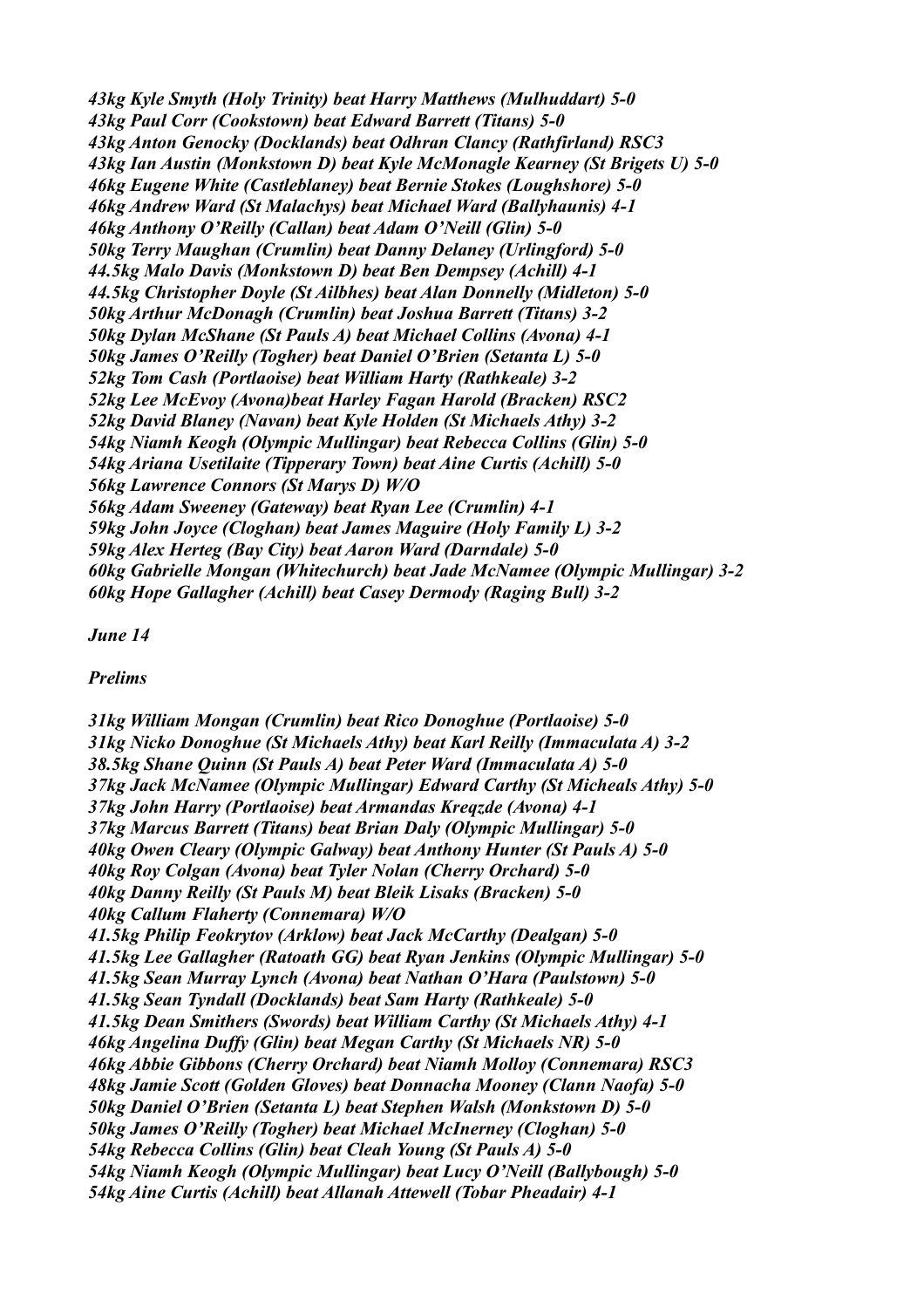*43kg Kyle Smyth (Holy Trinity) beat Harry Matthews (Mulhuddart) 5-0*
*43kg Paul Corr (Cookstown) beat Edward Barrett (Titans) 5-0*
*43kg Anton Genocky (Docklands) beat Odhran Clancy (Rathfirland) RSC3*
*43kg Ian Austin (Monkstown D) beat Kyle McMonagle Kearney (St Brigets U) 5-0*
*46kg Eugene White (Castleblaney) beat Bernie Stokes (Loughshore) 5-0*
*46kg Andrew Ward (St Malachys) beat Michael Ward (Ballyhaunis) 4-1*
*46kg Anthony O'Reilly (Callan) beat Adam O'Neill (Glin) 5-0*
*50kg Terry Maughan (Crumlin) beat Danny Delaney (Urlingford) 5-0*
*44.5kg Malo Davis (Monkstown D) beat Ben Dempsey (Achill) 4-1*
*44.5kg Christopher Doyle (St Ailbhes) beat Alan Donnelly (Midleton) 5-0*
*50kg Arthur McDonagh (Crumlin) beat Joshua Barrett (Titans) 3-2*
*50kg Dylan McShane (St Pauls A) beat Michael Collins (Avona) 4-1*
*50kg James O'Reilly (Togher) beat Daniel O'Brien (Setanta L) 5-0*
*52kg Tom Cash (Portlaoise) beat William Harty (Rathkeale) 3-2*
*52kg Lee McEvoy (Avona)beat Harley Fagan Harold (Bracken) RSC2*
*52kg David Blaney (Navan) beat Kyle Holden (St Michaels Athy) 3-2*
*54kg Niamh Keogh (Olympic Mullingar) beat Rebecca Collins (Glin) 5-0*
*54kg Ariana Usetilaite (Tipperary Town) beat Aine Curtis (Achill) 5-0*
*56kg Lawrence Connors (St Marys D) W/O*
*56kg Adam Sweeney (Gateway) beat Ryan Lee (Crumlin) 4-1*
*59kg John Joyce (Cloghan) beat James Maguire (Holy Family L) 3-2*
*59kg Alex Herteg (Bay City) beat Aaron Ward (Darndale) 5-0*
*60kg Gabrielle Mongan (Whitechurch) beat Jade McNamee (Olympic Mullingar) 3-2*
*60kg Hope Gallagher (Achill) beat Casey Dermody (Raging Bull) 3-2*

*June 14*

*Prelims*

*31kg William Mongan (Crumlin) beat Rico Donoghue (Portlaoise) 5-0*
*31kg Nicko Donoghue (St Michaels Athy) beat Karl Reilly (Immaculata A) 3-2*
*38.5kg Shane Quinn (St Pauls A) beat Peter Ward (Immaculata A) 5-0*
*37kg Jack McNamee (Olympic Mullingar) Edward Carthy (St Micheals Athy) 5-0*
*37kg John Harry (Portlaoise) beat Armandas Kreqzde (Avona) 4-1*
*37kg Marcus Barrett (Titans) beat Brian Daly (Olympic Mullingar) 5-0*
*40kg Owen Cleary (Olympic Galway) beat Anthony Hunter (St Pauls A) 5-0*
*40kg Roy Colgan (Avona) beat Tyler Nolan (Cherry Orchard) 5-0*
*40kg Danny Reilly (St Pauls M) beat Bleik Lisaks (Bracken) 5-0*
*40kg Callum Flaherty (Connemara) W/O*
*41.5kg Philip Feokrytov (Arklow) beat Jack McCarthy (Dealgan) 5-0*
*41.5kg Lee Gallagher (Ratoath GG) beat Ryan Jenkins (Olympic Mullingar) 5-0*
*41.5kg Sean Murray Lynch (Avona) beat Nathan O'Hara (Paulstown) 5-0*
*41.5kg Sean Tyndall (Docklands) beat Sam Harty (Rathkeale) 5-0*
*41.5kg Dean Smithers (Swords) beat William Carthy (St Michaels Athy) 4-1*
*46kg Angelina Duffy (Glin) beat Megan Carthy (St Michaels NR) 5-0*
*46kg Abbie Gibbons (Cherry Orchard) beat Niamh Molloy (Connemara) RSC3*
*48kg Jamie Scott (Golden Gloves) beat Donnacha Mooney (Clann Naofa) 5-0*
*50kg Daniel O'Brien (Setanta L) beat Stephen Walsh (Monkstown D) 5-0*
*50kg James O'Reilly (Togher) beat Michael McInerney (Cloghan) 5-0*
*54kg Rebecca Collins (Glin) beat Cleah Young (St Pauls A) 5-0*
*54kg Niamh Keogh (Olympic Mullingar) beat Lucy O'Neill (Ballybough) 5-0*
*54kg Aine Curtis (Achill) beat Allanah Attewell (Tobar Pheadair) 4-1*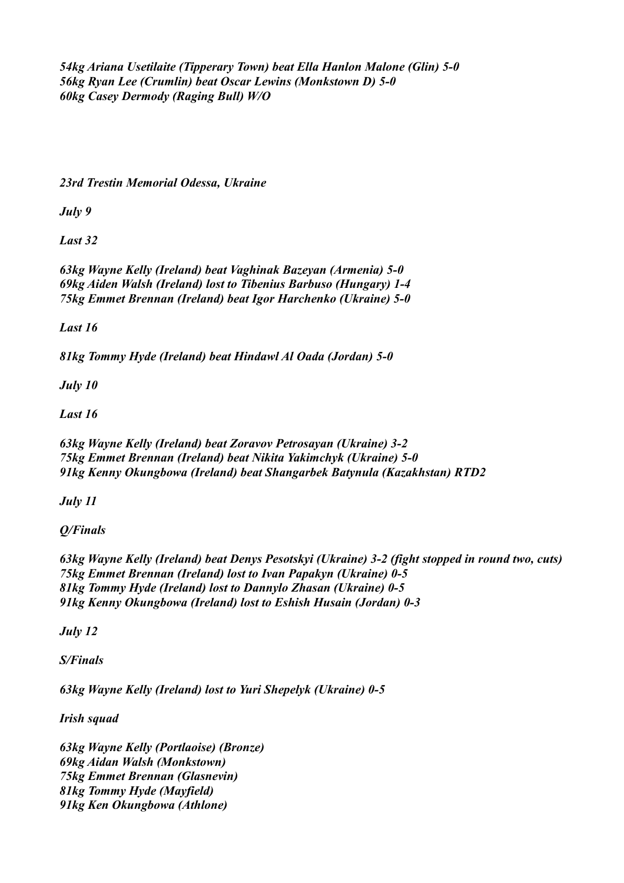*54kg Ariana Usetilaite (Tipperary Town) beat Ella Hanlon Malone (Glin) 5-0*
*56kg Ryan Lee (Crumlin) beat Oscar Lewins (Monkstown D) 5-0*
*60kg Casey Dermody (Raging Bull) W/O*

*23rd Trestin Memorial Odessa, Ukraine*

*July 9*

*Last 32*

*63kg Wayne Kelly (Ireland) beat Vaghinak Bazeyan (Armenia) 5-0*
*69kg Aiden Walsh (Ireland) lost to Tibenius Barbuso (Hungary) 1-4*
*75kg Emmet Brennan (Ireland) beat Igor Harchenko (Ukraine) 5-0*

*Last 16*

*81kg Tommy Hyde (Ireland) beat Hindawl Al Oada (Jordan) 5-0*

*July 10*

*Last 16*

*63kg Wayne Kelly (Ireland) beat Zoravov Petrosayan (Ukraine) 3-2*
*75kg Emmet Brennan (Ireland) beat Nikita Yakimchyk (Ukraine) 5-0*
*91kg Kenny Okungbowa (Ireland) beat Shangarbek Batynula (Kazakhstan) RTD2*

*July 11*

*Q/Finals*

*63kg Wayne Kelly (Ireland) beat Denys Pesotskyi (Ukraine) 3-2 (fight stopped in round two, cuts)*
*75kg Emmet Brennan (Ireland) lost to Ivan Papakyn (Ukraine) 0-5*
*81kg Tommy Hyde (Ireland) lost to Dannylo Zhasan (Ukraine) 0-5*
*91kg Kenny Okungbowa (Ireland) lost to Eshish Husain (Jordan) 0-3*

*July 12*

*S/Finals*

*63kg Wayne Kelly (Ireland) lost to Yuri Shepelyk (Ukraine) 0-5*

*Irish squad*

*63kg Wayne Kelly (Portlaoise) (Bronze)*
*69kg Aidan Walsh (Monkstown)*
*75kg Emmet Brennan (Glasnevin)*
*81kg Tommy Hyde (Mayfield)*
*91kg Ken Okungbowa (Athlone)*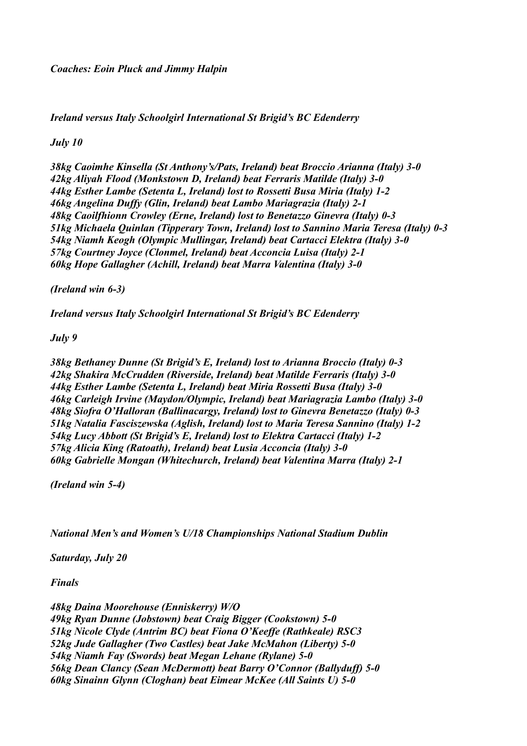*Coaches: Eoin Pluck and Jimmy Halpin*

*Ireland versus Italy Schoolgirl International St Brigid's BC Edenderry*

*July 10*

*38kg Caoimhe Kinsella (St Anthony's/Pats, Ireland) beat Broccio Arianna (Italy) 3-0*
*42kg Aliyah Flood (Monkstown D, Ireland) beat Ferraris Matilde (Italy) 3-0*
*44kg Esther Lambe (Setenta L, Ireland) lost to Rossetti Busa Miria (Italy) 1-2*
*46kg Angelina Duffy (Glin, Ireland) beat Lambo Mariagrazia (Italy) 2-1*
*48kg Caoilfhionn Crowley (Erne, Ireland) lost to Benetazzo Ginevra (Italy) 0-3*
*51kg Michaela Quinlan (Tipperary Town, Ireland) lost to Sannino Maria Teresa (Italy) 0-3*
*54kg Niamh Keogh (Olympic Mullingar, Ireland) beat Cartacci Elektra (Italy) 3-0*
*57kg Courtney Joyce (Clonmel, Ireland) beat Acconcia Luisa (Italy) 2-1*
*60kg Hope Gallagher (Achill, Ireland) beat Marra Valentina (Italy) 3-0*

*(Ireland win 6-3)*

*Ireland versus Italy Schoolgirl International St Brigid's BC Edenderry*

*July 9*

*38kg Bethaney Dunne (St Brigid's E, Ireland) lost to Arianna Broccio (Italy) 0-3*
*42kg Shakira McCrudden (Riverside, Ireland) beat Matilde Ferraris (Italy) 3-0*
*44kg Esther Lambe (Setenta L, Ireland) beat Miria Rossetti Busa (Italy) 3-0*
*46kg Carleigh Irvine (Maydon/Olympic, Ireland) beat Mariagrazia Lambo (Italy) 3-0*
*48kg Siofra O'Halloran (Ballinacargy, Ireland) lost to Ginevra Benetazzo (Italy) 0-3*
*51kg Natalia Fasciszewska (Aglish, Ireland) lost to Maria Teresa Sannino (Italy) 1-2*
*54kg Lucy Abbott (St Brigid's E, Ireland) lost to Elektra Cartacci (Italy) 1-2*
*57kg Alicia King (Ratoath), Ireland) beat Lusia Acconcia (Italy) 3-0*
*60kg Gabrielle Mongan (Whitechurch, Ireland) beat Valentina Marra (Italy) 2-1*

*(Ireland win 5-4)*

*National Men's and Women's U/18 Championships National Stadium Dublin*

*Saturday, July 20*

*Finals*

*48kg Daina Moorehouse (Enniskerry) W/O*
*49kg Ryan Dunne (Jobstown) beat Craig Bigger (Cookstown) 5-0*
*51kg Nicole Clyde (Antrim BC) beat Fiona O'Keeffe (Rathkeale) RSC3*
*52kg Jude Gallagher (Two Castles) beat Jake McMahon (Liberty) 5-0*
*54kg Niamh Fay (Swords) beat Megan Lehane (Rylane) 5-0*
*56kg Dean Clancy (Sean McDermott) beat Barry O'Connor (Ballyduff) 5-0*
*60kg Sinainn Glynn (Cloghan) beat Eimear McKee (All Saints U) 5-0*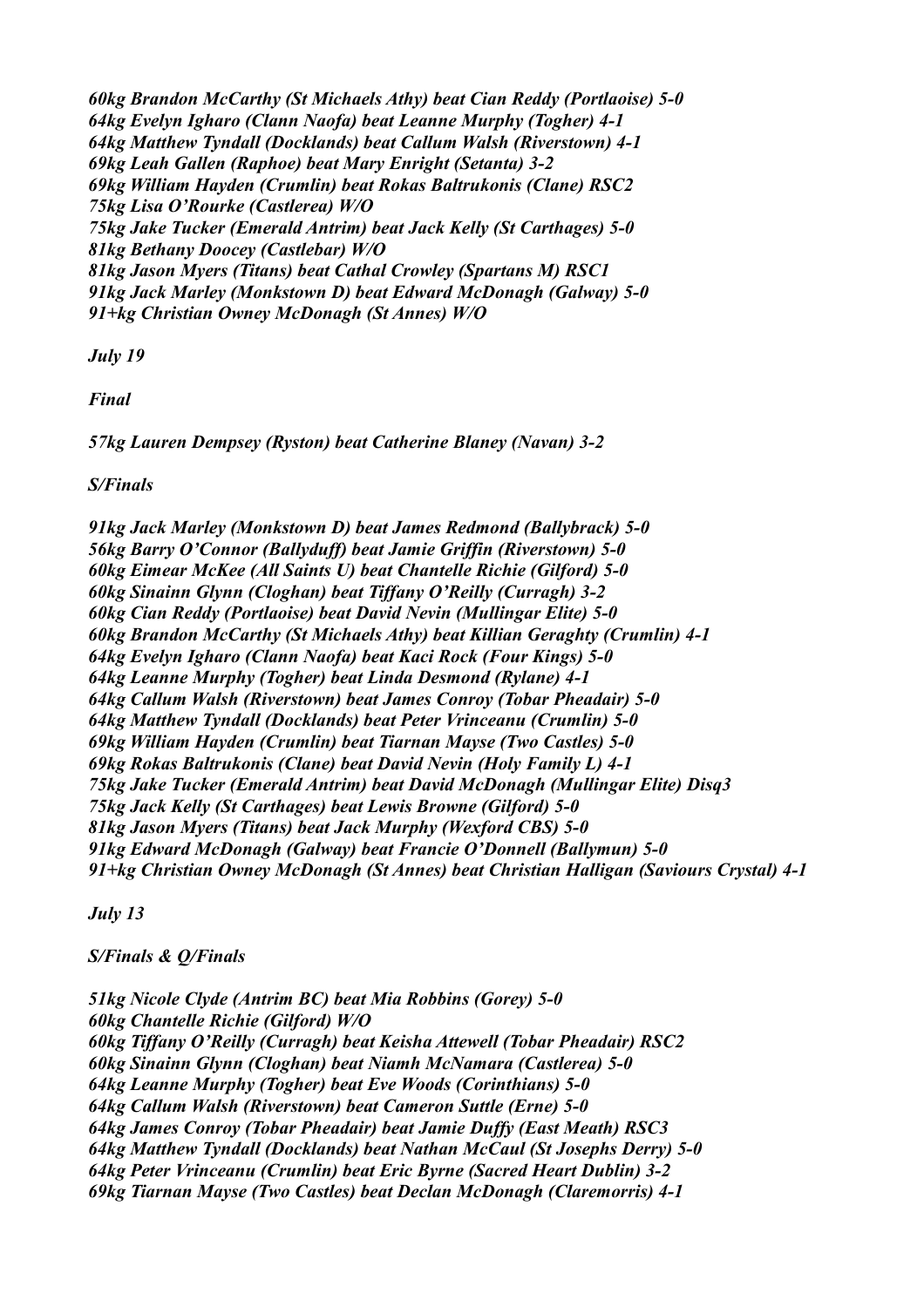*60kg Brandon McCarthy (St Michaels Athy) beat Cian Reddy (Portlaoise) 5-0*
*64kg Evelyn Igharo (Clann Naofa) beat Leanne Murphy (Togher) 4-1*
*64kg Matthew Tyndall (Docklands) beat Callum Walsh (Riverstown) 4-1*
*69kg Leah Gallen (Raphoe) beat Mary Enright (Setanta) 3-2*
*69kg William Hayden (Crumlin) beat Rokas Baltrukonis (Clane) RSC2*
*75kg Lisa O'Rourke (Castlerea) W/O*
*75kg Jake Tucker (Emerald Antrim) beat Jack Kelly (St Carthages) 5-0*
*81kg Bethany Doocey (Castlebar) W/O*
*81kg Jason Myers (Titans) beat Cathal Crowley (Spartans M) RSC1*
*91kg Jack Marley (Monkstown D) beat Edward McDonagh (Galway) 5-0*
*91+kg Christian Owney McDonagh (St Annes) W/O*

*July 19*

*Final*

*57kg Lauren Dempsey (Ryston) beat Catherine Blaney (Navan) 3-2*

*S/Finals*

*91kg Jack Marley (Monkstown D) beat James Redmond (Ballybrack) 5-0*
*56kg Barry O'Connor (Ballyduff) beat Jamie Griffin (Riverstown) 5-0*
*60kg Eimear McKee (All Saints U) beat Chantelle Richie (Gilford) 5-0*
*60kg Sinainn Glynn (Cloghan) beat Tiffany O'Reilly (Curragh) 3-2*
*60kg Cian Reddy (Portlaoise) beat David Nevin (Mullingar Elite) 5-0*
*60kg Brandon McCarthy (St Michaels Athy) beat Killian Geraghty (Crumlin) 4-1*
*64kg Evelyn Igharo (Clann Naofa) beat Kaci Rock (Four Kings) 5-0*
*64kg Leanne Murphy (Togher) beat Linda Desmond (Rylane) 4-1*
*64kg Callum Walsh (Riverstown) beat James Conroy (Tobar Pheadair) 5-0*
*64kg Matthew Tyndall (Docklands) beat Peter Vrinceanu (Crumlin) 5-0*
*69kg William Hayden (Crumlin) beat Tiarnan Mayse (Two Castles) 5-0*
*69kg Rokas Baltrukonis (Clane) beat David Nevin (Holy Family L) 4-1*
*75kg Jake Tucker (Emerald Antrim) beat David McDonagh (Mullingar Elite) Disq3*
*75kg Jack Kelly (St Carthages) beat Lewis Browne (Gilford) 5-0*
*81kg Jason Myers (Titans) beat Jack Murphy (Wexford CBS) 5-0*
*91kg Edward McDonagh (Galway) beat Francie O'Donnell (Ballymun) 5-0*
*91+kg Christian Owney McDonagh (St Annes) beat Christian Halligan (Saviours Crystal) 4-1*

*July 13*

*S/Finals & Q/Finals*

*51kg Nicole Clyde (Antrim BC) beat Mia Robbins (Gorey) 5-0*
*60kg Chantelle Richie (Gilford) W/O*
*60kg Tiffany O'Reilly (Curragh) beat Keisha Attewell (Tobar Pheadair) RSC2*
*60kg Sinainn Glynn (Cloghan) beat Niamh McNamara (Castlerea) 5-0*
*64kg Leanne Murphy (Togher) beat Eve Woods (Corinthians) 5-0*
*64kg Callum Walsh (Riverstown) beat Cameron Suttle (Erne) 5-0*
*64kg James Conroy (Tobar Pheadair) beat Jamie Duffy (East Meath) RSC3*
*64kg Matthew Tyndall (Docklands) beat Nathan McCaul (St Josephs Derry) 5-0*
*64kg Peter Vrinceanu (Crumlin) beat Eric Byrne (Sacred Heart Dublin) 3-2*
*69kg Tiarnan Mayse (Two Castles) beat Declan McDonagh (Claremorris) 4-1*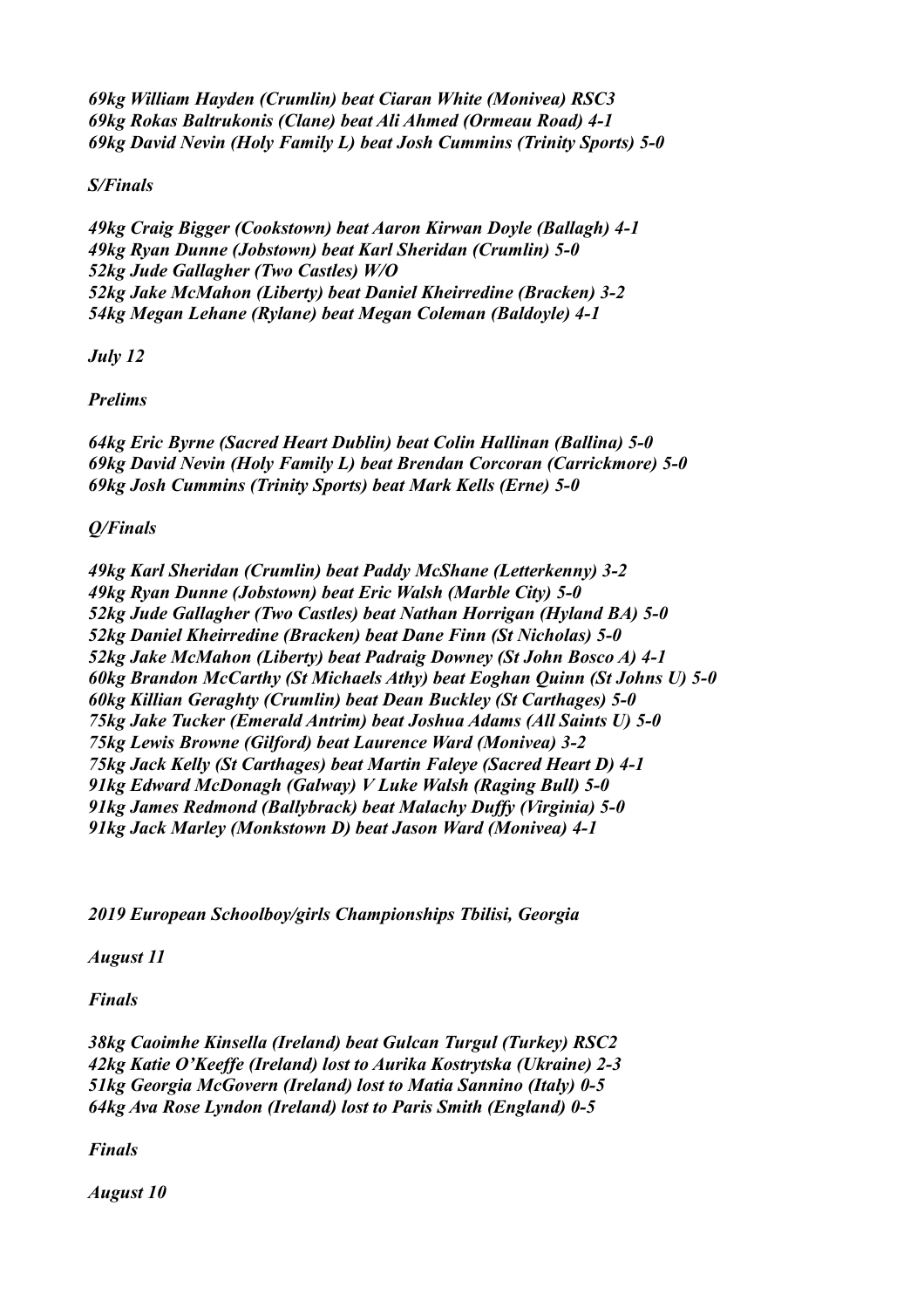*69kg William Hayden (Crumlin) beat Ciaran White (Monivea) RSC3*
*69kg Rokas Baltrukonis (Clane) beat Ali Ahmed (Ormeau Road) 4-1*
*69kg David Nevin (Holy Family L) beat Josh Cummins (Trinity Sports) 5-0*

*S/Finals*

*49kg Craig Bigger (Cookstown) beat Aaron Kirwan Doyle (Ballagh) 4-1*
*49kg Ryan Dunne (Jobstown) beat Karl Sheridan (Crumlin) 5-0*
*52kg Jude Gallagher (Two Castles) W/O*
*52kg Jake McMahon (Liberty) beat Daniel Kheirredine (Bracken) 3-2*
*54kg Megan Lehane (Rylane) beat Megan Coleman (Baldoyle) 4-1*

*July 12*

*Prelims*

*64kg Eric Byrne (Sacred Heart Dublin) beat Colin Hallinan (Ballina) 5-0*
*69kg David Nevin (Holy Family L) beat Brendan Corcoran (Carrickmore) 5-0*
*69kg Josh Cummins (Trinity Sports) beat Mark Kells (Erne) 5-0*

*Q/Finals*

*49kg Karl Sheridan (Crumlin) beat Paddy McShane (Letterkenny) 3-2*
*49kg Ryan Dunne (Jobstown) beat Eric Walsh (Marble City) 5-0*
*52kg Jude Gallagher (Two Castles) beat Nathan Horrigan (Hyland BA) 5-0*
*52kg Daniel Kheirredine (Bracken) beat Dane Finn (St Nicholas) 5-0*
*52kg Jake McMahon (Liberty) beat Padraig Downey (St John Bosco A) 4-1*
*60kg Brandon McCarthy (St Michaels Athy) beat Eoghan Quinn (St Johns U) 5-0*
*60kg Killian Geraghty (Crumlin) beat Dean Buckley (St Carthages) 5-0*
*75kg Jake Tucker (Emerald Antrim) beat Joshua Adams (All Saints U) 5-0*
*75kg Lewis Browne (Gilford) beat Laurence Ward (Monivea) 3-2*
*75kg Jack Kelly (St Carthages) beat Martin Faleye (Sacred Heart D) 4-1*
*91kg Edward McDonagh (Galway) V Luke Walsh (Raging Bull) 5-0*
*91kg James Redmond (Ballybrack) beat Malachy Duffy (Virginia) 5-0*
*91kg Jack Marley (Monkstown D) beat Jason Ward (Monivea) 4-1*

*2019 European Schoolboy/girls Championships Tbilisi, Georgia*

*August 11*

*Finals*

*38kg Caoimhe Kinsella (Ireland) beat Gulcan Turgul (Turkey) RSC2*
*42kg Katie O'Keeffe (Ireland) lost to Aurika Kostrytska (Ukraine) 2-3*
*51kg Georgia McGovern (Ireland) lost to Matia Sannino (Italy) 0-5*
*64kg Ava Rose Lyndon (Ireland) lost to Paris Smith (England) 0-5*

*Finals*

*August 10*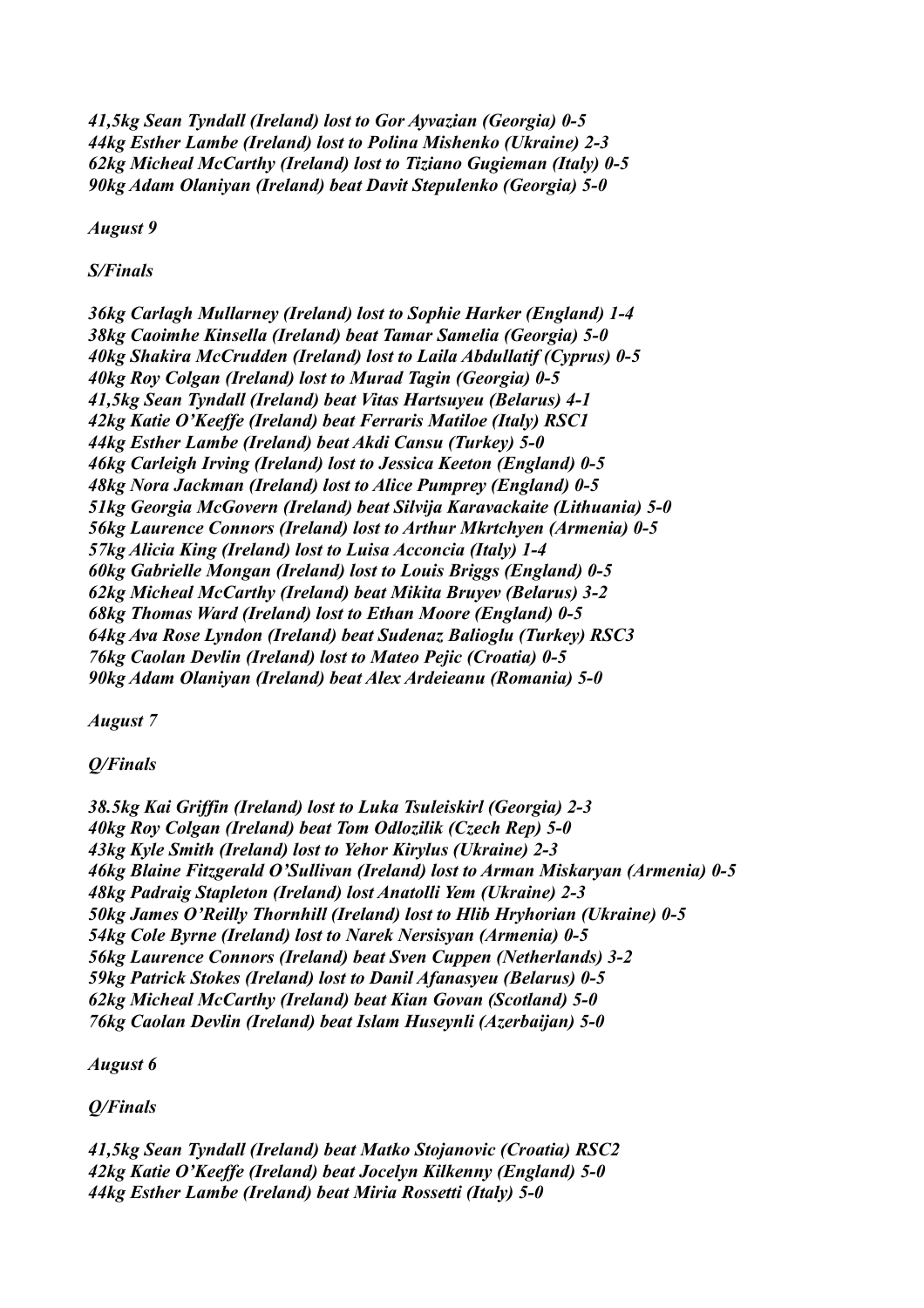*41,5kg Sean Tyndall (Ireland) lost to Gor Ayvazian (Georgia) 0-5*
*44kg Esther Lambe (Ireland) lost to Polina Mishenko (Ukraine) 2-3*
*62kg Micheal McCarthy (Ireland) lost to Tiziano Gugieman (Italy) 0-5*
*90kg Adam Olaniyan (Ireland) beat Davit Stepulenko (Georgia) 5-0*

*August 9*

*S/Finals*

*36kg Carlagh Mullarney (Ireland) lost to Sophie Harker (England) 1-4*
*38kg Caoimhe Kinsella (Ireland) beat Tamar Samelia (Georgia) 5-0*
*40kg Shakira McCrudden (Ireland) lost to Laila Abdullatif (Cyprus) 0-5*
*40kg Roy Colgan (Ireland) lost to Murad Tagin (Georgia) 0-5*
*41,5kg Sean Tyndall (Ireland) beat Vitas Hartsuyeu (Belarus) 4-1*
*42kg Katie O'Keeffe (Ireland) beat Ferraris Matiloe (Italy) RSC1*
*44kg Esther Lambe (Ireland) beat Akdi Cansu (Turkey) 5-0*
*46kg Carleigh Irving (Ireland) lost to Jessica Keeton (England) 0-5*
*48kg Nora Jackman (Ireland) lost to Alice Pumprey (England) 0-5*
*51kg Georgia McGovern (Ireland) beat Silvija Karavackaite (Lithuania) 5-0*
*56kg Laurence Connors (Ireland) lost to Arthur Mkrtchyen (Armenia) 0-5*
*57kg Alicia King (Ireland) lost to Luisa Acconcia (Italy) 1-4*
*60kg Gabrielle Mongan (Ireland) lost to Louis Briggs (England) 0-5*
*62kg Micheal McCarthy (Ireland) beat Mikita Bruyev (Belarus) 3-2*
*68kg Thomas Ward (Ireland) lost to Ethan Moore (England) 0-5*
*64kg Ava Rose Lyndon (Ireland) beat Sudenaz Balioglu (Turkey) RSC3*
*76kg Caolan Devlin (Ireland) lost to Mateo Pejic (Croatia) 0-5*
*90kg Adam Olaniyan (Ireland) beat Alex Ardeieanu (Romania) 5-0*

*August 7*

*Q/Finals*

*38.5kg Kai Griffin (Ireland) lost to Luka Tsuleiskirl (Georgia) 2-3*
*40kg Roy Colgan (Ireland) beat Tom Odlozilik (Czech Rep) 5-0*
*43kg Kyle Smith (Ireland) lost to Yehor Kirylus (Ukraine) 2-3*
*46kg Blaine Fitzgerald O'Sullivan (Ireland) lost to Arman Miskaryan (Armenia) 0-5*
*48kg Padraig Stapleton (Ireland) lost Anatolli Yem (Ukraine) 2-3*
*50kg James O'Reilly Thornhill (Ireland) lost to Hlib Hryhorian (Ukraine) 0-5*
*54kg Cole Byrne (Ireland) lost to Narek Nersisyan (Armenia) 0-5*
*56kg Laurence Connors (Ireland) beat Sven Cuppen (Netherlands) 3-2*
*59kg Patrick Stokes (Ireland) lost to Danil Afanasyeu (Belarus) 0-5*
*62kg Micheal McCarthy (Ireland) beat Kian Govan (Scotland) 5-0*
*76kg Caolan Devlin (Ireland) beat Islam Huseynli (Azerbaijan) 5-0*

*August 6*

*Q/Finals*

*41,5kg Sean Tyndall (Ireland) beat Matko Stojanovic (Croatia) RSC2*
*42kg Katie O'Keeffe (Ireland) beat Jocelyn Kilkenny (England) 5-0*
*44kg Esther Lambe (Ireland) beat Miria Rossetti (Italy) 5-0*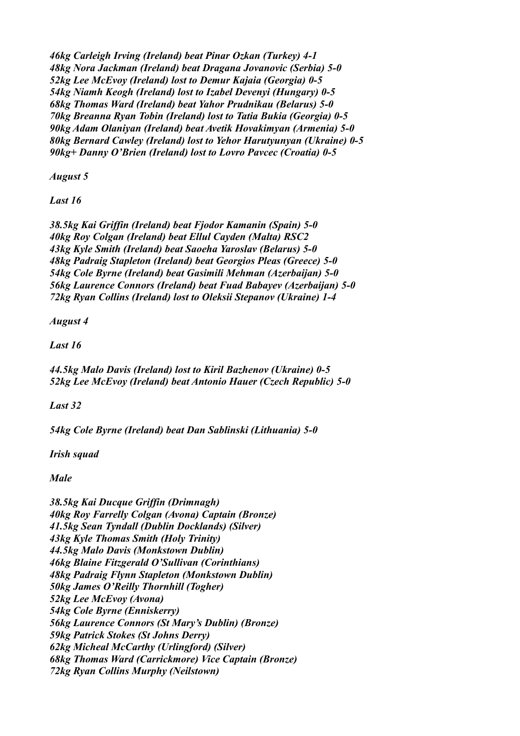*46kg Carleigh Irving (Ireland) beat Pinar Ozkan (Turkey) 4-1*
*48kg Nora Jackman (Ireland) beat Dragana Jovanovic (Serbia) 5-0*
*52kg Lee McEvoy (Ireland) lost to Demur Kajaia (Georgia) 0-5*
*54kg Niamh Keogh (Ireland) lost to Izabel Devenyi (Hungary) 0-5*
*68kg Thomas Ward (Ireland) beat Yahor Prudnikau (Belarus) 5-0*
*70kg Breanna Ryan Tobin (Ireland) lost to Tatia Bukia (Georgia) 0-5*
*90kg Adam Olaniyan (Ireland) beat Avetik Hovakimyan (Armenia) 5-0*
*80kg Bernard Cawley (Ireland) lost to Yehor Harutyunyan (Ukraine) 0-5*
*90kg+ Danny O'Brien (Ireland) lost to Lovro Pavcec (Croatia) 0-5*

*August 5*

*Last 16*

*38.5kg Kai Griffin (Ireland) beat Fjodor Kamanin (Spain) 5-0*
*40kg Roy Colgan (Ireland) beat Ellul Cayden (Malta) RSC2*
*43kg Kyle Smith (Ireland) beat Saoeha Yaroslav (Belarus) 5-0*
*48kg Padraig Stapleton (Ireland) beat Georgios Pleas (Greece) 5-0*
*54kg Cole Byrne (Ireland) beat Gasimili Mehman (Azerbaijan) 5-0*
*56kg Laurence Connors (Ireland) beat Fuad Babayev (Azerbaijan) 5-0*
*72kg Ryan Collins (Ireland) lost to Oleksii Stepanov (Ukraine) 1-4*

*August 4*

*Last 16*

*44.5kg Malo Davis (Ireland) lost to Kiril Bazhenov (Ukraine) 0-5*
*52kg Lee McEvoy (Ireland) beat Antonio Hauer (Czech Republic) 5-0*

*Last 32*

*54kg Cole Byrne (Ireland) beat Dan Sablinski (Lithuania) 5-0*

*Irish squad*

*Male*

*38.5kg Kai Ducque Griffin (Drimnagh)*
*40kg Roy Farrelly Colgan (Avona) Captain (Bronze)*
*41.5kg Sean Tyndall (Dublin Docklands) (Silver)*
*43kg Kyle Thomas Smith (Holy Trinity)*
*44.5kg Malo Davis (Monkstown Dublin)*
*46kg Blaine Fitzgerald O'Sullivan (Corinthians)*
*48kg Padraig Flynn Stapleton (Monkstown Dublin)*
*50kg James O'Reilly Thornhill (Togher)*
*52kg Lee McEvoy (Avona)*
*54kg Cole Byrne (Enniskerry)*
*56kg Laurence Connors (St Mary's Dublin) (Bronze)*
*59kg Patrick Stokes (St Johns Derry)*
*62kg Micheal McCarthy (Urlingford) (Silver)*
*68kg Thomas Ward (Carrickmore) Vice Captain (Bronze)*
*72kg Ryan Collins Murphy (Neilstown)*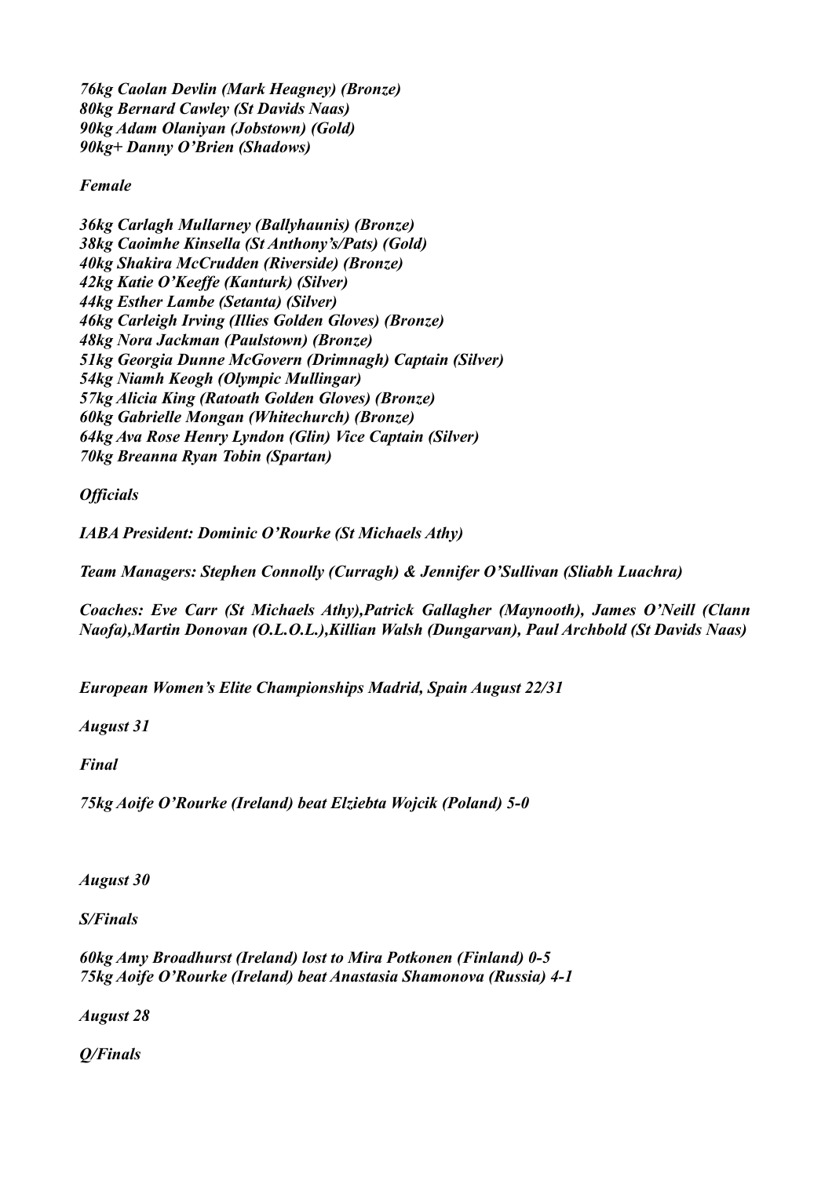*76kg Caolan Devlin (Mark Heagney) (Bronze)*
*80kg Bernard Cawley (St Davids Naas)*
*90kg Adam Olaniyan (Jobstown) (Gold)*
*90kg+ Danny O'Brien (Shadows)*

*Female*

*36kg Carlagh Mullarney (Ballyhaunis) (Bronze)*
*38kg Caoimhe Kinsella (St Anthony's/Pats) (Gold)*
*40kg Shakira McCrudden (Riverside) (Bronze)*
*42kg Katie O'Keeffe (Kanturk) (Silver)*
*44kg Esther Lambe (Setanta) (Silver)*
*46kg Carleigh Irving (Illies Golden Gloves) (Bronze)*
*48kg Nora Jackman (Paulstown) (Bronze)*
*51kg Georgia Dunne McGovern (Drimnagh) Captain (Silver)*
*54kg Niamh Keogh (Olympic Mullingar)*
*57kg Alicia King (Ratoath Golden Gloves) (Bronze)*
*60kg Gabrielle Mongan (Whitechurch) (Bronze)*
*64kg Ava Rose Henry Lyndon (Glin) Vice Captain (Silver)*
*70kg Breanna Ryan Tobin (Spartan)*

*Officials*

*IABA President: Dominic O'Rourke (St Michaels Athy)*

*Team Managers: Stephen Connolly (Curragh) & Jennifer O'Sullivan (Sliabh Luachra)*

*Coaches: Eve Carr (St Michaels Athy),Patrick Gallagher (Maynooth), James O'Neill (Clann Naofa),Martin Donovan (O.L.O.L.),Killian Walsh (Dungarvan), Paul Archbold (St Davids Naas)*

*European Women's Elite Championships Madrid, Spain August 22/31*

*August 31*

*Final*

*75kg Aoife O'Rourke (Ireland) beat Elziebta Wojcik (Poland) 5-0*

*August 30*

*S/Finals*

*60kg Amy Broadhurst (Ireland) lost to Mira Potkonen (Finland) 0-5*
*75kg Aoife O'Rourke (Ireland) beat Anastasia Shamonova (Russia) 4-1*

*August 28*

*Q/Finals*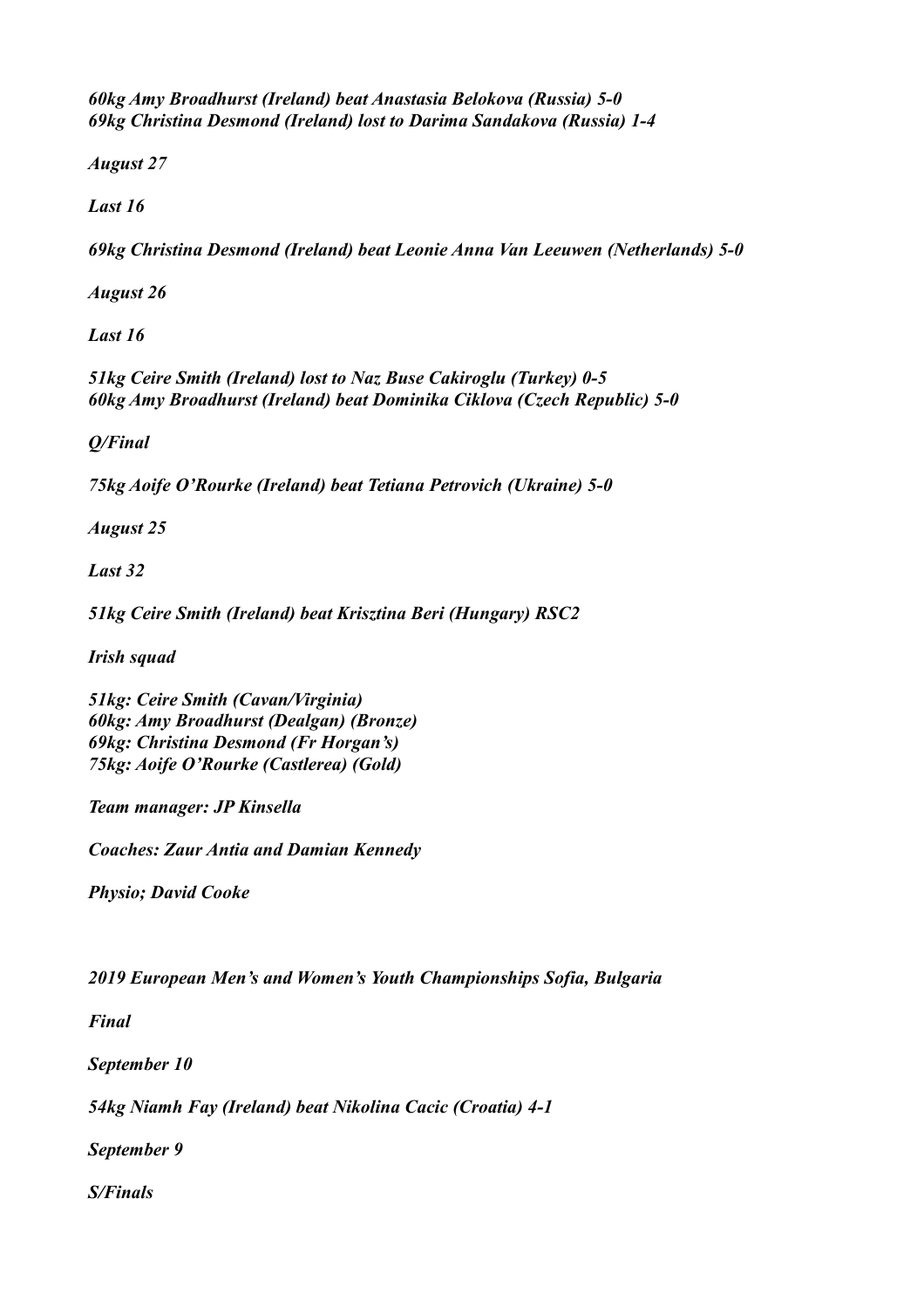*60kg Amy Broadhurst (Ireland) beat Anastasia Belokova (Russia) 5-0*
*69kg Christina Desmond (Ireland) lost to Darima Sandakova (Russia) 1-4*

*August 27*

*Last 16*

*69kg Christina Desmond (Ireland) beat Leonie Anna Van Leeuwen (Netherlands) 5-0*

*August 26*

*Last 16*

*51kg Ceire Smith (Ireland) lost to Naz Buse Cakiroglu (Turkey) 0-5*
*60kg Amy Broadhurst (Ireland) beat Dominika Ciklova (Czech Republic) 5-0*

*Q/Final*

*75kg Aoife O'Rourke (Ireland) beat Tetiana Petrovich (Ukraine) 5-0*

*August 25*

*Last 32*

*51kg Ceire Smith (Ireland) beat Krisztina Beri (Hungary) RSC2*

*Irish squad*

*51kg: Ceire Smith (Cavan/Virginia)*
*60kg: Amy Broadhurst (Dealgan) (Bronze)*
*69kg: Christina Desmond (Fr Horgan's)*
*75kg: Aoife O'Rourke (Castlerea) (Gold)*

*Team manager: JP Kinsella*

*Coaches: Zaur Antia and Damian Kennedy*

*Physio; David Cooke*

*2019 European Men's and Women's Youth Championships Sofia, Bulgaria*

*Final*

*September 10*

*54kg Niamh Fay (Ireland) beat Nikolina Cacic (Croatia) 4-1*

*September 9*

*S/Finals*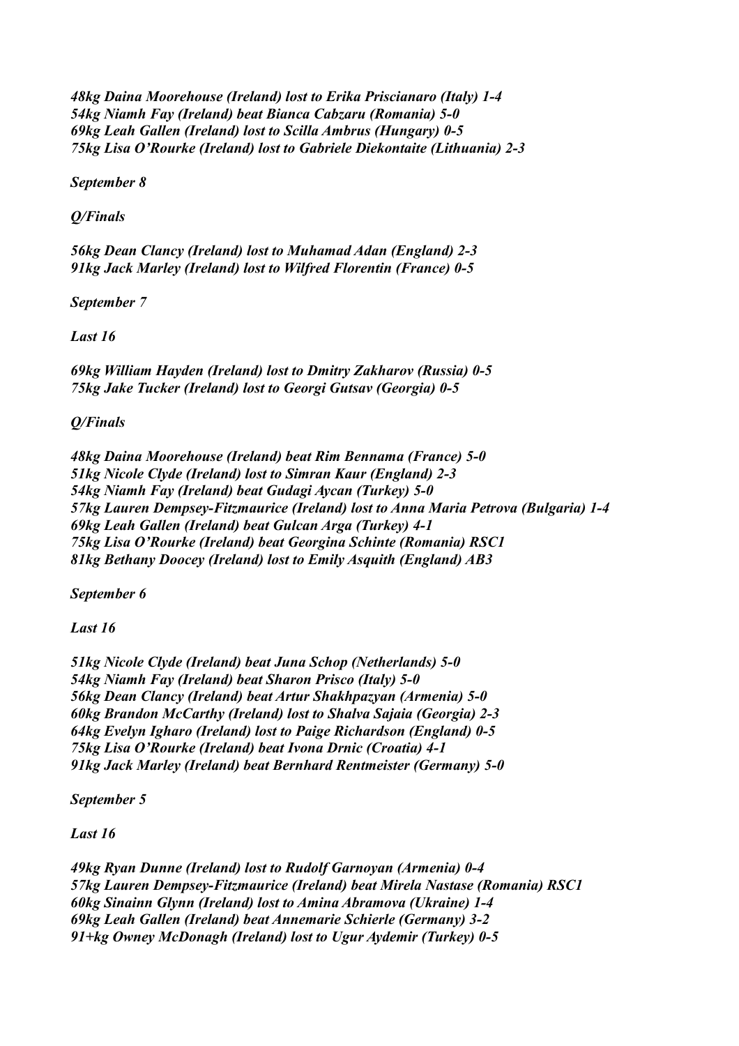*48kg Daina Moorehouse (Ireland) lost to Erika Priscianaro (Italy) 1-4*
*54kg Niamh Fay (Ireland) beat Bianca Cabzaru (Romania) 5-0*
*69kg Leah Gallen (Ireland) lost to Scilla Ambrus (Hungary) 0-5*
*75kg Lisa O'Rourke (Ireland) lost to Gabriele Diekontaite (Lithuania) 2-3*

*September 8*

*Q/Finals*

*56kg Dean Clancy (Ireland) lost to Muhamad Adan (England) 2-3*
*91kg Jack Marley (Ireland) lost to Wilfred Florentin (France) 0-5*

*September 7*

*Last 16*

*69kg William Hayden (Ireland) lost to Dmitry Zakharov (Russia) 0-5*
*75kg Jake Tucker (Ireland) lost to Georgi Gutsav (Georgia) 0-5*

*Q/Finals*

*48kg Daina Moorehouse (Ireland) beat Rim Bennama (France) 5-0*
*51kg Nicole Clyde (Ireland) lost to Simran Kaur (England) 2-3*
*54kg Niamh Fay (Ireland) beat Gudagi Aycan (Turkey) 5-0*
*57kg Lauren Dempsey-Fitzmaurice (Ireland) lost to Anna Maria Petrova (Bulgaria) 1-4*
*69kg Leah Gallen (Ireland) beat Gulcan Arga (Turkey) 4-1*
*75kg Lisa O'Rourke (Ireland) beat Georgina Schinte (Romania) RSC1*
*81kg Bethany Doocey (Ireland) lost to Emily Asquith (England) AB3*

*September 6*

*Last 16*

*51kg Nicole Clyde (Ireland) beat Juna Schop (Netherlands) 5-0*
*54kg Niamh Fay (Ireland) beat Sharon Prisco (Italy) 5-0*
*56kg Dean Clancy (Ireland) beat Artur Shakhpazyan (Armenia) 5-0*
*60kg Brandon McCarthy (Ireland) lost to Shalva Sajaia (Georgia) 2-3*
*64kg Evelyn Igharo (Ireland) lost to Paige Richardson (England) 0-5*
*75kg Lisa O'Rourke (Ireland) beat Ivona Drnic (Croatia) 4-1*
*91kg Jack Marley (Ireland) beat Bernhard Rentmeister (Germany) 5-0*

*September 5*

*Last 16*

*49kg Ryan Dunne (Ireland) lost to Rudolf Garnoyan (Armenia) 0-4*
*57kg Lauren Dempsey-Fitzmaurice (Ireland) beat Mirela Nastase (Romania) RSC1*
*60kg Sinainn Glynn (Ireland) lost to Amina Abramova (Ukraine) 1-4*
*69kg Leah Gallen (Ireland) beat Annemarie Schierle (Germany) 3-2*
*91+kg Owney McDonagh (Ireland) lost to Ugur Aydemir (Turkey) 0-5*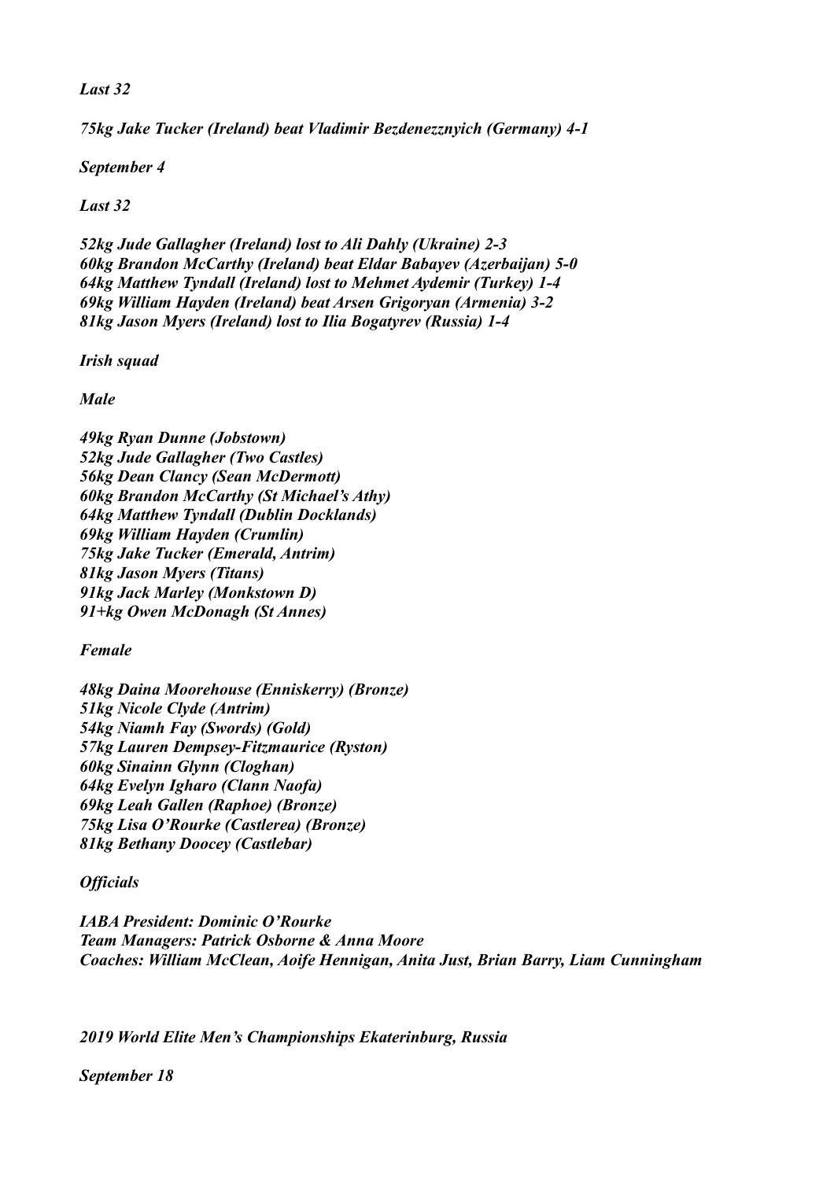*Last 32*

*75kg Jake Tucker (Ireland) beat Vladimir Bezdenezznyich (Germany) 4-1*

*September 4*

*Last 32*

*52kg Jude Gallagher (Ireland) lost to Ali Dahly (Ukraine) 2-3*
*60kg Brandon McCarthy (Ireland) beat Eldar Babayev (Azerbaijan) 5-0*
*64kg Matthew Tyndall (Ireland) lost to Mehmet Aydemir (Turkey) 1-4*
*69kg William Hayden (Ireland) beat Arsen Grigoryan (Armenia) 3-2*
*81kg Jason Myers (Ireland) lost to Ilia Bogatyrev (Russia) 1-4*

*Irish squad*

*Male*

*49kg Ryan Dunne (Jobstown)*
*52kg Jude Gallagher (Two Castles)*
*56kg Dean Clancy (Sean McDermott)*
*60kg Brandon McCarthy (St Michael's Athy)*
*64kg Matthew Tyndall (Dublin Docklands)*
*69kg William Hayden (Crumlin)*
*75kg Jake Tucker (Emerald, Antrim)*
*81kg Jason Myers (Titans)*
*91kg Jack Marley (Monkstown D)*
*91+kg Owen McDonagh (St Annes)*

*Female*

*48kg Daina Moorehouse (Enniskerry) (Bronze)*
*51kg Nicole Clyde (Antrim)*
*54kg Niamh Fay (Swords) (Gold)*
*57kg Lauren Dempsey-Fitzmaurice (Ryston)*
*60kg Sinainn Glynn (Cloghan)*
*64kg Evelyn Igharo (Clann Naofa)*
*69kg Leah Gallen (Raphoe) (Bronze)*
*75kg Lisa O'Rourke (Castlerea) (Bronze)*
*81kg Bethany Doocey (Castlebar)*

*Officials*

*IABA President: Dominic O'Rourke*
*Team Managers: Patrick Osborne & Anna Moore*
*Coaches: William McClean, Aoife Hennigan, Anita Just, Brian Barry, Liam Cunningham*

*2019 World Elite Men's Championships Ekaterinburg, Russia*

*September 18*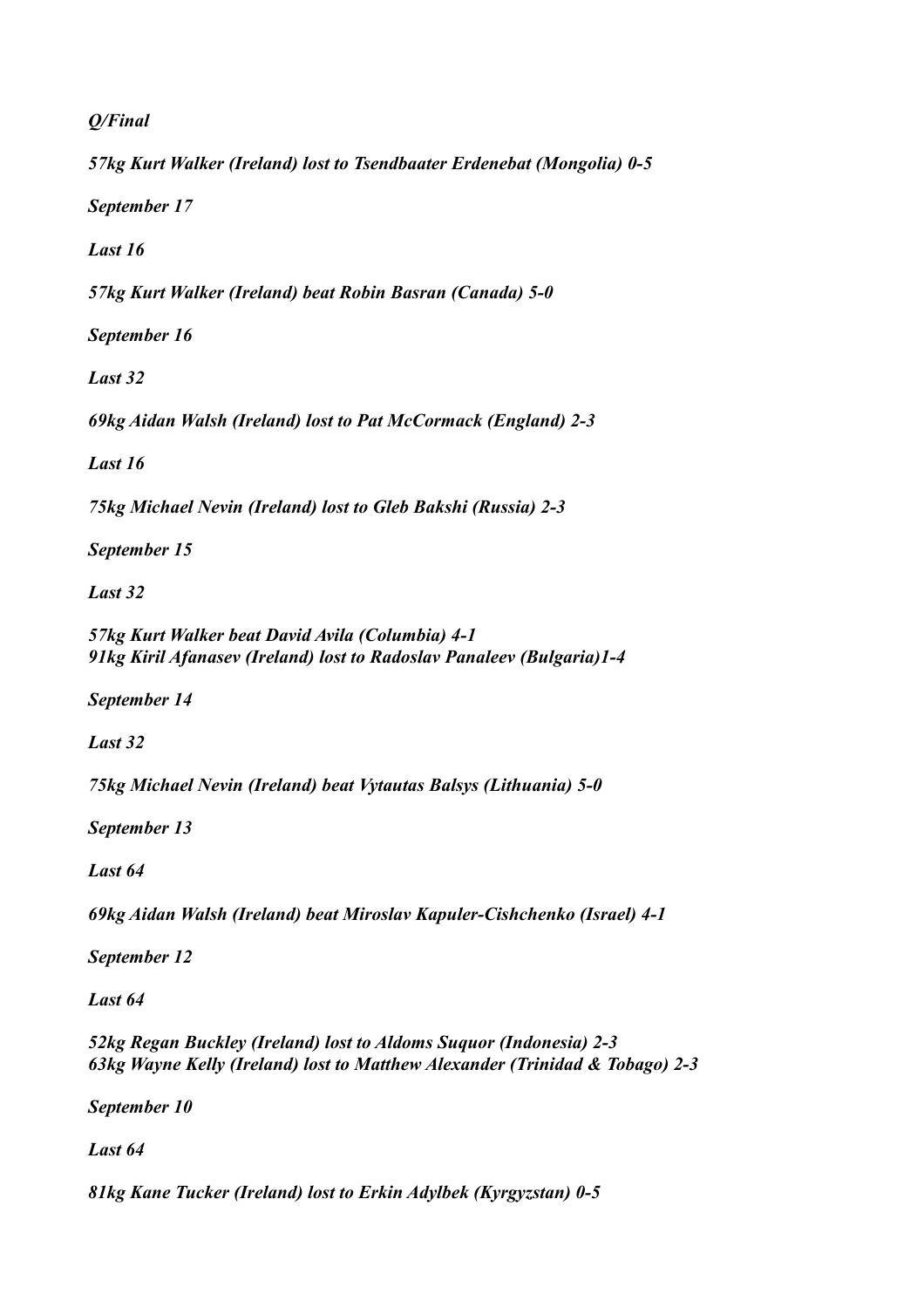*Q/Final*

*57kg Kurt Walker (Ireland) lost to Tsendbaater Erdenebat (Mongolia) 0-5*

*September 17*

*Last 16*

*57kg Kurt Walker (Ireland) beat Robin Basran (Canada) 5-0*

*September 16*

*Last 32*

*69kg Aidan Walsh (Ireland) lost to Pat McCormack (England) 2-3*

*Last 16*

*75kg Michael Nevin (Ireland) lost to Gleb Bakshi (Russia) 2-3*

*September 15*

*Last 32*

*57kg Kurt Walker beat David Avila (Columbia) 4-1*
*91kg Kiril Afanasev (Ireland) lost to Radoslav Panaleev (Bulgaria)1-4*

*September 14*

*Last 32*

*75kg Michael Nevin (Ireland) beat Vytautas Balsys (Lithuania) 5-0*

*September 13*

*Last 64*

*69kg Aidan Walsh (Ireland) beat Miroslav Kapuler-Cishchenko (Israel) 4-1*

*September 12*

*Last 64*

*52kg Regan Buckley (Ireland) lost to Aldoms Suquor (Indonesia) 2-3*
*63kg Wayne Kelly (Ireland) lost to Matthew Alexander (Trinidad & Tobago) 2-3*

*September 10*

*Last 64*

*81kg Kane Tucker (Ireland) lost to Erkin Adylbek (Kyrgyzstan) 0-5*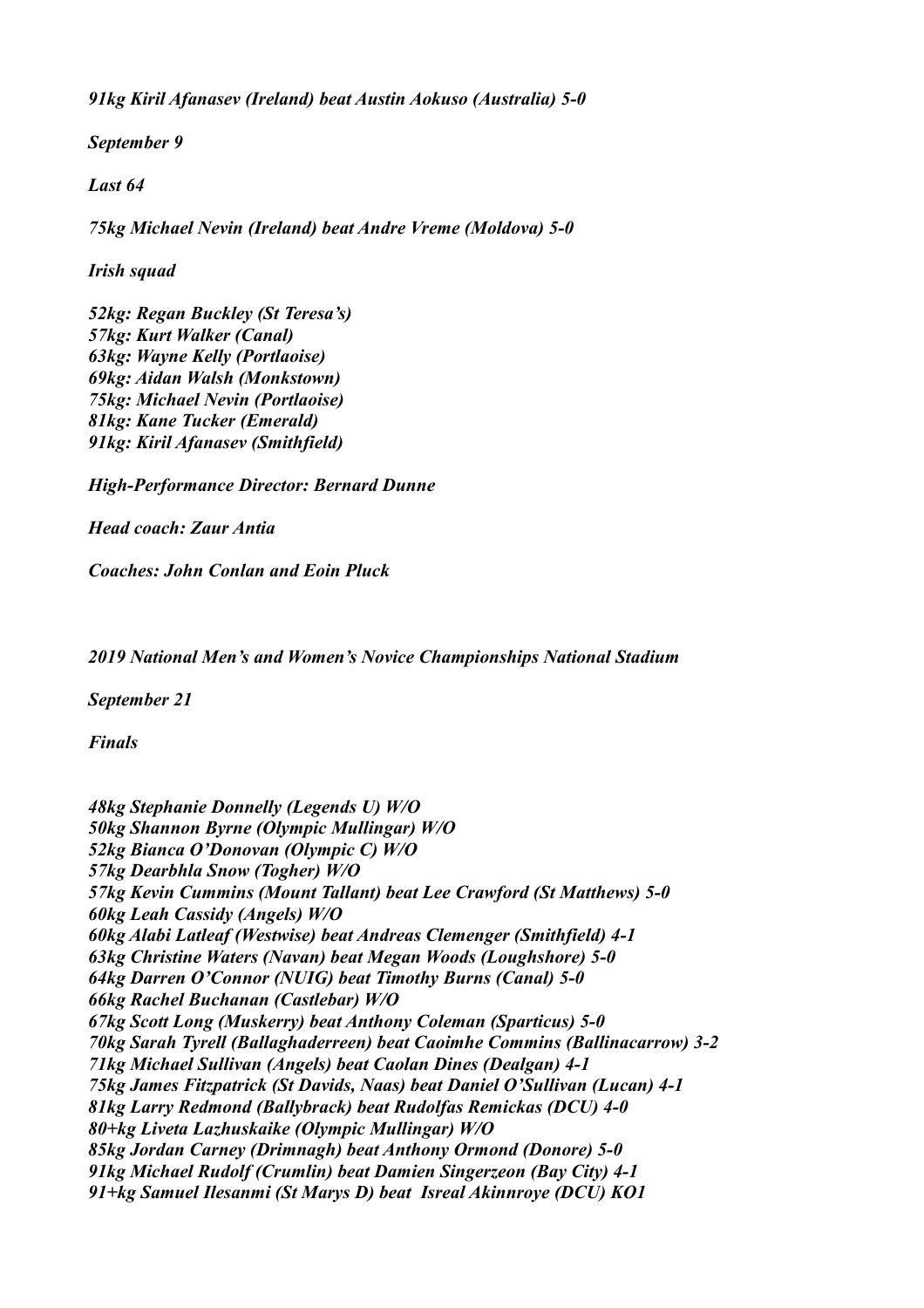*91kg Kiril Afanasev (Ireland) beat Austin Aokuso (Australia) 5-0*

*September 9*

*Last 64*

*75kg Michael Nevin (Ireland) beat Andre Vreme (Moldova) 5-0*

*Irish squad*

*52kg: Regan Buckley (St Teresa's)*
*57kg: Kurt Walker (Canal)*
*63kg: Wayne Kelly (Portlaoise)*
*69kg: Aidan Walsh (Monkstown)*
*75kg: Michael Nevin (Portlaoise)*
*81kg: Kane Tucker (Emerald)*
*91kg: Kiril Afanasev (Smithfield)*

*High-Performance Director: Bernard Dunne*

*Head coach: Zaur Antia*

*Coaches: John Conlan and Eoin Pluck*

*2019 National Men's and Women's Novice Championships National Stadium*

*September 21*

*Finals*

*48kg Stephanie Donnelly (Legends U) W/O*
*50kg Shannon Byrne (Olympic Mullingar) W/O*
*52kg Bianca O'Donovan (Olympic C) W/O*
*57kg Dearbhla Snow (Togher) W/O*
*57kg Kevin Cummins (Mount Tallant) beat Lee Crawford (St Matthews) 5-0*
*60kg Leah Cassidy (Angels) W/O*
*60kg Alabi Latleaf (Westwise) beat Andreas Clemenger (Smithfield) 4-1*
*63kg Christine Waters (Navan) beat Megan Woods (Loughshore) 5-0*
*64kg Darren O'Connor (NUIG) beat Timothy Burns (Canal) 5-0*
*66kg Rachel Buchanan (Castlebar) W/O*
*67kg Scott Long (Muskerry) beat Anthony Coleman (Sparticus) 5-0*
*70kg Sarah Tyrell (Ballaghaderreen) beat Caoimhe Commins (Ballinacarrow) 3-2*
*71kg Michael Sullivan (Angels) beat Caolan Dines (Dealgan) 4-1*
*75kg James Fitzpatrick (St Davids, Naas) beat Daniel O'Sullivan (Lucan) 4-1*
*81kg Larry Redmond (Ballybrack) beat Rudolfas Remickas (DCU) 4-0*
*80+kg Liveta Lazhuskaike (Olympic Mullingar) W/O*
*85kg Jordan Carney (Drimnagh) beat Anthony Ormond (Donore) 5-0*
*91kg Michael Rudolf (Crumlin) beat Damien Singerzeon (Bay City) 4-1*
*91+kg Samuel Ilesanmi (St Marys D) beat Isreal Akinnroye (DCU) KO1*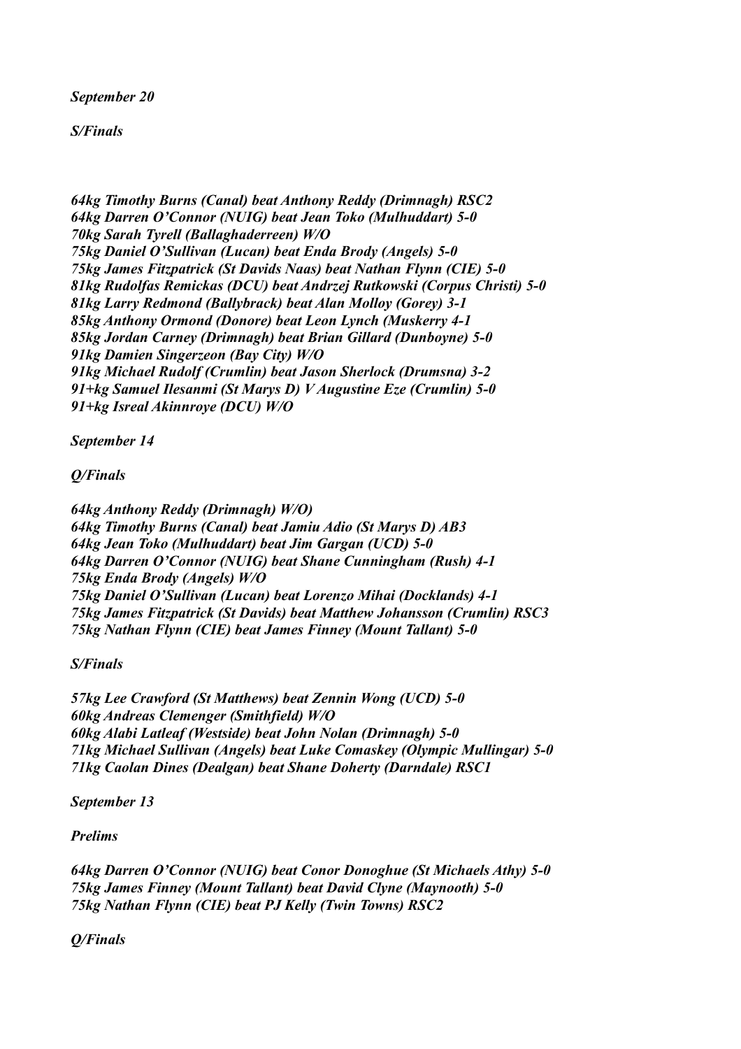*September 20*

*S/Finals*

*64kg Timothy Burns (Canal) beat Anthony Reddy (Drimnagh) RSC2*
*64kg Darren O'Connor (NUIG) beat Jean Toko (Mulhuddart) 5-0*
*70kg Sarah Tyrell (Ballaghaderreen) W/O*
*75kg Daniel O'Sullivan (Lucan) beat Enda Brody (Angels) 5-0*
*75kg James Fitzpatrick (St Davids Naas) beat Nathan Flynn (CIE) 5-0*
*81kg Rudolfas Remickas (DCU) beat Andrzej Rutkowski (Corpus Christi) 5-0*
*81kg Larry Redmond (Ballybrack) beat Alan Molloy (Gorey) 3-1*
*85kg Anthony Ormond (Donore) beat Leon Lynch (Muskerry 4-1*
*85kg Jordan Carney (Drimnagh) beat Brian Gillard (Dunboyne) 5-0*
*91kg Damien Singerzeon (Bay City) W/O*
*91kg Michael Rudolf (Crumlin) beat Jason Sherlock (Drumsna) 3-2*
*91+kg Samuel Ilesanmi (St Marys D) V Augustine Eze (Crumlin) 5-0*
*91+kg Isreal Akinnroye (DCU) W/O*

*September 14*

*Q/Finals*

*64kg Anthony Reddy (Drimnagh) W/O)*
*64kg Timothy Burns (Canal) beat Jamiu Adio (St Marys D) AB3*
*64kg Jean Toko (Mulhuddart) beat Jim Gargan (UCD) 5-0*
*64kg Darren O'Connor (NUIG) beat Shane Cunningham (Rush) 4-1*
*75kg Enda Brody (Angels) W/O*
*75kg Daniel O'Sullivan (Lucan) beat Lorenzo Mihai (Docklands) 4-1*
*75kg James Fitzpatrick (St Davids) beat Matthew Johansson (Crumlin) RSC3*
*75kg Nathan Flynn (CIE) beat James Finney (Mount Tallant) 5-0*

*S/Finals*

*57kg Lee Crawford (St Matthews) beat Zennin Wong (UCD) 5-0*
*60kg Andreas Clemenger (Smithfield) W/O*
*60kg Alabi Latleaf (Westside) beat John Nolan (Drimnagh) 5-0*
*71kg Michael Sullivan (Angels) beat Luke Comaskey (Olympic Mullingar) 5-0*
*71kg Caolan Dines (Dealgan) beat Shane Doherty (Darndale) RSC1*

*September 13*

*Prelims*

*64kg Darren O'Connor (NUIG) beat Conor Donoghue (St Michaels Athy) 5-0*
*75kg James Finney (Mount Tallant) beat David Clyne (Maynooth) 5-0*
*75kg Nathan Flynn (CIE) beat PJ Kelly (Twin Towns) RSC2*

*Q/Finals*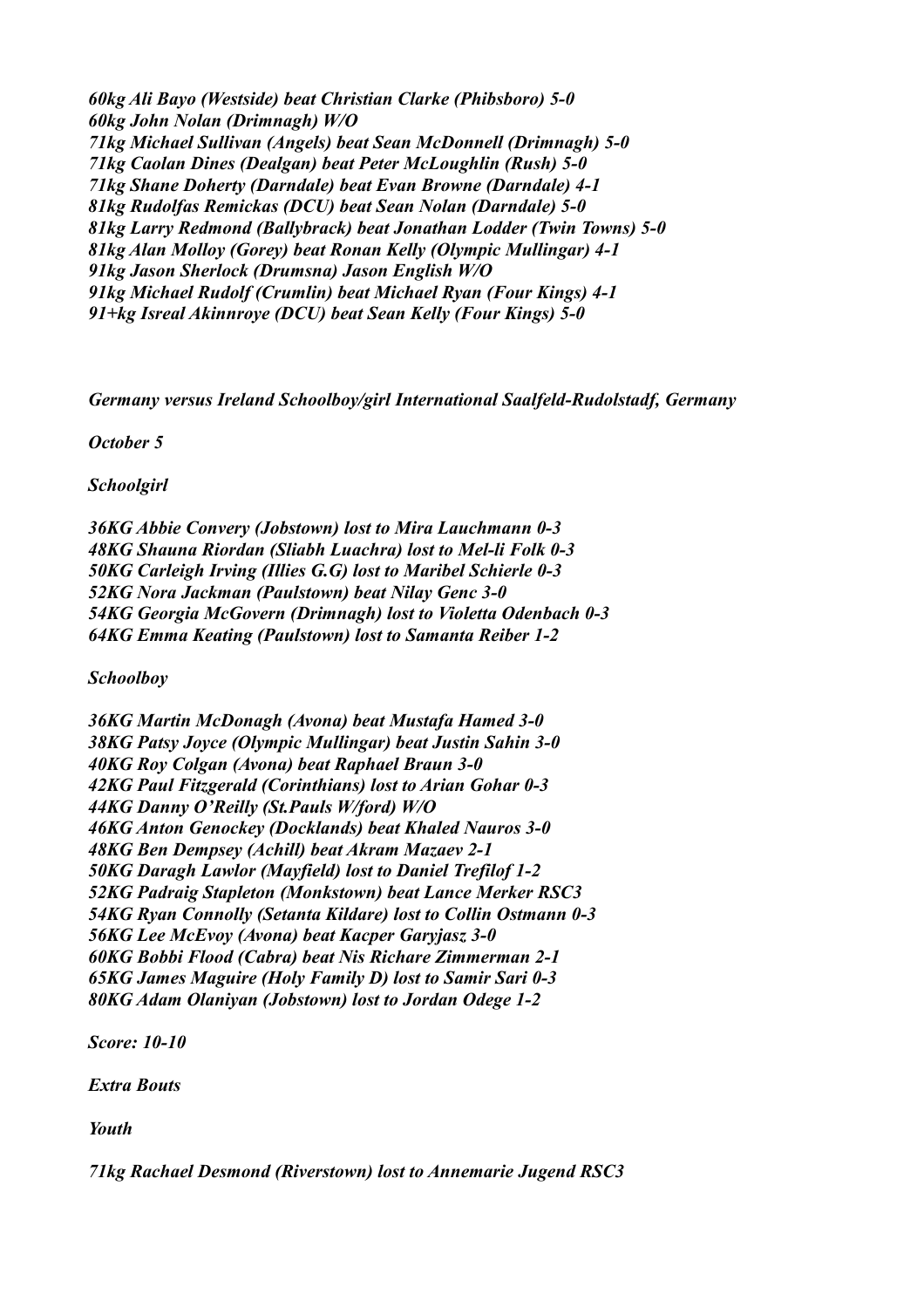*60kg Ali Bayo (Westside) beat Christian Clarke (Phibsboro) 5-0*
*60kg John Nolan (Drimnagh) W/O*
*71kg Michael Sullivan (Angels) beat Sean McDonnell (Drimnagh) 5-0*
*71kg Caolan Dines (Dealgan) beat Peter McLoughlin (Rush) 5-0*
*71kg Shane Doherty (Darndale) beat Evan Browne (Darndale) 4-1*
*81kg Rudolfas Remickas (DCU) beat Sean Nolan (Darndale) 5-0*
*81kg Larry Redmond (Ballybrack) beat Jonathan Lodder (Twin Towns) 5-0*
*81kg Alan Molloy (Gorey) beat Ronan Kelly (Olympic Mullingar) 4-1*
*91kg Jason Sherlock (Drumsna) Jason English W/O*
*91kg Michael Rudolf (Crumlin) beat Michael Ryan (Four Kings) 4-1*
*91+kg Isreal Akinnroye (DCU) beat Sean Kelly (Four Kings) 5-0*

*Germany versus Ireland Schoolboy/girl International Saalfeld-Rudolstadf, Germany*

*October 5*

*Schoolgirl*

*36KG Abbie Convery (Jobstown) lost to Mira Lauchmann 0-3*
*48KG Shauna Riordan (Sliabh Luachra) lost to Mel-li Folk 0-3*
*50KG Carleigh Irving (Illies G.G) lost to Maribel Schierle 0-3*
*52KG Nora Jackman (Paulstown) beat Nilay Genc 3-0*
*54KG Georgia McGovern (Drimnagh) lost to Violetta Odenbach 0-3*
*64KG Emma Keating (Paulstown) lost to Samanta Reiber 1-2*

*Schoolboy*

*36KG Martin McDonagh (Avona) beat Mustafa Hamed 3-0*
*38KG Patsy Joyce (Olympic Mullingar) beat Justin Sahin 3-0*
*40KG Roy Colgan (Avona) beat Raphael Braun 3-0*
*42KG Paul Fitzgerald (Corinthians) lost to Arian Gohar 0-3*
*44KG Danny O'Reilly (St.Pauls W/ford) W/O*
*46KG Anton Genockey (Docklands) beat Khaled Nauros 3-0*
*48KG Ben Dempsey (Achill) beat Akram Mazaev 2-1*
*50KG Daragh Lawlor (Mayfield) lost to Daniel Trefilof 1-2*
*52KG Padraig Stapleton (Monkstown) beat Lance Merker RSC3*
*54KG Ryan Connolly (Setanta Kildare) lost to Collin Ostmann 0-3*
*56KG Lee McEvoy (Avona) beat Kacper Garyjasz 3-0*
*60KG Bobbi Flood (Cabra) beat Nis Richare Zimmerman 2-1*
*65KG James Maguire (Holy Family D) lost to Samir Sari 0-3*
*80KG Adam Olaniyan (Jobstown) lost to Jordan Odege 1-2*

*Score: 10-10*

*Extra Bouts*

*Youth*

*71kg Rachael Desmond (Riverstown) lost to Annemarie Jugend RSC3*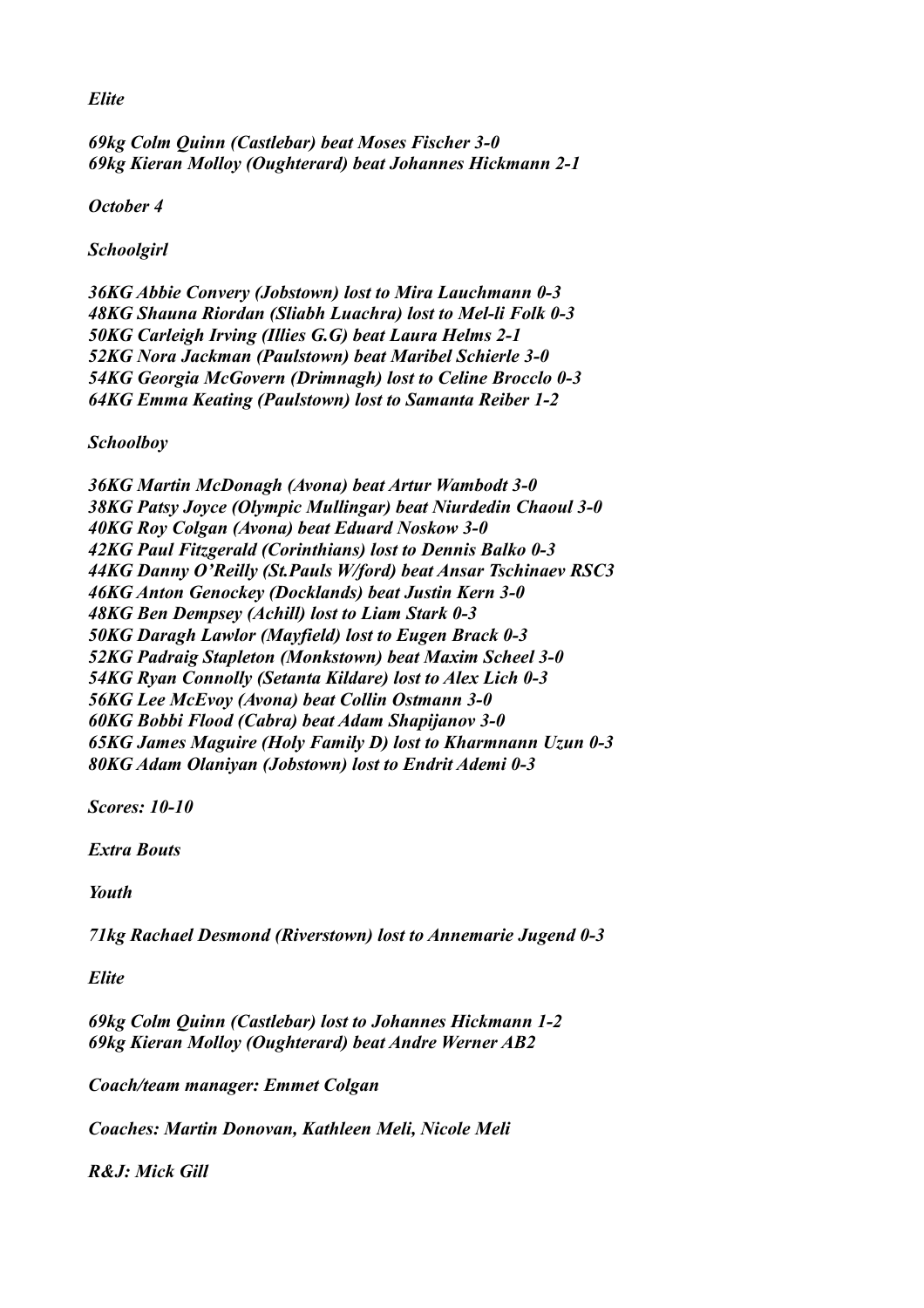*Elite*

*69kg Colm Quinn (Castlebar) beat Moses Fischer 3-0*
*69kg Kieran Molloy (Oughterard) beat Johannes Hickmann 2-1*

*October 4*

*Schoolgirl*

*36KG Abbie Convery (Jobstown) lost to Mira Lauchmann 0-3*
*48KG Shauna Riordan (Sliabh Luachra) lost to Mel-li Folk 0-3*
*50KG Carleigh Irving (Illies G.G) beat Laura Helms 2-1*
*52KG Nora Jackman (Paulstown) beat Maribel Schierle 3-0*
*54KG Georgia McGovern (Drimnagh) lost to Celine Brocclo 0-3*
*64KG Emma Keating (Paulstown) lost to Samanta Reiber 1-2*

*Schoolboy*

*36KG Martin McDonagh (Avona) beat Artur Wambodt 3-0*
*38KG Patsy Joyce (Olympic Mullingar) beat Niurdedin Chaoul 3-0*
*40KG Roy Colgan (Avona) beat Eduard Noskow 3-0*
*42KG Paul Fitzgerald (Corinthians) lost to Dennis Balko 0-3*
*44KG Danny O'Reilly (St.Pauls W/ford) beat Ansar Tschinaev RSC3*
*46KG Anton Genockey (Docklands) beat Justin Kern 3-0*
*48KG Ben Dempsey (Achill) lost to Liam Stark 0-3*
*50KG Daragh Lawlor (Mayfield) lost to Eugen Brack 0-3*
*52KG Padraig Stapleton (Monkstown) beat Maxim Scheel 3-0*
*54KG Ryan Connolly (Setanta Kildare) lost to Alex Lich 0-3*
*56KG Lee McEvoy (Avona) beat Collin Ostmann 3-0*
*60KG Bobbi Flood (Cabra) beat Adam Shapijanov 3-0*
*65KG James Maguire (Holy Family D) lost to Kharmnann Uzun 0-3*
*80KG Adam Olaniyan (Jobstown) lost to Endrit Ademi 0-3*

*Scores: 10-10*

*Extra Bouts*

*Youth*

*71kg Rachael Desmond (Riverstown) lost to Annemarie Jugend 0-3*

*Elite*

*69kg Colm Quinn (Castlebar) lost to Johannes Hickmann 1-2*
*69kg Kieran Molloy (Oughterard) beat Andre Werner AB2*

*Coach/team manager: Emmet Colgan*

*Coaches: Martin Donovan, Kathleen Meli, Nicole Meli*

*R&J: Mick Gill*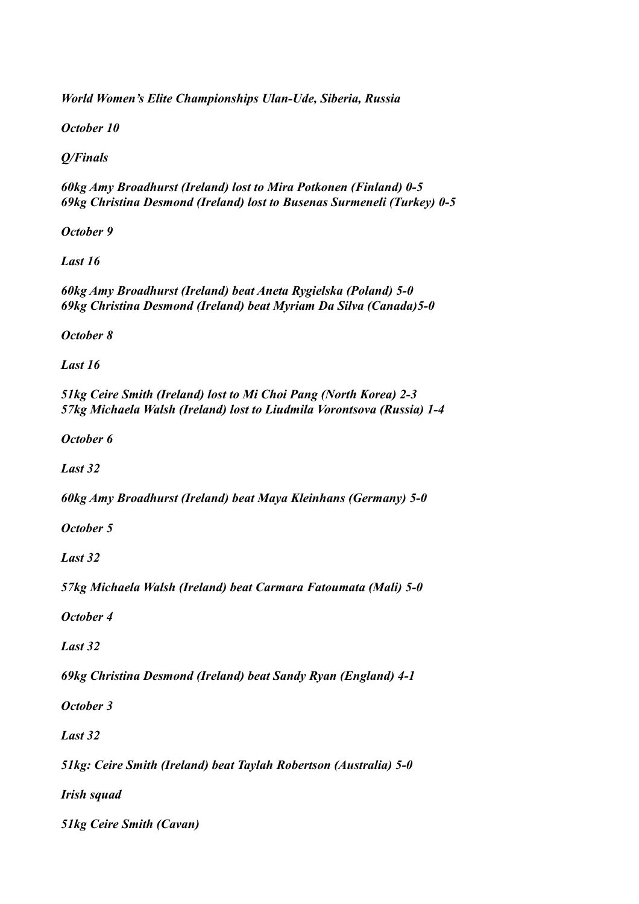***World Women's Elite Championships Ulan-Ude, Siberia, Russia***

***October 10***

***Q/Finals***

***60kg Amy Broadhurst (Ireland) lost to Mira Potkonen (Finland) 0-5***
***69kg Christina Desmond (Ireland) lost to Busenas Surmeneli (Turkey) 0-5***

***October 9***

***Last 16***

***60kg Amy Broadhurst (Ireland) beat Aneta Rygielska (Poland) 5-0***
***69kg Christina Desmond (Ireland) beat Myriam Da Silva (Canada)5-0***

***October 8***

***Last 16***

***51kg Ceire Smith (Ireland) lost to Mi Choi Pang (North Korea) 2-3***
***57kg Michaela Walsh (Ireland) lost to Liudmila Vorontsova (Russia) 1-4***

***October 6***

***Last 32***

***60kg Amy Broadhurst (Ireland) beat Maya Kleinhans (Germany) 5-0***

***October 5***

***Last 32***

***57kg Michaela Walsh (Ireland) beat Carmara Fatoumata (Mali) 5-0***

***October 4***

***Last 32***

***69kg Christina Desmond (Ireland) beat Sandy Ryan (England) 4-1***

***October 3***

***Last 32***

***51kg: Ceire Smith (Ireland) beat Taylah Robertson (Australia) 5-0***

***Irish squad***

***51kg Ceire Smith (Cavan)***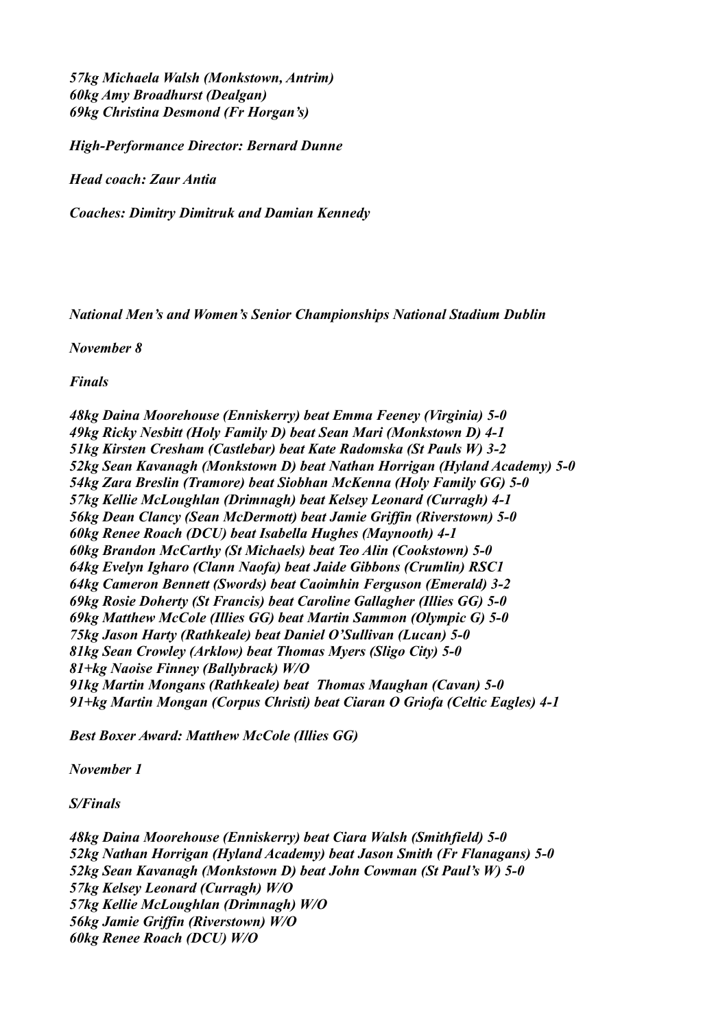*57kg Michaela Walsh (Monkstown, Antrim)*
*60kg Amy Broadhurst (Dealgan)*
*69kg Christina Desmond (Fr Horgan's)*

*High-Performance Director: Bernard Dunne*

*Head coach: Zaur Antia*

*Coaches: Dimitry Dimitruk and Damian Kennedy*

*National Men's and Women's Senior Championships National Stadium Dublin*

*November 8*

*Finals*

*48kg Daina Moorehouse (Enniskerry) beat Emma Feeney (Virginia) 5-0*
*49kg Ricky Nesbitt (Holy Family D) beat Sean Mari (Monkstown D) 4-1*
*51kg Kirsten Cresham (Castlebar) beat Kate Radomska (St Pauls W) 3-2*
*52kg Sean Kavanagh (Monkstown D) beat Nathan Horrigan (Hyland Academy) 5-0*
*54kg Zara Breslin (Tramore) beat Siobhan McKenna (Holy Family GG) 5-0*
*57kg Kellie McLoughlan (Drimnagh) beat Kelsey Leonard (Curragh) 4-1*
*56kg Dean Clancy (Sean McDermott) beat Jamie Griffin (Riverstown) 5-0*
*60kg Renee Roach (DCU) beat Isabella Hughes (Maynooth) 4-1*
*60kg Brandon McCarthy (St Michaels) beat Teo Alin (Cookstown) 5-0*
*64kg Evelyn Igharo (Clann Naofa) beat Jaide Gibbons (Crumlin) RSC1*
*64kg Cameron Bennett (Swords) beat Caoimhin Ferguson (Emerald) 3-2*
*69kg Rosie Doherty (St Francis) beat Caroline Gallagher (Illies GG) 5-0*
*69kg Matthew McCole (Illies GG) beat Martin Sammon (Olympic G) 5-0*
*75kg Jason Harty (Rathkeale) beat Daniel O'Sullivan (Lucan) 5-0*
*81kg Sean Crowley (Arklow) beat Thomas Myers (Sligo City) 5-0*
*81+kg Naoise Finney (Ballybrack) W/O*
*91kg Martin Mongans (Rathkeale) beat Thomas Maughan (Cavan) 5-0*
*91+kg Martin Mongan (Corpus Christi) beat Ciaran O Griofa (Celtic Eagles) 4-1*

*Best Boxer Award: Matthew McCole (Illies GG)*

*November 1*

*S/Finals*

*48kg Daina Moorehouse (Enniskerry) beat Ciara Walsh (Smithfield) 5-0*
*52kg Nathan Horrigan (Hyland Academy) beat Jason Smith (Fr Flanagans) 5-0*
*52kg Sean Kavanagh (Monkstown D) beat John Cowman (St Paul's W) 5-0*
*57kg Kelsey Leonard (Curragh) W/O*
*57kg Kellie McLoughlan (Drimnagh) W/O*
*56kg Jamie Griffin (Riverstown) W/O*
*60kg Renee Roach (DCU) W/O*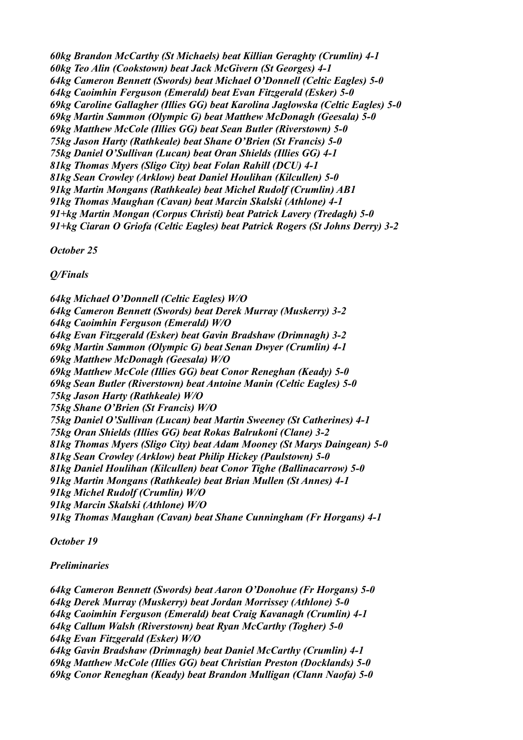*60kg Brandon McCarthy (St Michaels) beat Killian Geraghty (Crumlin) 4-1*
*60kg Teo Alin (Cookstown) beat Jack McGivern (St Georges) 4-1*
*64kg Cameron Bennett (Swords) beat Michael O'Donnell (Celtic Eagles) 5-0*
*64kg Caoimhin Ferguson (Emerald) beat Evan Fitzgerald (Esker) 5-0*
*69kg Caroline Gallagher (Illies GG) beat Karolina Jaglowska (Celtic Eagles) 5-0*
*69kg Martin Sammon (Olympic G) beat Matthew McDonagh (Geesala) 5-0*
*69kg Matthew McCole (Illies GG) beat Sean Butler (Riverstown) 5-0*
*75kg Jason Harty (Rathkeale) beat Shane O'Brien (St Francis) 5-0*
*75kg Daniel O'Sullivan (Lucan) beat Oran Shields (Illies GG) 4-1*
*81kg Thomas Myers (Sligo City) beat Folan Rahill (DCU) 4-1*
*81kg Sean Crowley (Arklow) beat Daniel Houlihan (Kilcullen) 5-0*
*91kg Martin Mongans (Rathkeale) beat Michel Rudolf (Crumlin) AB1*
*91kg Thomas Maughan (Cavan) beat Marcin Skalski (Athlone) 4-1*
*91+kg Martin Mongan (Corpus Christi) beat Patrick Lavery (Tredagh) 5-0*
*91+kg Ciaran O Griofa (Celtic Eagles) beat Patrick Rogers (St Johns Derry) 3-2*

*October 25*

*Q/Finals*

*64kg Michael O'Donnell (Celtic Eagles) W/O*
*64kg Cameron Bennett (Swords) beat Derek Murray (Muskerry) 3-2*
*64kg Caoimhin Ferguson (Emerald) W/O*
*64kg Evan Fitzgerald (Esker) beat Gavin Bradshaw (Drimnagh) 3-2*
*69kg Martin Sammon (Olympic G) beat Senan Dwyer (Crumlin) 4-1*
*69kg Matthew McDonagh (Geesala) W/O*
*69kg Matthew McCole (Illies GG) beat Conor Reneghan (Keady) 5-0*
*69kg Sean Butler (Riverstown) beat Antoine Manin (Celtic Eagles) 5-0*
*75kg Jason Harty (Rathkeale) W/O*
*75kg Shane O'Brien (St Francis) W/O*
*75kg Daniel O'Sullivan (Lucan) beat Martin Sweeney (St Catherines) 4-1*
*75kg Oran Shields (Illies GG) beat Rokas Balrukoni (Clane) 3-2*
*81kg Thomas Myers (Sligo City) beat Adam Mooney (St Marys Daingean) 5-0*
*81kg Sean Crowley (Arklow) beat Philip Hickey (Paulstown) 5-0*
*81kg Daniel Houlihan (Kilcullen) beat Conor Tighe (Ballinacarrow) 5-0*
*91kg Martin Mongans (Rathkeale) beat Brian Mullen (St Annes) 4-1*
*91kg Michel Rudolf (Crumlin) W/O*
*91kg Marcin Skalski (Athlone) W/O*
*91kg Thomas Maughan (Cavan) beat Shane Cunningham (Fr Horgans) 4-1*

*October 19*

*Preliminaries*

*64kg Cameron Bennett (Swords) beat Aaron O'Donohue (Fr Horgans) 5-0*
*64kg Derek Murray (Muskerry) beat Jordan Morrissey (Athlone) 5-0*
*64kg Caoimhin Ferguson (Emerald) beat Craig Kavanagh (Crumlin) 4-1*
*64kg Callum Walsh (Riverstown) beat Ryan McCarthy (Togher) 5-0*
*64kg Evan Fitzgerald (Esker) W/O*
*64kg Gavin Bradshaw (Drimnagh) beat Daniel McCarthy (Crumlin) 4-1*
*69kg Matthew McCole (Illies GG) beat Christian Preston (Docklands) 5-0*
*69kg Conor Reneghan (Keady) beat Brandon Mulligan (Clann Naofa) 5-0*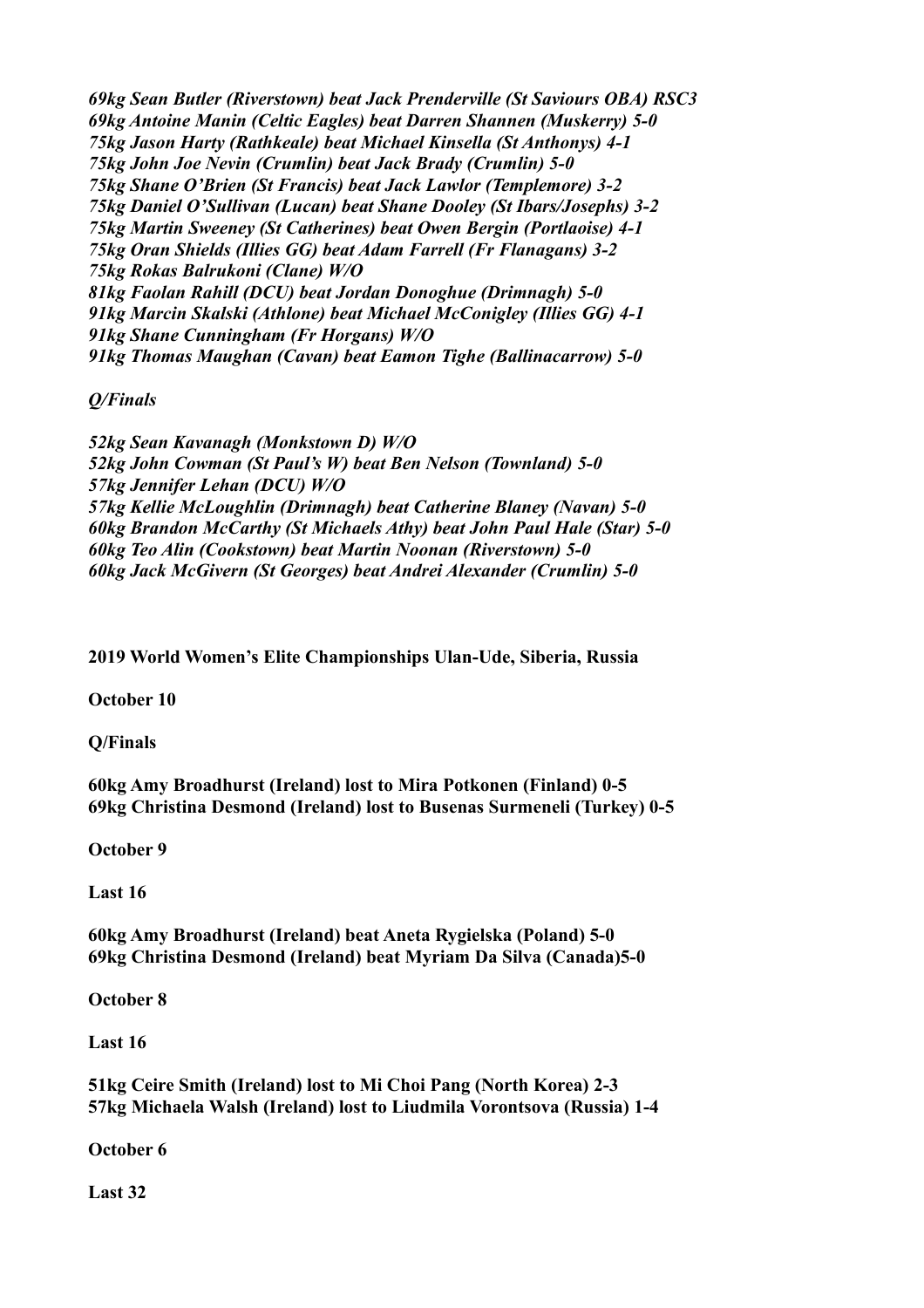*69kg Sean Butler (Riverstown) beat Jack Prenderville (St Saviours OBA) RSC3*
*69kg Antoine Manin (Celtic Eagles) beat Darren Shannen (Muskerry) 5-0*
*75kg Jason Harty (Rathkeale) beat Michael Kinsella (St Anthonys) 4-1*
*75kg John Joe Nevin (Crumlin) beat Jack Brady (Crumlin) 5-0*
*75kg Shane O'Brien (St Francis) beat Jack Lawlor (Templemore) 3-2*
*75kg Daniel O'Sullivan (Lucan) beat Shane Dooley (St Ibars/Josephs) 3-2*
*75kg Martin Sweeney (St Catherines) beat Owen Bergin (Portlaoise) 4-1*
*75kg Oran Shields (Illies GG) beat Adam Farrell (Fr Flanagans) 3-2*
*75kg Rokas Balrukoni (Clane) W/O*
*81kg Faolan Rahill (DCU) beat Jordan Donoghue (Drimnagh) 5-0*
*91kg Marcin Skalski (Athlone) beat Michael McConigley (Illies GG) 4-1*
*91kg Shane Cunningham (Fr Horgans) W/O*
*91kg Thomas Maughan (Cavan) beat Eamon Tighe (Ballinacarrow) 5-0*

*Q/Finals*

*52kg Sean Kavanagh (Monkstown D) W/O*
*52kg John Cowman (St Paul's W) beat Ben Nelson (Townland) 5-0*
*57kg Jennifer Lehan (DCU) W/O*
*57kg Kellie McLoughlin (Drimnagh) beat Catherine Blaney (Navan) 5-0*
*60kg Brandon McCarthy (St Michaels Athy) beat John Paul Hale (Star) 5-0*
*60kg Teo Alin (Cookstown) beat Martin Noonan (Riverstown) 5-0*
*60kg Jack McGivern (St Georges) beat Andrei Alexander (Crumlin) 5-0*

**2019 World Women's Elite Championships Ulan-Ude, Siberia, Russia**

**October 10**

**Q/Finals**

**60kg Amy Broadhurst (Ireland) lost to Mira Potkonen (Finland) 0-5**
**69kg Christina Desmond (Ireland) lost to Busenas Surmeneli (Turkey) 0-5**

**October 9**

**Last 16**

**60kg Amy Broadhurst (Ireland) beat Aneta Rygielska (Poland) 5-0**
**69kg Christina Desmond (Ireland) beat Myriam Da Silva (Canada)5-0**

**October 8**

**Last 16**

**51kg Ceire Smith (Ireland) lost to Mi Choi Pang (North Korea) 2-3**
**57kg Michaela Walsh (Ireland) lost to Liudmila Vorontsova (Russia) 1-4**

**October 6**

**Last 32**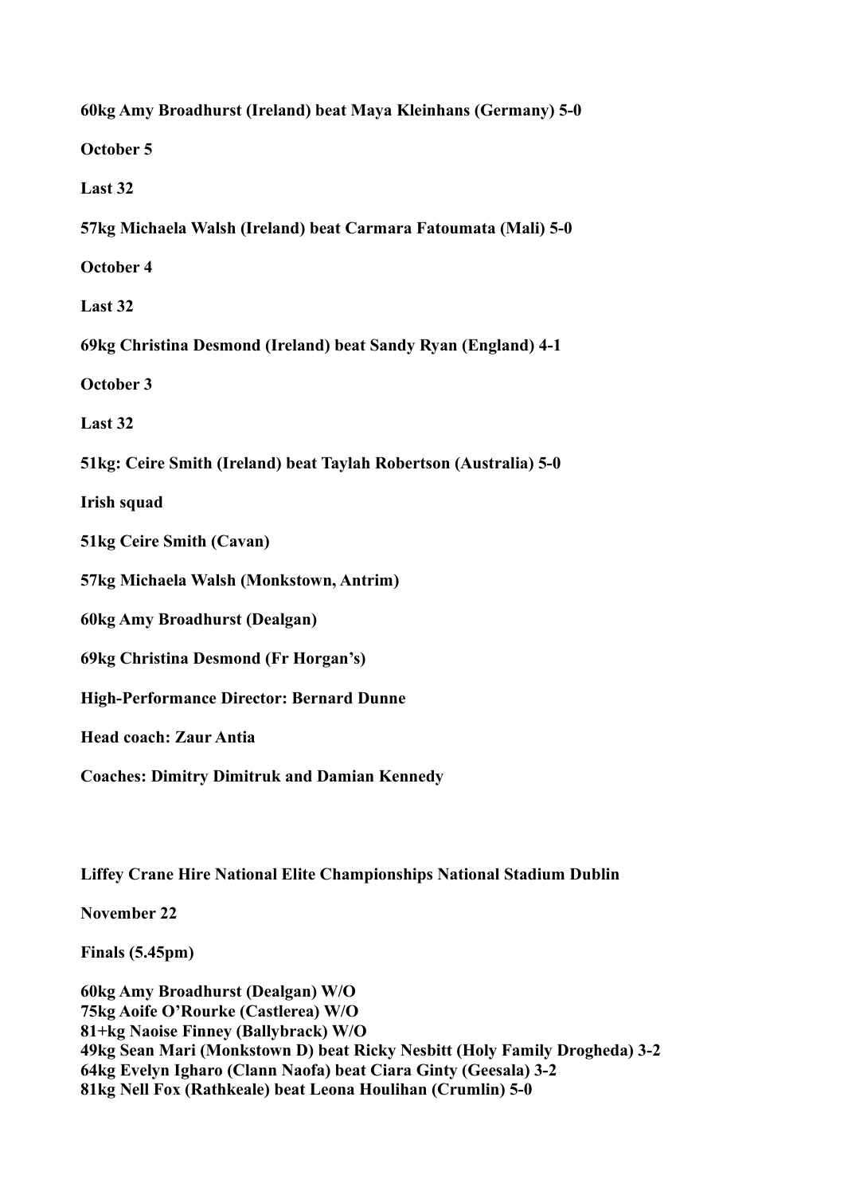**60kg Amy Broadhurst (Ireland) beat Maya Kleinhans (Germany) 5-0**

**October 5**

**Last 32**

**57kg Michaela Walsh (Ireland) beat Carmara Fatoumata (Mali) 5-0**

**October 4**

**Last 32**

**69kg Christina Desmond (Ireland) beat Sandy Ryan (England) 4-1**

**October 3**

**Last 32**

**51kg: Ceire Smith (Ireland) beat Taylah Robertson (Australia) 5-0**

**Irish squad**

**51kg Ceire Smith (Cavan)**

**57kg Michaela Walsh (Monkstown, Antrim)**

**60kg Amy Broadhurst (Dealgan)**

**69kg Christina Desmond (Fr Horgan's)**

**High-Performance Director: Bernard Dunne**

**Head coach: Zaur Antia**

**Coaches: Dimitry Dimitruk and Damian Kennedy**

**Liffey Crane Hire National Elite Championships National Stadium Dublin**

**November 22**

**Finals (5.45pm)**

**60kg Amy Broadhurst (Dealgan) W/O**
**75kg Aoife O'Rourke (Castlerea) W/O**
**81+kg Naoise Finney (Ballybrack) W/O**
**49kg Sean Mari (Monkstown D) beat Ricky Nesbitt (Holy Family Drogheda) 3-2**
**64kg Evelyn Igharo (Clann Naofa) beat Ciara Ginty (Geesala) 3-2**
**81kg Nell Fox (Rathkeale) beat Leona Houlihan (Crumlin) 5-0**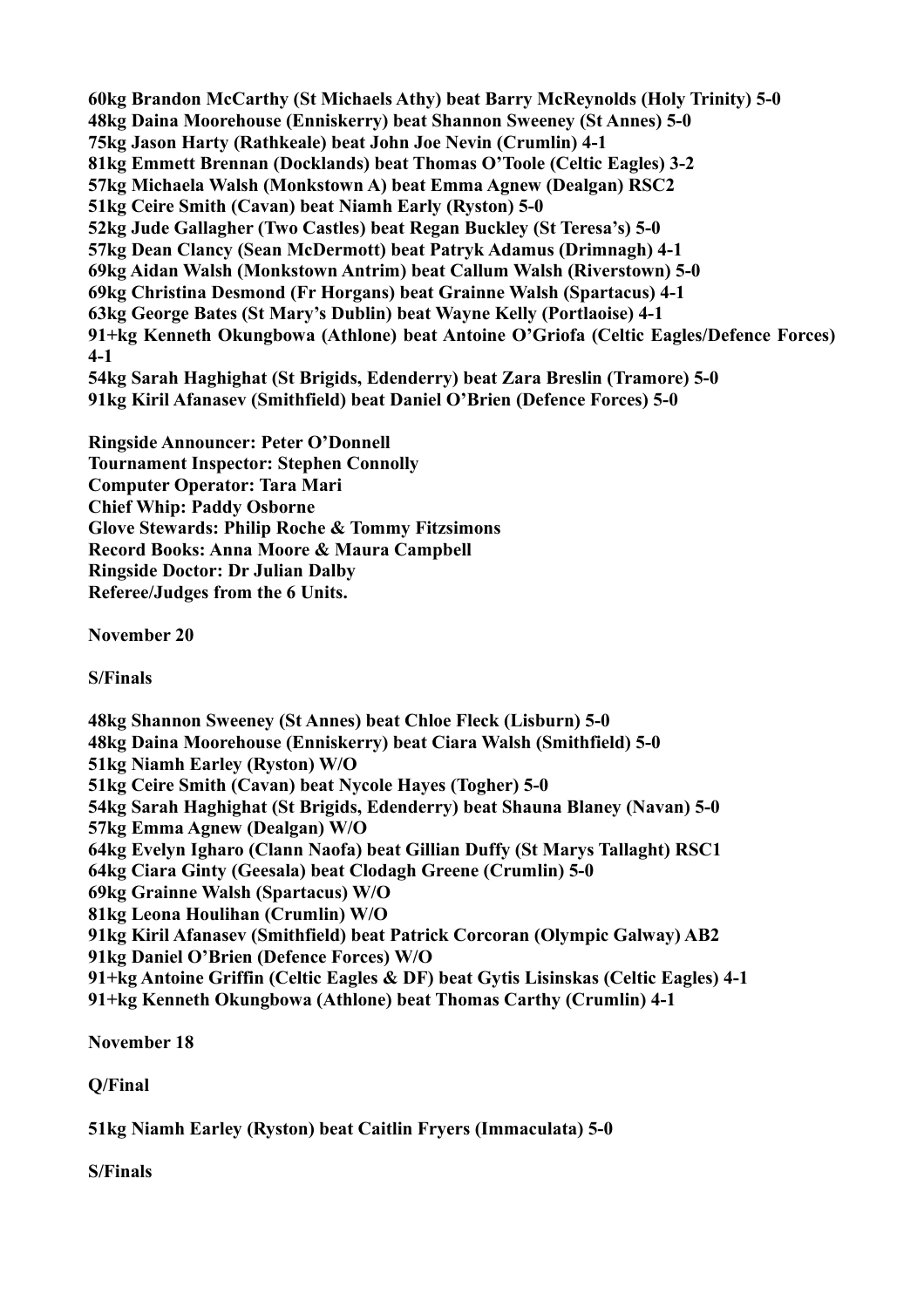**60kg Brandon McCarthy (St Michaels Athy) beat Barry McReynolds (Holy Trinity) 5-0**
**48kg Daina Moorehouse (Enniskerry) beat Shannon Sweeney (St Annes) 5-0**
**75kg Jason Harty (Rathkeale) beat John Joe Nevin (Crumlin) 4-1**
**81kg Emmett Brennan (Docklands) beat Thomas O'Toole (Celtic Eagles) 3-2**
**57kg Michaela Walsh (Monkstown A) beat Emma Agnew (Dealgan) RSC2**
**51kg Ceire Smith (Cavan) beat Niamh Early (Ryston) 5-0**
**52kg Jude Gallagher (Two Castles) beat Regan Buckley (St Teresa's) 5-0**
**57kg Dean Clancy (Sean McDermott) beat Patryk Adamus (Drimnagh) 4-1**
**69kg Aidan Walsh (Monkstown Antrim) beat Callum Walsh (Riverstown) 5-0**
**69kg Christina Desmond (Fr Horgans) beat Grainne Walsh (Spartacus) 4-1**
**63kg George Bates (St Mary's Dublin) beat Wayne Kelly (Portlaoise) 4-1**
**91+kg Kenneth Okungbowa (Athlone) beat Antoine O'Griofa (Celtic Eagles/Defence Forces) 4-1**
**54kg Sarah Haghighat (St Brigids, Edenderry) beat Zara Breslin (Tramore) 5-0**
**91kg Kiril Afanasev (Smithfield) beat Daniel O'Brien (Defence Forces) 5-0**

**Ringside Announcer: Peter O'Donnell**
**Tournament Inspector: Stephen Connolly**
**Computer Operator: Tara Mari**
**Chief Whip: Paddy Osborne**
**Glove Stewards: Philip Roche & Tommy Fitzsimons**
**Record Books: Anna Moore & Maura Campbell**
**Ringside Doctor: Dr Julian Dalby**
**Referee/Judges from the 6 Units.**

**November 20**

**S/Finals**

**48kg Shannon Sweeney (St Annes) beat Chloe Fleck (Lisburn) 5-0**
**48kg Daina Moorehouse (Enniskerry) beat Ciara Walsh (Smithfield) 5-0**
**51kg Niamh Earley (Ryston) W/O**
**51kg Ceire Smith (Cavan) beat Nycole Hayes (Togher) 5-0**
**54kg Sarah Haghighat (St Brigids, Edenderry) beat Shauna Blaney (Navan) 5-0**
**57kg Emma Agnew (Dealgan) W/O**
**64kg Evelyn Igharo (Clann Naofa) beat Gillian Duffy (St Marys Tallaght) RSC1**
**64kg Ciara Ginty (Geesala) beat Clodagh Greene (Crumlin) 5-0**
**69kg Grainne Walsh (Spartacus) W/O**
**81kg Leona Houlihan (Crumlin) W/O**
**91kg Kiril Afanasev (Smithfield) beat Patrick Corcoran (Olympic Galway) AB2**
**91kg Daniel O'Brien (Defence Forces) W/O**
**91+kg Antoine Griffin (Celtic Eagles & DF) beat Gytis Lisinskas (Celtic Eagles) 4-1**
**91+kg Kenneth Okungbowa (Athlone) beat Thomas Carthy (Crumlin) 4-1**

**November 18**

**Q/Final**

**51kg Niamh Earley (Ryston) beat Caitlin Fryers (Immaculata) 5-0**

**S/Finals**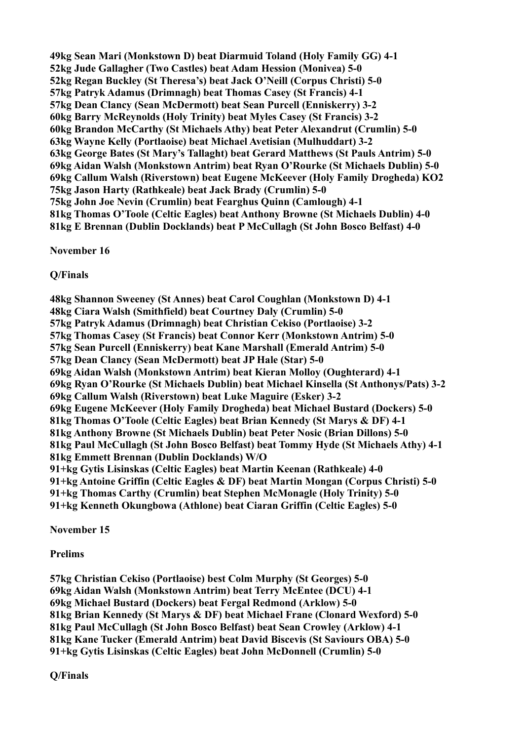**49kg Sean Mari (Monkstown D) beat Diarmuid Toland (Holy Family GG) 4-1**
**52kg Jude Gallagher (Two Castles) beat Adam Hession (Monivea) 5-0**
**52kg Regan Buckley (St Theresa's) beat Jack O'Neill (Corpus Christi) 5-0**
**57kg Patryk Adamus (Drimnagh) beat Thomas Casey (St Francis) 4-1**
**57kg Dean Clancy (Sean McDermott) beat Sean Purcell (Enniskerry) 3-2**
**60kg Barry McReynolds (Holy Trinity) beat Myles Casey (St Francis) 3-2**
**60kg Brandon McCarthy (St Michaels Athy) beat Peter Alexandrut (Crumlin) 5-0**
**63kg Wayne Kelly (Portlaoise) beat Michael Avetisian (Mulhuddart) 3-2**
**63kg George Bates (St Mary's Tallaght) beat Gerard Matthews (St Pauls Antrim) 5-0**
**69kg Aidan Walsh (Monkstown Antrim) beat Ryan O'Rourke (St Michaels Dublin) 5-0**
**69kg Callum Walsh (Riverstown) beat Eugene McKeever (Holy Family Drogheda) KO2**
**75kg Jason Harty (Rathkeale) beat Jack Brady (Crumlin) 5-0**
**75kg John Joe Nevin (Crumlin) beat Fearghus Quinn (Camlough) 4-1**
**81kg Thomas O'Toole (Celtic Eagles) beat Anthony Browne (St Michaels Dublin) 4-0**
**81kg E Brennan (Dublin Docklands) beat P McCullagh (St John Bosco Belfast) 4-0**

**November 16**

**Q/Finals**

**48kg Shannon Sweeney (St Annes) beat Carol Coughlan (Monkstown D) 4-1**
**48kg Ciara Walsh (Smithfield) beat Courtney Daly (Crumlin) 5-0**
**57kg Patryk Adamus (Drimnagh) beat Christian Cekiso (Portlaoise) 3-2**
**57kg Thomas Casey (St Francis) beat Connor Kerr (Monkstown Antrim) 5-0**
**57kg Sean Purcell (Enniskerry) beat Kane Marshall (Emerald Antrim) 5-0**
**57kg Dean Clancy (Sean McDermott) beat JP Hale (Star) 5-0**
**69kg Aidan Walsh (Monkstown Antrim) beat Kieran Molloy (Oughterard) 4-1**
**69kg Ryan O'Rourke (St Michaels Dublin) beat Michael Kinsella (St Anthonys/Pats) 3-2**
**69kg Callum Walsh (Riverstown) beat Luke Maguire (Esker) 3-2**
**69kg Eugene McKeever (Holy Family Drogheda) beat Michael Bustard (Dockers) 5-0**
**81kg Thomas O'Toole (Celtic Eagles) beat Brian Kennedy (St Marys & DF) 4-1**
**81kg Anthony Browne (St Michaels Dublin) beat Peter Nosic (Brian Dillons) 5-0**
**81kg Paul McCullagh (St John Bosco Belfast) beat Tommy Hyde (St Michaels Athy) 4-1**
**81kg Emmett Brennan (Dublin Docklands) W/O**
**91+kg Gytis Lisinskas (Celtic Eagles) beat Martin Keenan (Rathkeale) 4-0**
**91+kg Antoine Griffin (Celtic Eagles & DF) beat Martin Mongan (Corpus Christi) 5-0**
**91+kg Thomas Carthy (Crumlin) beat Stephen McMonagle (Holy Trinity) 5-0**
**91+kg Kenneth Okungbowa (Athlone) beat Ciaran Griffin (Celtic Eagles) 5-0**

**November 15**

**Prelims**

**57kg Christian Cekiso (Portlaoise) best Colm Murphy (St Georges) 5-0**
**69kg Aidan Walsh (Monkstown Antrim) beat Terry McEntee (DCU) 4-1**
**69kg Michael Bustard (Dockers) beat Fergal Redmond (Arklow) 5-0**
**81kg Brian Kennedy (St Marys & DF) beat Michael Frane (Clonard Wexford) 5-0**
**81kg Paul McCullagh (St John Bosco Belfast) beat Sean Crowley (Arklow) 4-1**
**81kg Kane Tucker (Emerald Antrim) beat David Biscevis (St Saviours OBA) 5-0**
**91+kg Gytis Lisinskas (Celtic Eagles) beat John McDonnell (Crumlin) 5-0**

**Q/Finals**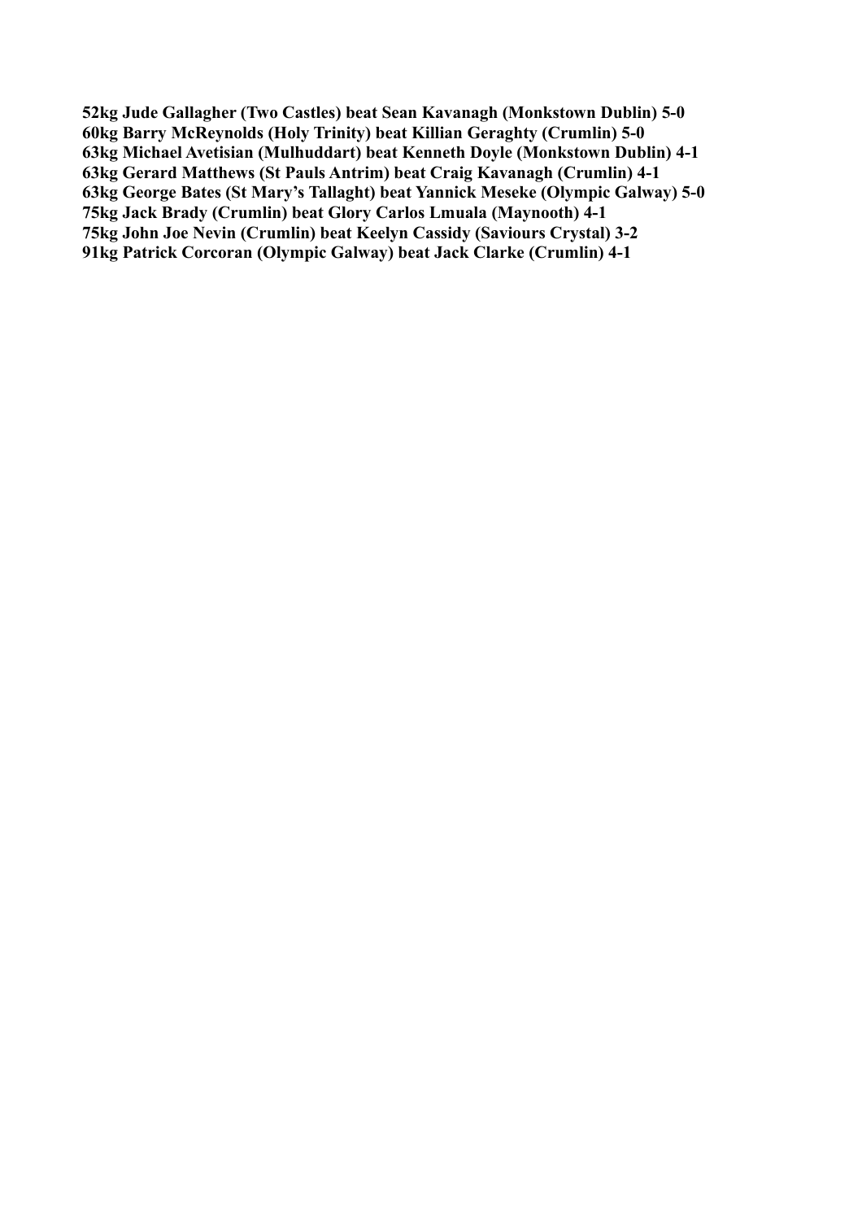**52kg Jude Gallagher (Two Castles) beat Sean Kavanagh (Monkstown Dublin) 5-0**
**60kg Barry McReynolds (Holy Trinity) beat Killian Geraghty (Crumlin) 5-0**
**63kg Michael Avetisian (Mulhuddart) beat Kenneth Doyle (Monkstown Dublin) 4-1**
**63kg Gerard Matthews (St Pauls Antrim) beat Craig Kavanagh (Crumlin) 4-1**
**63kg George Bates (St Mary's Tallaght) beat Yannick Meseke (Olympic Galway) 5-0**
**75kg Jack Brady (Crumlin) beat Glory Carlos Lmuala (Maynooth) 4-1**
**75kg John Joe Nevin (Crumlin) beat Keelyn Cassidy (Saviours Crystal) 3-2**
**91kg Patrick Corcoran (Olympic Galway) beat Jack Clarke (Crumlin) 4-1**